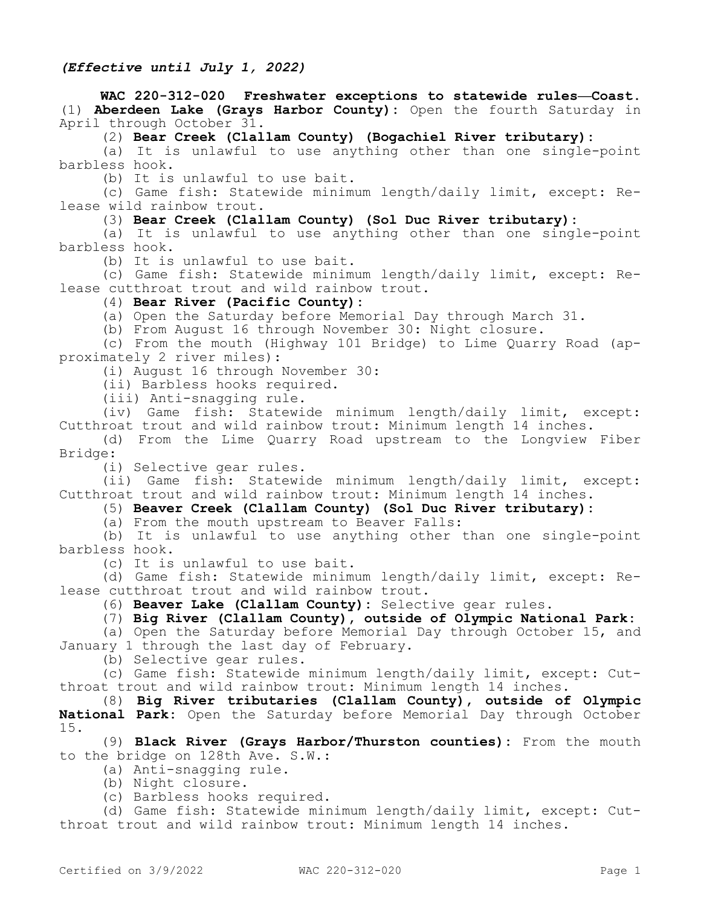*(Effective until July 1, 2022)*

**WAC 220-312-020 Freshwater exceptions to statewide rules—Coast.** (1) **Aberdeen Lake (Grays Harbor County):** Open the fourth Saturday in April through October 31.

(2) **Bear Creek (Clallam County) (Bogachiel River tributary):**

(a) It is unlawful to use anything other than one single-point barbless hook.

(b) It is unlawful to use bait.

(c) Game fish: Statewide minimum length/daily limit, except: Release wild rainbow trout.

(3) **Bear Creek (Clallam County) (Sol Duc River tributary):**

(a) It is unlawful to use anything other than one single-point barbless hook.

(b) It is unlawful to use bait.

(c) Game fish: Statewide minimum length/daily limit, except: Release cutthroat trout and wild rainbow trout.

(4) **Bear River (Pacific County):**

(a) Open the Saturday before Memorial Day through March 31.

(b) From August 16 through November 30: Night closure.

(c) From the mouth (Highway 101 Bridge) to Lime Quarry Road (approximately 2 river miles):

(i) August 16 through November 30:

(ii) Barbless hooks required.

(iii) Anti-snagging rule.

(iv) Game fish: Statewide minimum length/daily limit, except: Cutthroat trout and wild rainbow trout: Minimum length 14 inches.

(d) From the Lime Quarry Road upstream to the Longview Fiber Bridge:

(i) Selective gear rules.

(ii) Game fish: Statewide minimum length/daily limit, except: Cutthroat trout and wild rainbow trout: Minimum length 14 inches.

(5) **Beaver Creek (Clallam County) (Sol Duc River tributary):**

(a) From the mouth upstream to Beaver Falls:

(b) It is unlawful to use anything other than one single-point barbless hook.

(c) It is unlawful to use bait.

(d) Game fish: Statewide minimum length/daily limit, except: Release cutthroat trout and wild rainbow trout.

(6) **Beaver Lake (Clallam County):** Selective gear rules.

(7) **Big River (Clallam County), outside of Olympic National Park:**

(a) Open the Saturday before Memorial Day through October 15, and January 1 through the last day of February.

(b) Selective gear rules.

(c) Game fish: Statewide minimum length/daily limit, except: Cutthroat trout and wild rainbow trout: Minimum length 14 inches.

(8) **Big River tributaries (Clallam County), outside of Olympic National Park:** Open the Saturday before Memorial Day through October 15.

(9) **Black River (Grays Harbor/Thurston counties):** From the mouth to the bridge on 128th Ave. S.W.:

(a) Anti-snagging rule.

(b) Night closure.

(c) Barbless hooks required.

(d) Game fish: Statewide minimum length/daily limit, except: Cutthroat trout and wild rainbow trout: Minimum length 14 inches.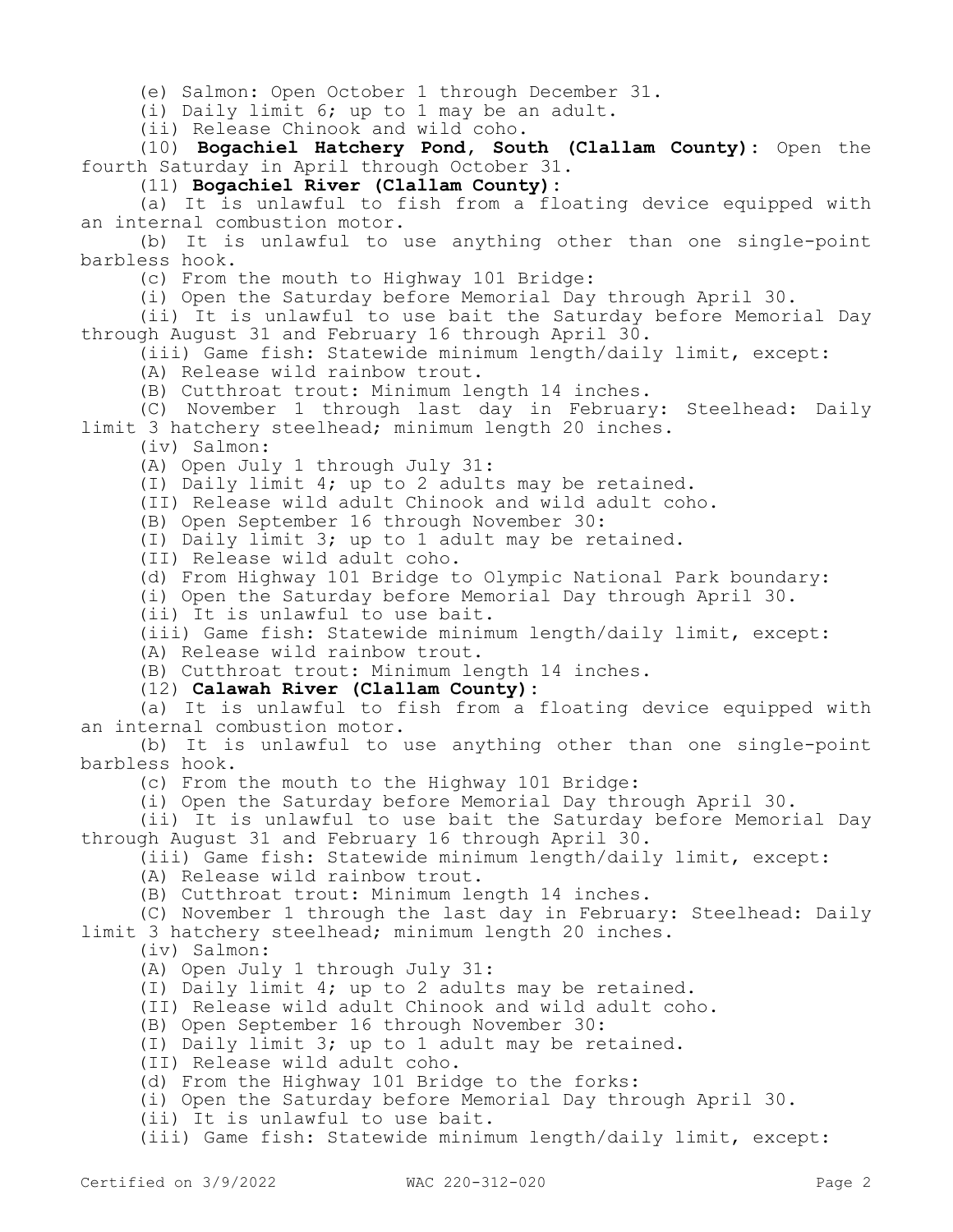(e) Salmon: Open October 1 through December 31.

(i) Daily limit 6; up to 1 may be an adult.

(ii) Release Chinook and wild coho.

(10) **Bogachiel Hatchery Pond, South (Clallam County)**: Open the fourth Saturday in April through October 31.

(11) **Bogachiel River (Clallam County)**:

(a) It is unlawful to fish from a floating device equipped with an internal combustion motor.

(b) It is unlawful to use anything other than one single-point barbless hook.

(c) From the mouth to Highway 101 Bridge:

(i) Open the Saturday before Memorial Day through April 30.

(ii) It is unlawful to use bait the Saturday before Memorial Day through August 31 and February 16 through April 30.

(iii) Game fish: Statewide minimum length/daily limit, except:

(A) Release wild rainbow trout.

(B) Cutthroat trout: Minimum length 14 inches.

(C) November 1 through last day in February: Steelhead: Daily limit 3 hatchery steelhead; minimum length 20 inches.

(iv) Salmon:

(A) Open July 1 through July 31:

(I) Daily limit 4; up to 2 adults may be retained.

(II) Release wild adult Chinook and wild adult coho.

(B) Open September 16 through November 30:

(I) Daily limit 3; up to 1 adult may be retained.

(II) Release wild adult coho.

(d) From Highway 101 Bridge to Olympic National Park boundary:

(i) Open the Saturday before Memorial Day through April 30.

(ii) It is unlawful to use bait.

(iii) Game fish: Statewide minimum length/daily limit, except:

(A) Release wild rainbow trout.

(B) Cutthroat trout: Minimum length 14 inches.

(12) **Calawah River (Clallam County)**:

(a) It is unlawful to fish from a floating device equipped with an internal combustion motor.

(b) It is unlawful to use anything other than one single-point barbless hook.

(c) From the mouth to the Highway 101 Bridge:

(i) Open the Saturday before Memorial Day through April 30.

(ii) It is unlawful to use bait the Saturday before Memorial Day through August 31 and February 16 through April 30.

(iii) Game fish: Statewide minimum length/daily limit, except:

(A) Release wild rainbow trout.

(B) Cutthroat trout: Minimum length 14 inches.

(C) November 1 through the last day in February: Steelhead: Daily limit 3 hatchery steelhead; minimum length 20 inches.

(iv) Salmon:

(A) Open July 1 through July 31:

(I) Daily limit 4; up to 2 adults may be retained.

(II) Release wild adult Chinook and wild adult coho.

(B) Open September 16 through November 30:

(I) Daily limit 3; up to 1 adult may be retained.

(II) Release wild adult coho.

(d) From the Highway 101 Bridge to the forks:

(i) Open the Saturday before Memorial Day through April 30.

(ii) It is unlawful to use bait.

(iii) Game fish: Statewide minimum length/daily limit, except: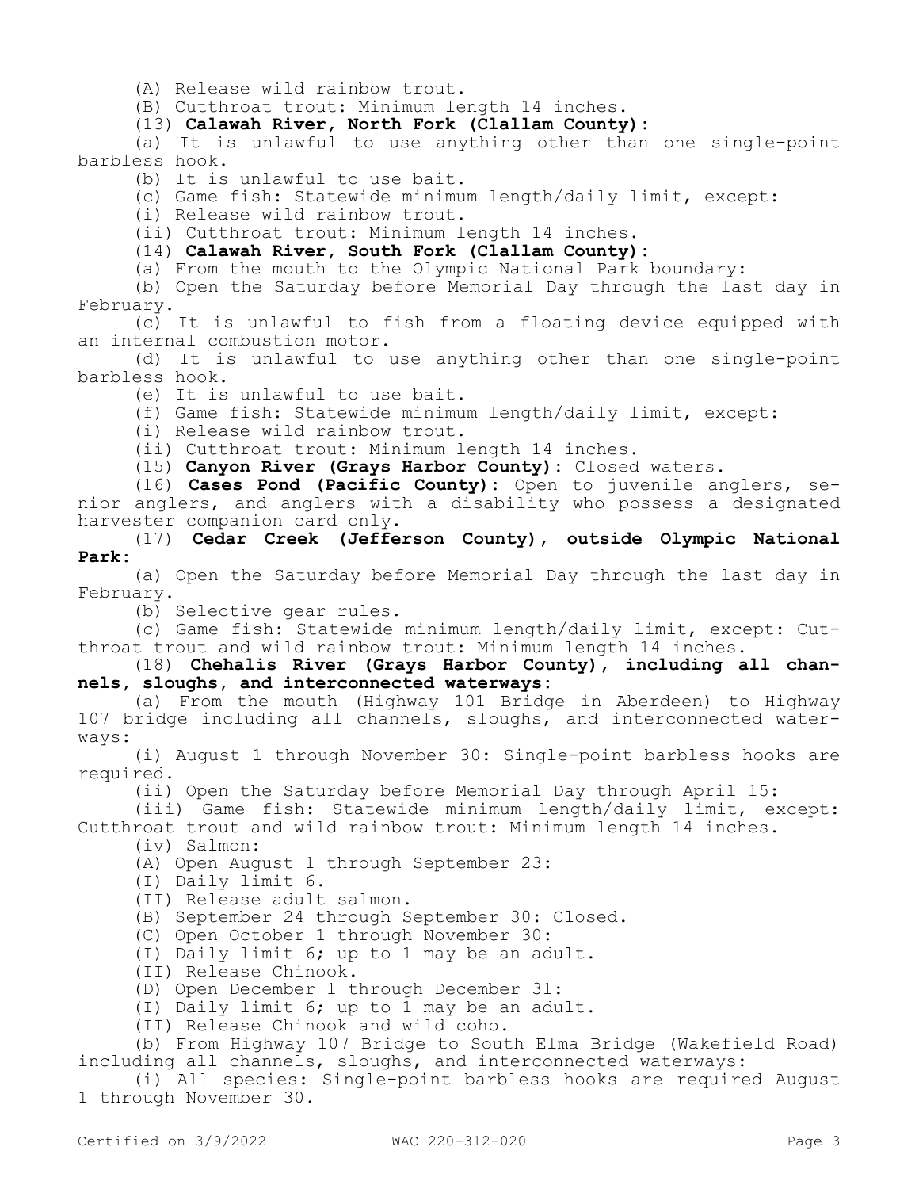(A) Release wild rainbow trout.

(B) Cutthroat trout: Minimum length 14 inches.

(13) **Calawah River, North Fork (Clallam County):**

(a) It is unlawful to use anything other than one single-point barbless hook.

(b) It is unlawful to use bait.

(c) Game fish: Statewide minimum length/daily limit, except:

(i) Release wild rainbow trout.

(ii) Cutthroat trout: Minimum length 14 inches.

(14) **Calawah River, South Fork (Clallam County):**

(a) From the mouth to the Olympic National Park boundary:

(b) Open the Saturday before Memorial Day through the last day in February.

(c) It is unlawful to fish from a floating device equipped with an internal combustion motor.

(d) It is unlawful to use anything other than one single-point barbless hook.

(e) It is unlawful to use bait.

(f) Game fish: Statewide minimum length/daily limit, except:

(i) Release wild rainbow trout.

(ii) Cutthroat trout: Minimum length 14 inches.

(15) **Canyon River (Grays Harbor County):** Closed waters.

(16) **Cases Pond (Pacific County):** Open to juvenile anglers, senior anglers, and anglers with a disability who possess a designated harvester companion card only.

(17) **Cedar Creek (Jefferson County), outside Olympic National Park:**

(a) Open the Saturday before Memorial Day through the last day in February.

(b) Selective gear rules.

(c) Game fish: Statewide minimum length/daily limit, except: Cutthroat trout and wild rainbow trout: Minimum length 14 inches.

(18) **Chehalis River (Grays Harbor County), including all channels, sloughs, and interconnected waterways:**

(a) From the mouth (Highway 101 Bridge in Aberdeen) to Highway 107 bridge including all channels, sloughs, and interconnected waterways:

(i) August 1 through November 30: Single-point barbless hooks are required.

(ii) Open the Saturday before Memorial Day through April 15:

(iii) Game fish: Statewide minimum length/daily limit, except: Cutthroat trout and wild rainbow trout: Minimum length 14 inches.

(iv) Salmon:

(A) Open August 1 through September 23:

(I) Daily limit 6.

(II) Release adult salmon.

(B) September 24 through September 30: Closed.

(C) Open October 1 through November 30:

(I) Daily limit 6; up to 1 may be an adult.

(II) Release Chinook.

(D) Open December 1 through December 31:

(I) Daily limit 6; up to 1 may be an adult.

(II) Release Chinook and wild coho.

(b) From Highway 107 Bridge to South Elma Bridge (Wakefield Road) including all channels, sloughs, and interconnected waterways:

(i) All species: Single-point barbless hooks are required August 1 through November 30.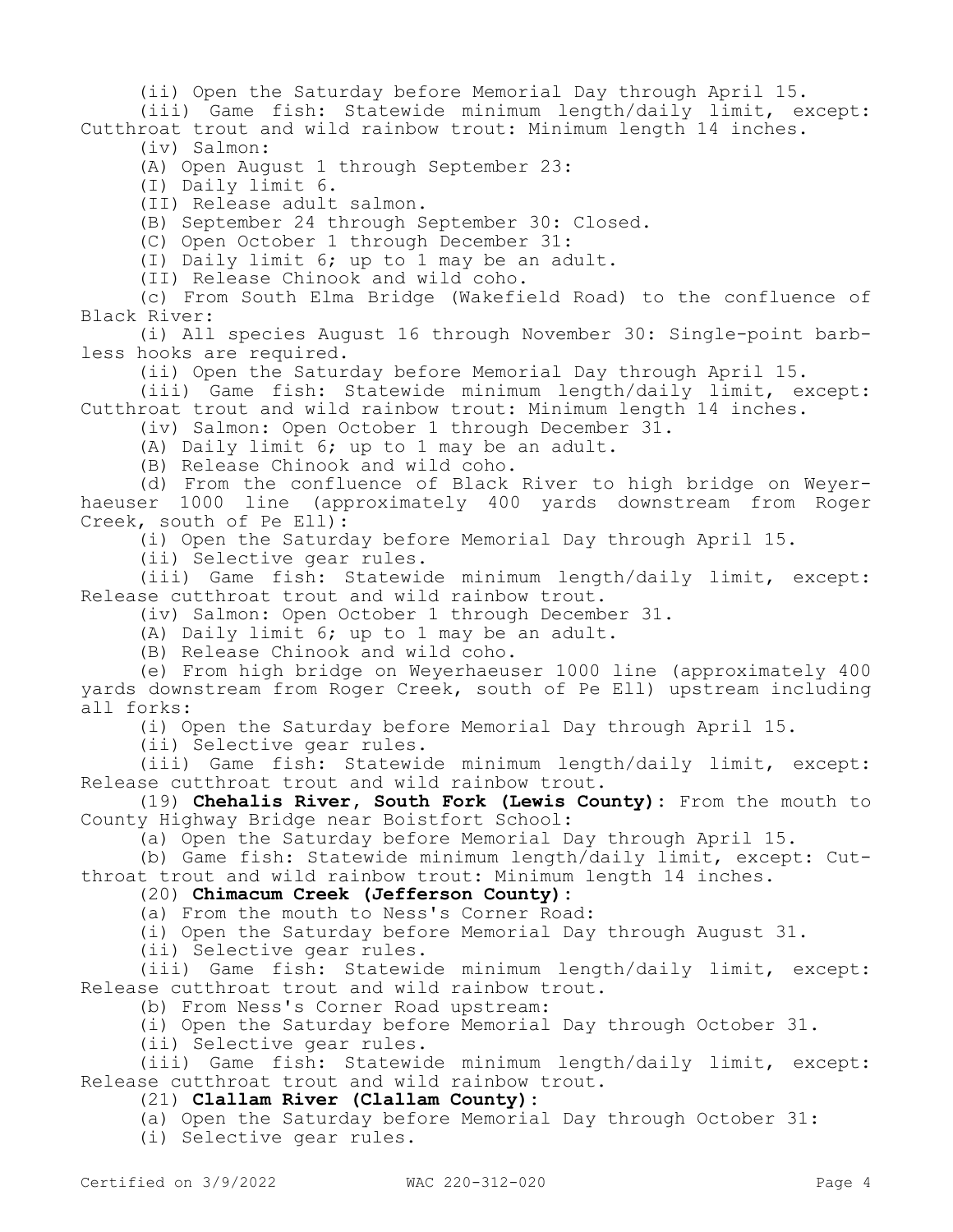(ii) Open the Saturday before Memorial Day through April 15.

(iii) Game fish: Statewide minimum length/daily limit, except: Cutthroat trout and wild rainbow trout: Minimum length 14 inches.

(iv) Salmon:

(A) Open August 1 through September 23:

(I) Daily limit 6.

(II) Release adult salmon.

(B) September 24 through September 30: Closed.

(C) Open October 1 through December 31:

(I) Daily limit 6; up to 1 may be an adult.

(II) Release Chinook and wild coho.

(c) From South Elma Bridge (Wakefield Road) to the confluence of Black River:

(i) All species August 16 through November 30: Single-point barbless hooks are required.

(ii) Open the Saturday before Memorial Day through April 15.

(iii) Game fish: Statewide minimum length/daily limit, except: Cutthroat trout and wild rainbow trout: Minimum length 14 inches.

(iv) Salmon: Open October 1 through December 31.

(A) Daily limit 6; up to 1 may be an adult.

(B) Release Chinook and wild coho.

(d) From the confluence of Black River to high bridge on Weyerhaeuser 1000 line (approximately 400 yards downstream from Roger Creek, south of Pe Ell):

(i) Open the Saturday before Memorial Day through April 15.

(ii) Selective gear rules.

(iii) Game fish: Statewide minimum length/daily limit, except: Release cutthroat trout and wild rainbow trout.

(iv) Salmon: Open October 1 through December 31.

(A) Daily limit 6; up to 1 may be an adult.

(B) Release Chinook and wild coho.

(e) From high bridge on Weyerhaeuser 1000 line (approximately 400 yards downstream from Roger Creek, south of Pe Ell) upstream including all forks:

(i) Open the Saturday before Memorial Day through April 15.

(ii) Selective gear rules.

(iii) Game fish: Statewide minimum length/daily limit, except: Release cutthroat trout and wild rainbow trout.

(19) **Chehalis River, South Fork (Lewis County)**: From the mouth to County Highway Bridge near Boistfort School:

(a) Open the Saturday before Memorial Day through April 15.

(b) Game fish: Statewide minimum length/daily limit, except: Cutthroat trout and wild rainbow trout: Minimum length 14 inches.

(20) **Chimacum Creek (Jefferson County)**:

(a) From the mouth to Ness's Corner Road:

(i) Open the Saturday before Memorial Day through August 31.

(ii) Selective gear rules.

(iii) Game fish: Statewide minimum length/daily limit, except: Release cutthroat trout and wild rainbow trout.

(b) From Ness's Corner Road upstream:

(i) Open the Saturday before Memorial Day through October 31.

(ii) Selective gear rules.

(iii) Game fish: Statewide minimum length/daily limit, except: Release cutthroat trout and wild rainbow trout.

(21) **Clallam River (Clallam County)**:

(a) Open the Saturday before Memorial Day through October 31:

(i) Selective gear rules.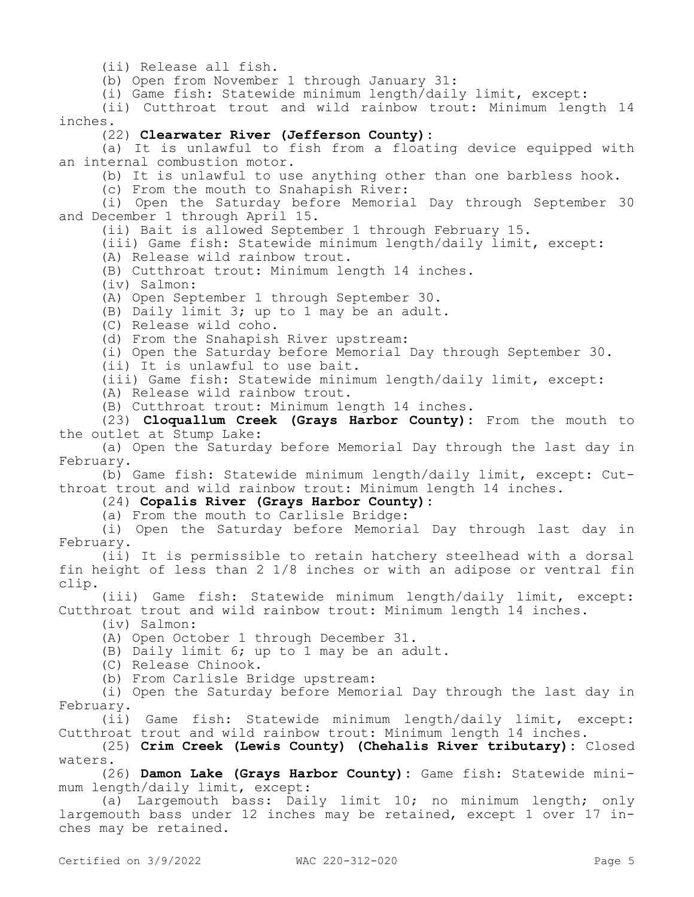(ii) Release all fish.

(b) Open from November 1 through January 31:

(i) Game fish: Statewide minimum length/daily limit, except:

(ii) Cutthroat trout and wild rainbow trout: Minimum length 14 inches.

(22) **Clearwater River (Jefferson County):**

(a) It is unlawful to fish from a floating device equipped with an internal combustion motor.

(b) It is unlawful to use anything other than one barbless hook.

(c) From the mouth to Snahapish River:

(i) Open the Saturday before Memorial Day through September 30 and December 1 through April 15.

(ii) Bait is allowed September 1 through February 15.

(iii) Game fish: Statewide minimum length/daily limit, except:

(A) Release wild rainbow trout.

(B) Cutthroat trout: Minimum length 14 inches.

(iv) Salmon:

(A) Open September 1 through September 30.

(B) Daily limit 3; up to 1 may be an adult.

(C) Release wild coho.

(d) From the Snahapish River upstream:

(i) Open the Saturday before Memorial Day through September 30.

(ii) It is unlawful to use bait.

(iii) Game fish: Statewide minimum length/daily limit, except:

(A) Release wild rainbow trout.

(B) Cutthroat trout: Minimum length 14 inches.

(23) **Cloquallum Creek (Grays Harbor County):** From the mouth to the outlet at Stump Lake:

(a) Open the Saturday before Memorial Day through the last day in February.

(b) Game fish: Statewide minimum length/daily limit, except: Cutthroat trout and wild rainbow trout: Minimum length 14 inches.

(24) **Copalis River (Grays Harbor County):**

(a) From the mouth to Carlisle Bridge:

(i) Open the Saturday before Memorial Day through last day in February.

(ii) It is permissible to retain hatchery steelhead with a dorsal fin height of less than 2 1/8 inches or with an adipose or ventral fin clip.

(iii) Game fish: Statewide minimum length/daily limit, except: Cutthroat trout and wild rainbow trout: Minimum length 14 inches.

(iv) Salmon:

(A) Open October 1 through December 31.

(B) Daily limit 6; up to 1 may be an adult.

(C) Release Chinook.

(b) From Carlisle Bridge upstream:

(i) Open the Saturday before Memorial Day through the last day in February.

(ii) Game fish: Statewide minimum length/daily limit, except: Cutthroat trout and wild rainbow trout: Minimum length 14 inches.

(25) **Crim Creek (Lewis County) (Chehalis River tributary):** Closed waters.

(26) **Damon Lake (Grays Harbor County):** Game fish: Statewide minimum length/daily limit, except:

(a) Largemouth bass: Daily limit 10; no minimum length; only largemouth bass under 12 inches may be retained, except 1 over 17 inches may be retained.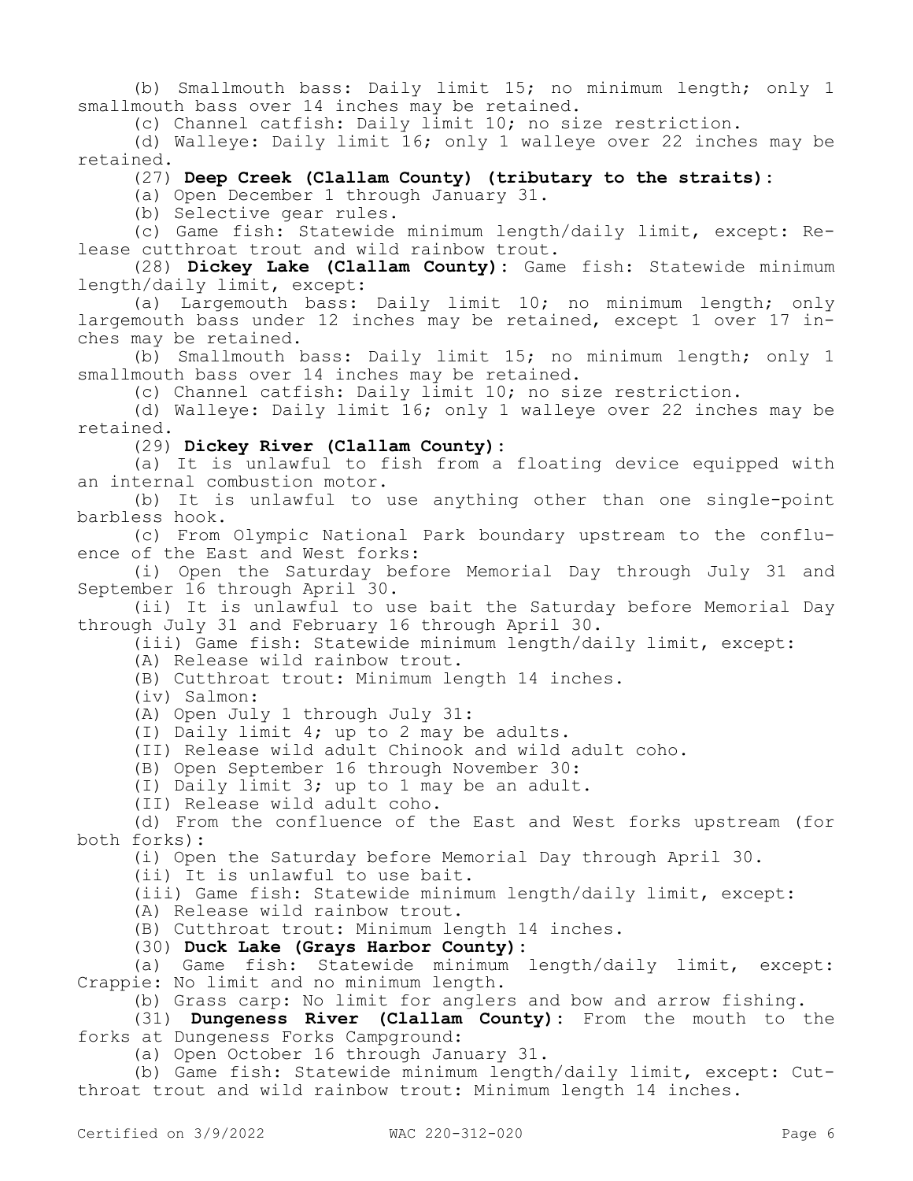(b) Smallmouth bass: Daily limit 15; no minimum length; only 1 smallmouth bass over 14 inches may be retained.

(c) Channel catfish: Daily limit 10; no size restriction.

(d) Walleye: Daily limit 16; only 1 walleye over 22 inches may be retained.

(27) **Deep Creek (Clallam County) (tributary to the straits):**

(a) Open December 1 through January 31.

(b) Selective gear rules.

(c) Game fish: Statewide minimum length/daily limit, except: Release cutthroat trout and wild rainbow trout.

(28) **Dickey Lake (Clallam County):** Game fish: Statewide minimum length/daily limit, except:

(a) Largemouth bass: Daily limit 10; no minimum length; only largemouth bass under 12 inches may be retained, except 1 over 17 inches may be retained.

(b) Smallmouth bass: Daily limit 15; no minimum length; only 1 smallmouth bass over 14 inches may be retained.

(c) Channel catfish: Daily limit 10; no size restriction.

(d) Walleye: Daily limit 16; only 1 walleye over 22 inches may be retained.

(29) **Dickey River (Clallam County):**

(a) It is unlawful to fish from a floating device equipped with an internal combustion motor.

(b) It is unlawful to use anything other than one single-point barbless hook.

(c) From Olympic National Park boundary upstream to the confluence of the East and West forks:

(i) Open the Saturday before Memorial Day through July 31 and September 16 through April 30.

(ii) It is unlawful to use bait the Saturday before Memorial Day through July 31 and February 16 through April 30.

(iii) Game fish: Statewide minimum length/daily limit, except:

(A) Release wild rainbow trout.

(B) Cutthroat trout: Minimum length 14 inches.

(iv) Salmon:

(A) Open July 1 through July 31:

(I) Daily limit 4; up to 2 may be adults.

(II) Release wild adult Chinook and wild adult coho.

(B) Open September 16 through November 30:

(I) Daily limit 3; up to 1 may be an adult.

(II) Release wild adult coho.

(d) From the confluence of the East and West forks upstream (for both forks):

(i) Open the Saturday before Memorial Day through April 30.

(ii) It is unlawful to use bait.

(iii) Game fish: Statewide minimum length/daily limit, except:

(A) Release wild rainbow trout.

(B) Cutthroat trout: Minimum length 14 inches.

(30) **Duck Lake (Grays Harbor County):**

(a) Game fish: Statewide minimum length/daily limit, except: Crappie: No limit and no minimum length.

(b) Grass carp: No limit for anglers and bow and arrow fishing.

(31) **Dungeness River (Clallam County):** From the mouth to the forks at Dungeness Forks Campground:

(a) Open October 16 through January 31.

(b) Game fish: Statewide minimum length/daily limit, except: Cutthroat trout and wild rainbow trout: Minimum length 14 inches.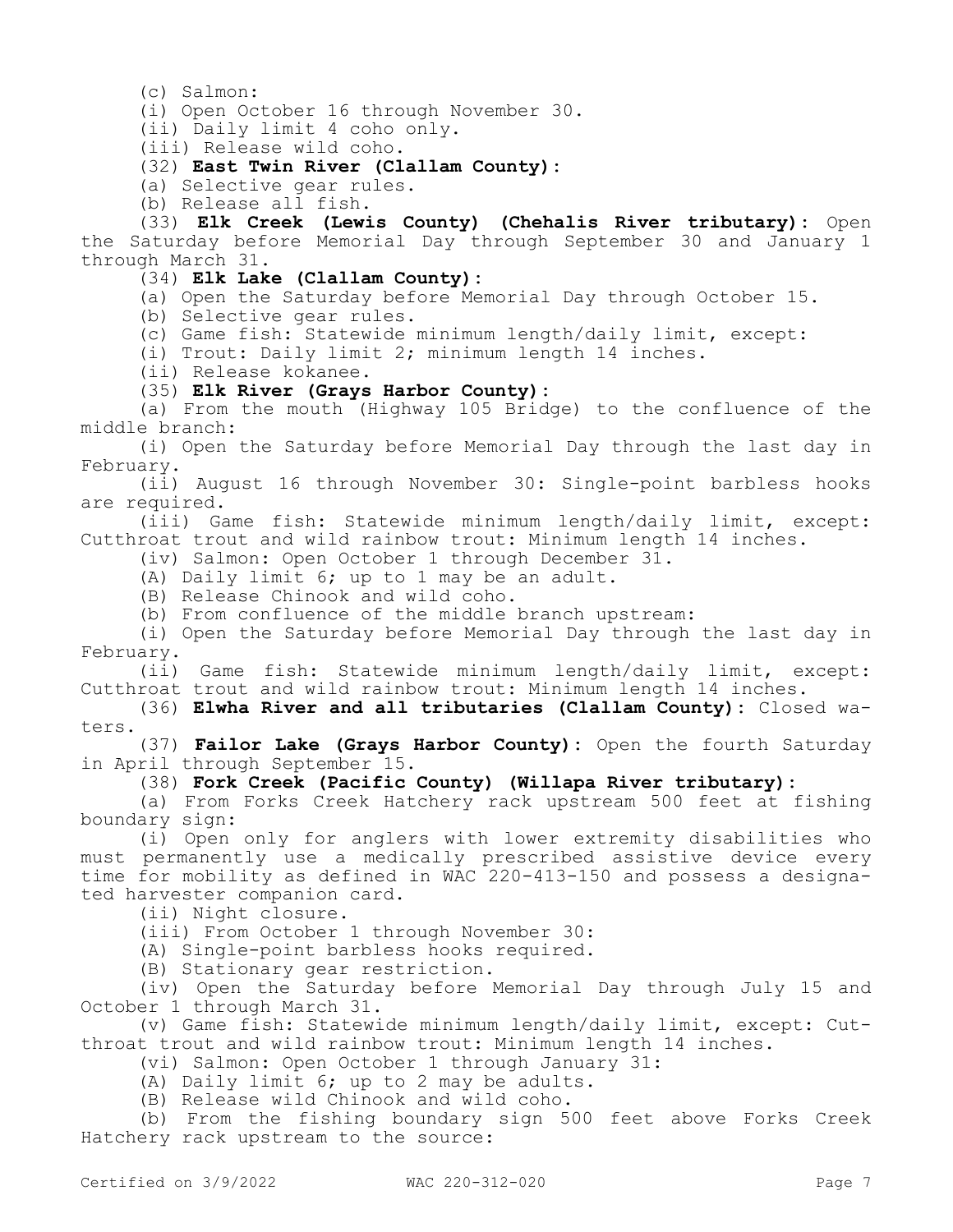(c) Salmon:

(i) Open October 16 through November 30.

(ii) Daily limit 4 coho only.

(iii) Release wild coho.

(32) **East Twin River (Clallam County):**

(a) Selective gear rules.

(b) Release all fish.

(33) **Elk Creek (Lewis County) (Chehalis River tributary):** Open the Saturday before Memorial Day through September 30 and January 1 through March 31.

(34) **Elk Lake (Clallam County):**

(a) Open the Saturday before Memorial Day through October 15.

(b) Selective gear rules.

(c) Game fish: Statewide minimum length/daily limit, except:

(i) Trout: Daily limit 2; minimum length 14 inches.

(ii) Release kokanee.

(35) **Elk River (Grays Harbor County):**

(a) From the mouth (Highway 105 Bridge) to the confluence of the middle branch:

(i) Open the Saturday before Memorial Day through the last day in February.

(ii) August 16 through November 30: Single-point barbless hooks are required.

(iii) Game fish: Statewide minimum length/daily limit, except: Cutthroat trout and wild rainbow trout: Minimum length 14 inches.

(iv) Salmon: Open October 1 through December 31.

(A) Daily limit 6; up to 1 may be an adult.

(B) Release Chinook and wild coho.

(b) From confluence of the middle branch upstream:

(i) Open the Saturday before Memorial Day through the last day in February.

(ii) Game fish: Statewide minimum length/daily limit, except: Cutthroat trout and wild rainbow trout: Minimum length 14 inches.

(36) **Elwha River and all tributaries (Clallam County):** Closed waters.

(37) **Failor Lake (Grays Harbor County):** Open the fourth Saturday in April through September 15.

(38) **Fork Creek (Pacific County) (Willapa River tributary):**

(a) From Forks Creek Hatchery rack upstream 500 feet at fishing boundary sign:

(i) Open only for anglers with lower extremity disabilities who must permanently use a medically prescribed assistive device every time for mobility as defined in WAC 220-413-150 and possess a designated harvester companion card.

(ii) Night closure.

(iii) From October 1 through November 30:

(A) Single-point barbless hooks required.

(B) Stationary gear restriction.

(iv) Open the Saturday before Memorial Day through July 15 and October 1 through March 31.

(v) Game fish: Statewide minimum length/daily limit, except: Cutthroat trout and wild rainbow trout: Minimum length 14 inches.

(vi) Salmon: Open October 1 through January 31:

(A) Daily limit 6; up to 2 may be adults.

(B) Release wild Chinook and wild coho.

(b) From the fishing boundary sign 500 feet above Forks Creek Hatchery rack upstream to the source: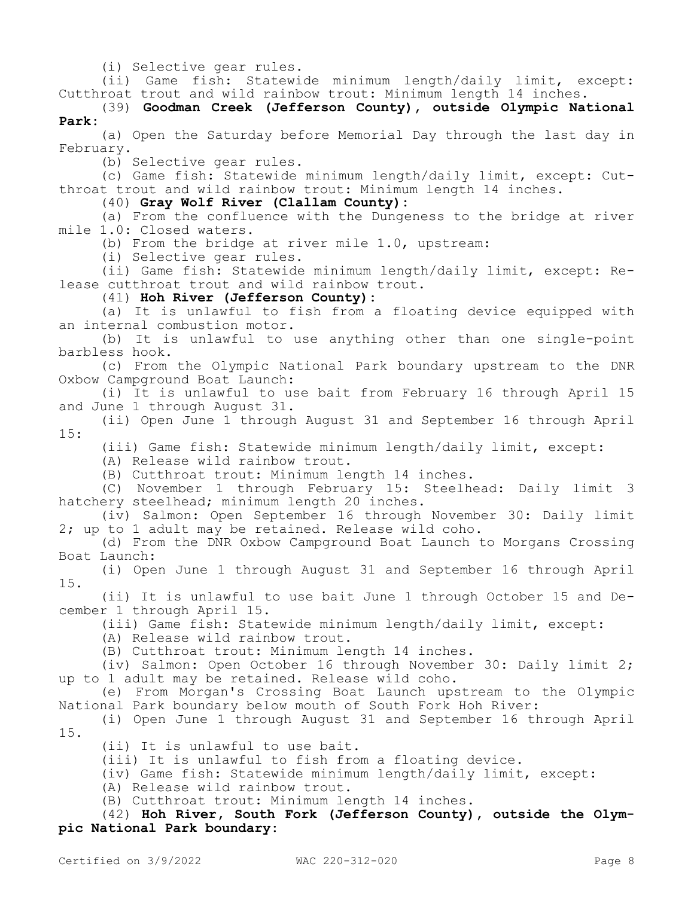(i) Selective gear rules.

(ii) Game fish: Statewide minimum length/daily limit, except: Cutthroat trout and wild rainbow trout: Minimum length 14 inches.

(39) **Goodman Creek (Jefferson County), outside Olympic National Park**:

(a) Open the Saturday before Memorial Day through the last day in February.

(b) Selective gear rules.

(c) Game fish: Statewide minimum length/daily limit, except: Cutthroat trout and wild rainbow trout: Minimum length 14 inches.

(40) **Gray Wolf River (Clallam County)**:

(a) From the confluence with the Dungeness to the bridge at river mile 1.0: Closed waters.

(b) From the bridge at river mile 1.0, upstream:

(i) Selective gear rules.

(ii) Game fish: Statewide minimum length/daily limit, except: Release cutthroat trout and wild rainbow trout.

(41) **Hoh River (Jefferson County)**:

(a) It is unlawful to fish from a floating device equipped with an internal combustion motor.

(b) It is unlawful to use anything other than one single-point barbless hook.

(c) From the Olympic National Park boundary upstream to the DNR Oxbow Campground Boat Launch:

(i) It is unlawful to use bait from February 16 through April 15 and June 1 through August 31.

(ii) Open June 1 through August 31 and September 16 through April 15:

(iii) Game fish: Statewide minimum length/daily limit, except:

(A) Release wild rainbow trout.

(B) Cutthroat trout: Minimum length 14 inches.

(C) November 1 through February 15: Steelhead: Daily limit 3 hatchery steelhead; minimum length 20 inches.

(iv) Salmon: Open September 16 through November 30: Daily limit 2; up to 1 adult may be retained. Release wild coho.

(d) From the DNR Oxbow Campground Boat Launch to Morgans Crossing Boat Launch:

(i) Open June 1 through August 31 and September 16 through April 15.

(ii) It is unlawful to use bait June 1 through October 15 and December 1 through April 15.

(iii) Game fish: Statewide minimum length/daily limit, except:

(A) Release wild rainbow trout.

(B) Cutthroat trout: Minimum length 14 inches.

(iv) Salmon: Open October 16 through November 30: Daily limit 2; up to 1 adult may be retained. Release wild coho.

(e) From Morgan's Crossing Boat Launch upstream to the Olympic National Park boundary below mouth of South Fork Hoh River:

(i) Open June 1 through August 31 and September 16 through April 15.

(ii) It is unlawful to use bait.

(iii) It is unlawful to fish from a floating device.

(iv) Game fish: Statewide minimum length/daily limit, except:

(A) Release wild rainbow trout.

(B) Cutthroat trout: Minimum length 14 inches.

(42) **Hoh River, South Fork (Jefferson County), outside the Olympic National Park boundary**: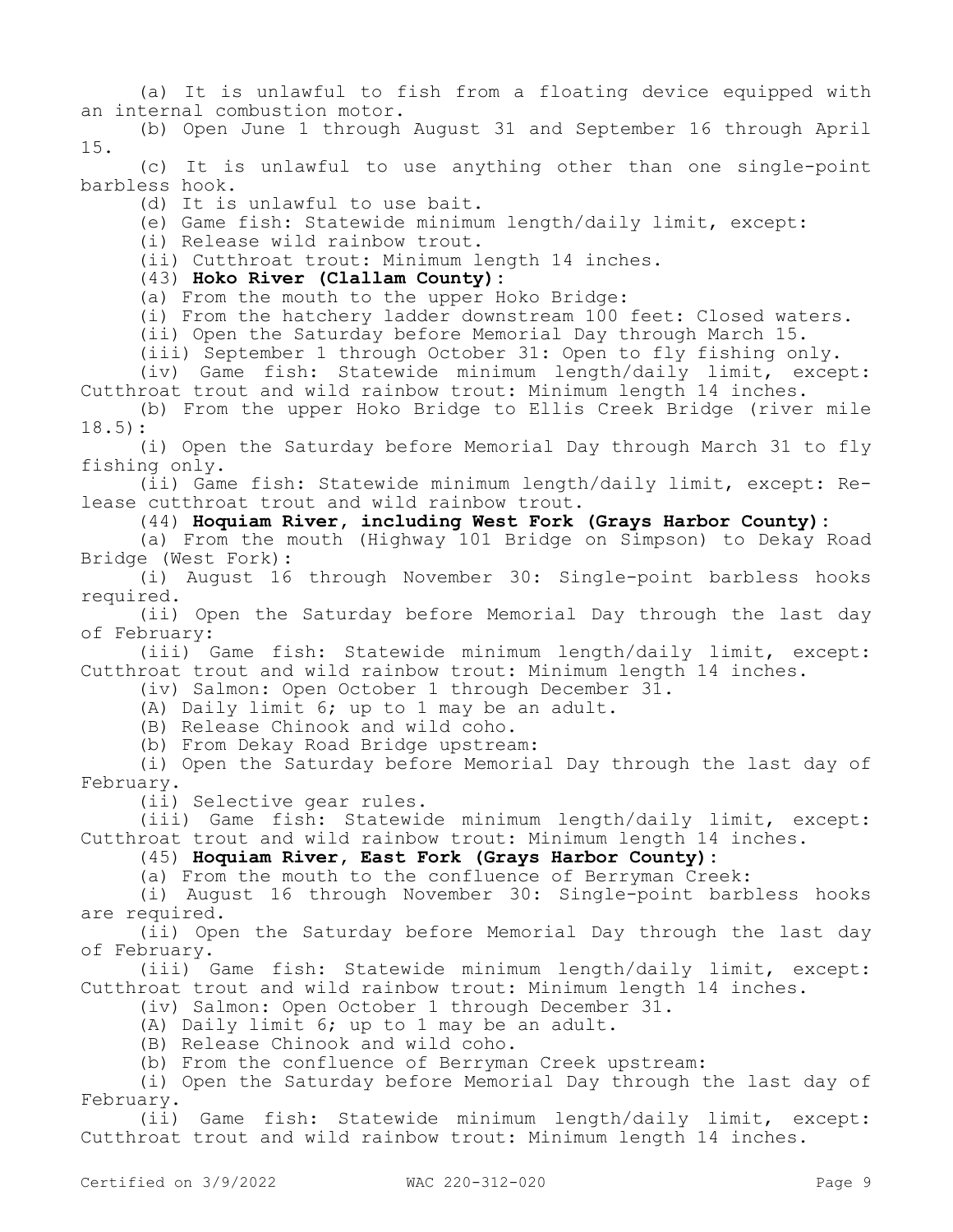(a) It is unlawful to fish from a floating device equipped with an internal combustion motor.

(b) Open June 1 through August 31 and September 16 through April 15.

(c) It is unlawful to use anything other than one single-point barbless hook.

(d) It is unlawful to use bait.

(e) Game fish: Statewide minimum length/daily limit, except:

(i) Release wild rainbow trout.

(ii) Cutthroat trout: Minimum length 14 inches.

(43) **Hoko River (Clallam County):**

(a) From the mouth to the upper Hoko Bridge:

(i) From the hatchery ladder downstream 100 feet: Closed waters.

(ii) Open the Saturday before Memorial Day through March 15.

(iii) September 1 through October 31: Open to fly fishing only.

(iv) Game fish: Statewide minimum length/daily limit, except: Cutthroat trout and wild rainbow trout: Minimum length 14 inches.

(b) From the upper Hoko Bridge to Ellis Creek Bridge (river mile 18.5):

(i) Open the Saturday before Memorial Day through March 31 to fly fishing only.

(ii) Game fish: Statewide minimum length/daily limit, except: Release cutthroat trout and wild rainbow trout.

(44) **Hoquiam River, including West Fork (Grays Harbor County):**

(a) From the mouth (Highway 101 Bridge on Simpson) to Dekay Road Bridge (West Fork):

(i) August 16 through November 30: Single-point barbless hooks required.

(ii) Open the Saturday before Memorial Day through the last day of February:

(iii) Game fish: Statewide minimum length/daily limit, except: Cutthroat trout and wild rainbow trout: Minimum length 14 inches.

(iv) Salmon: Open October 1 through December 31.

(A) Daily limit 6; up to 1 may be an adult.

(B) Release Chinook and wild coho.

(b) From Dekay Road Bridge upstream:

(i) Open the Saturday before Memorial Day through the last day of February.

(ii) Selective gear rules.

(iii) Game fish: Statewide minimum length/daily limit, except: Cutthroat trout and wild rainbow trout: Minimum length 14 inches.

(45) **Hoquiam River, East Fork (Grays Harbor County):**

(a) From the mouth to the confluence of Berryman Creek:

(i) August 16 through November 30: Single-point barbless hooks are required.

(ii) Open the Saturday before Memorial Day through the last day of February.

(iii) Game fish: Statewide minimum length/daily limit, except: Cutthroat trout and wild rainbow trout: Minimum length 14 inches.

(iv) Salmon: Open October 1 through December 31.

(A) Daily limit 6; up to 1 may be an adult.

(B) Release Chinook and wild coho.

(b) From the confluence of Berryman Creek upstream:

(i) Open the Saturday before Memorial Day through the last day of February.

(ii) Game fish: Statewide minimum length/daily limit, except: Cutthroat trout and wild rainbow trout: Minimum length 14 inches.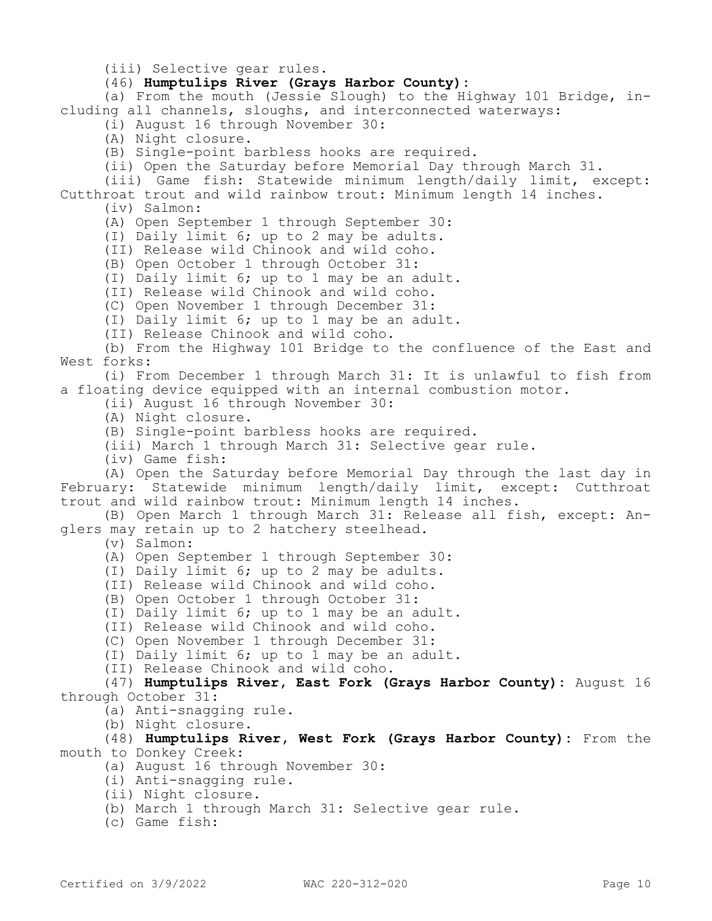(iii) Selective gear rules.

(46) **Humptulips River (Grays Harbor County)**:

(a) From the mouth (Jessie Slough) to the Highway 101 Bridge, including all channels, sloughs, and interconnected waterways:

(i) August 16 through November 30:

(A) Night closure.

(B) Single-point barbless hooks are required.

(ii) Open the Saturday before Memorial Day through March 31.

(iii) Game fish: Statewide minimum length/daily limit, except: Cutthroat trout and wild rainbow trout: Minimum length 14 inches.

(iv) Salmon:

(A) Open September 1 through September 30:

(I) Daily limit 6; up to 2 may be adults.

(II) Release wild Chinook and wild coho.

(B) Open October 1 through October 31:

(I) Daily limit 6; up to 1 may be an adult.

(II) Release wild Chinook and wild coho.

(C) Open November 1 through December 31:

(I) Daily limit 6; up to 1 may be an adult.

(II) Release Chinook and wild coho.

(b) From the Highway 101 Bridge to the confluence of the East and West forks:

(i) From December 1 through March 31: It is unlawful to fish from a floating device equipped with an internal combustion motor.

(ii) August 16 through November 30:

(A) Night closure.

(B) Single-point barbless hooks are required.

(iii) March 1 through March 31: Selective gear rule.

(iv) Game fish:

(A) Open the Saturday before Memorial Day through the last day in February: Statewide minimum length/daily limit, except: Cutthroat trout and wild rainbow trout: Minimum length 14 inches.

(B) Open March 1 through March 31: Release all fish, except: Anglers may retain up to 2 hatchery steelhead.

(v) Salmon:

(A) Open September 1 through September 30:

(I) Daily limit 6; up to 2 may be adults.

(II) Release wild Chinook and wild coho.

(B) Open October 1 through October 31:

(I) Daily limit 6; up to 1 may be an adult.

(II) Release wild Chinook and wild coho.

(C) Open November 1 through December 31:

(I) Daily limit 6; up to 1 may be an adult.

(II) Release Chinook and wild coho.

(47) **Humptulips River, East Fork (Grays Harbor County)**: August 16 through October 31:

(a) Anti-snagging rule.

(b) Night closure.

(48) **Humptulips River, West Fork (Grays Harbor County)**: From the mouth to Donkey Creek:

(a) August 16 through November 30:

(i) Anti-snagging rule.

(ii) Night closure.

(b) March 1 through March 31: Selective gear rule.

(c) Game fish: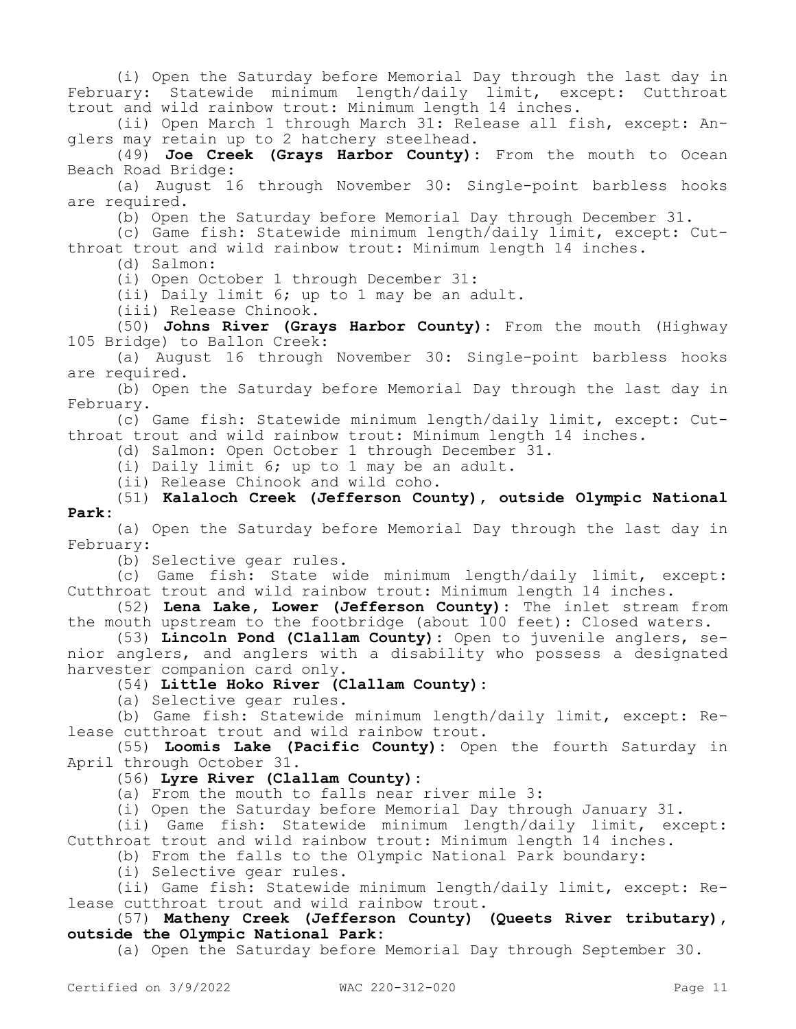(i) Open the Saturday before Memorial Day through the last day in February: Statewide minimum length/daily limit, except: Cutthroat trout and wild rainbow trout: Minimum length 14 inches.

(ii) Open March 1 through March 31: Release all fish, except: Anglers may retain up to 2 hatchery steelhead.

(49) **Joe Creek (Grays Harbor County)**: From the mouth to Ocean Beach Road Bridge:

(a) August 16 through November 30: Single-point barbless hooks are required.

(b) Open the Saturday before Memorial Day through December 31.

(c) Game fish: Statewide minimum length/daily limit, except: Cutthroat trout and wild rainbow trout: Minimum length 14 inches.

(d) Salmon:

(i) Open October 1 through December 31:

(ii) Daily limit 6; up to 1 may be an adult.

(iii) Release Chinook.

(50) **Johns River (Grays Harbor County)**: From the mouth (Highway 105 Bridge) to Ballon Creek:

(a) August 16 through November 30: Single-point barbless hooks are required.

(b) Open the Saturday before Memorial Day through the last day in February.

(c) Game fish: Statewide minimum length/daily limit, except: Cutthroat trout and wild rainbow trout: Minimum length 14 inches.

(d) Salmon: Open October 1 through December 31.

(i) Daily limit 6; up to 1 may be an adult.

(ii) Release Chinook and wild coho.

(51) **Kalaloch Creek (Jefferson County), outside Olympic National Park**:

(a) Open the Saturday before Memorial Day through the last day in February:

(b) Selective gear rules.

(c) Game fish: State wide minimum length/daily limit, except: Cutthroat trout and wild rainbow trout: Minimum length 14 inches.

(52) **Lena Lake, Lower (Jefferson County)**: The inlet stream from the mouth upstream to the footbridge (about 100 feet): Closed waters.

(53) **Lincoln Pond (Clallam County)**: Open to juvenile anglers, senior anglers, and anglers with a disability who possess a designated harvester companion card only.

(54) **Little Hoko River (Clallam County)**:

(a) Selective gear rules.

(b) Game fish: Statewide minimum length/daily limit, except: Release cutthroat trout and wild rainbow trout.

(55) **Loomis Lake (Pacific County)**: Open the fourth Saturday in April through October 31.

(56) **Lyre River (Clallam County)**:

(a) From the mouth to falls near river mile 3:

(i) Open the Saturday before Memorial Day through January 31.

(ii) Game fish: Statewide minimum length/daily limit, except: Cutthroat trout and wild rainbow trout: Minimum length 14 inches.

(b) From the falls to the Olympic National Park boundary:

(i) Selective gear rules.

(ii) Game fish: Statewide minimum length/daily limit, except: Release cutthroat trout and wild rainbow trout.

(57) **Matheny Creek (Jefferson County) (Queets River tributary), outside the Olympic National Park**:

(a) Open the Saturday before Memorial Day through September 30.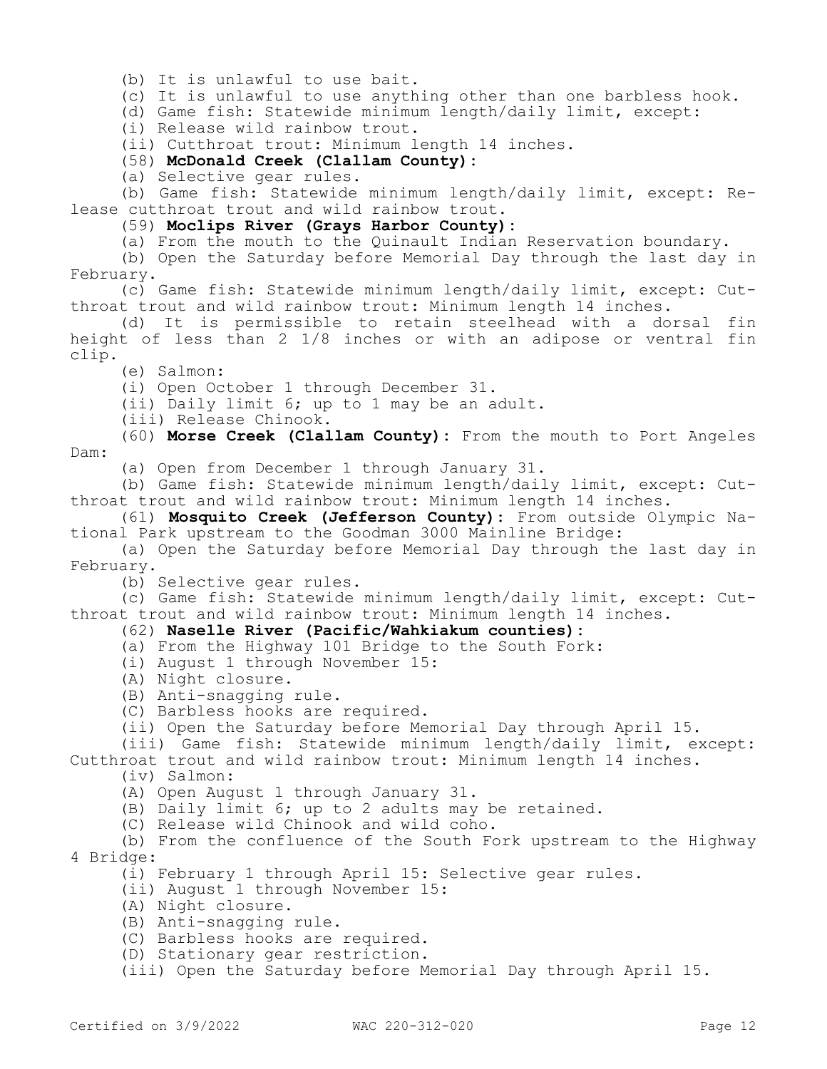(b) It is unlawful to use bait.

(c) It is unlawful to use anything other than one barbless hook.

(d) Game fish: Statewide minimum length/daily limit, except:

(i) Release wild rainbow trout.

(ii) Cutthroat trout: Minimum length 14 inches.

(58) **McDonald Creek (Clallam County)**:

(a) Selective gear rules.

(b) Game fish: Statewide minimum length/daily limit, except: Release cutthroat trout and wild rainbow trout.

(59) **Moclips River (Grays Harbor County)**:

(a) From the mouth to the Quinault Indian Reservation boundary.

(b) Open the Saturday before Memorial Day through the last day in February.

(c) Game fish: Statewide minimum length/daily limit, except: Cutthroat trout and wild rainbow trout: Minimum length 14 inches.

(d) It is permissible to retain steelhead with a dorsal fin height of less than 2 1/8 inches or with an adipose or ventral fin clip.

(e) Salmon:

(i) Open October 1 through December 31.

(ii) Daily limit 6; up to 1 may be an adult.

(iii) Release Chinook.

(60) **Morse Creek (Clallam County)**: From the mouth to Port Angeles Dam:

(a) Open from December 1 through January 31.

(b) Game fish: Statewide minimum length/daily limit, except: Cutthroat trout and wild rainbow trout: Minimum length 14 inches.

(61) **Mosquito Creek (Jefferson County)**: From outside Olympic National Park upstream to the Goodman 3000 Mainline Bridge:

(a) Open the Saturday before Memorial Day through the last day in February.

(b) Selective gear rules.

(c) Game fish: Statewide minimum length/daily limit, except: Cutthroat trout and wild rainbow trout: Minimum length 14 inches.

(62) **Naselle River (Pacific/Wahkiakum counties)**:

(a) From the Highway 101 Bridge to the South Fork:

(i) August 1 through November 15:

(A) Night closure.

(B) Anti-snagging rule.

(C) Barbless hooks are required.

(ii) Open the Saturday before Memorial Day through April 15.

(iii) Game fish: Statewide minimum length/daily limit, except: Cutthroat trout and wild rainbow trout: Minimum length 14 inches.

(iv) Salmon:

(A) Open August 1 through January 31.

(B) Daily limit 6; up to 2 adults may be retained.

(C) Release wild Chinook and wild coho.

(b) From the confluence of the South Fork upstream to the Highway 4 Bridge:

(i) February 1 through April 15: Selective gear rules.

(ii) August 1 through November 15:

(A) Night closure.

(B) Anti-snagging rule.

(C) Barbless hooks are required.

(D) Stationary gear restriction.

(iii) Open the Saturday before Memorial Day through April 15.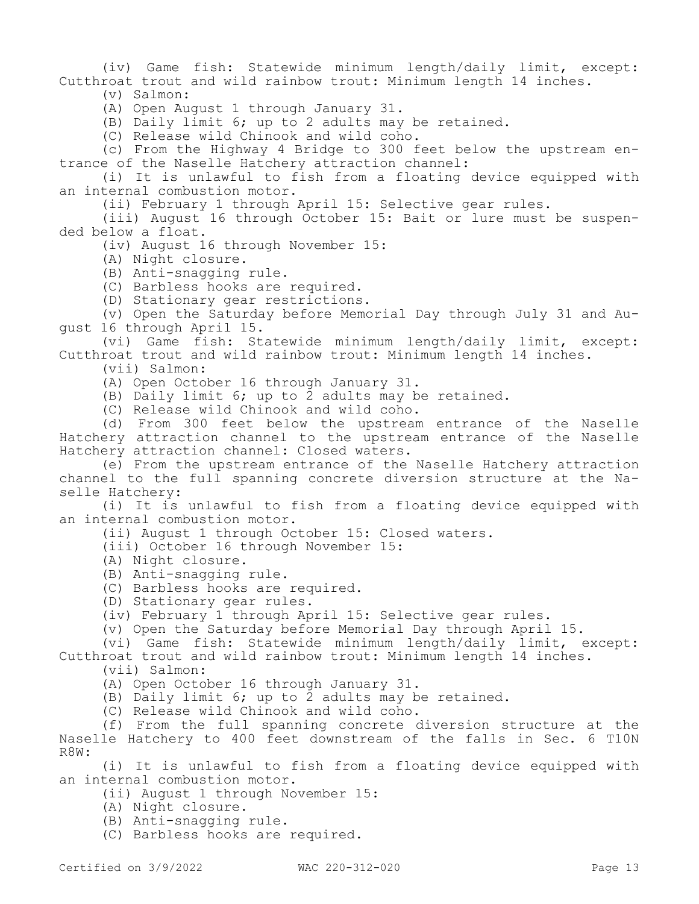(iv) Game fish: Statewide minimum length/daily limit, except: Cutthroat trout and wild rainbow trout: Minimum length 14 inches.

(v) Salmon:

(A) Open August 1 through January 31.

(B) Daily limit 6; up to 2 adults may be retained.

(C) Release wild Chinook and wild coho.

(c) From the Highway 4 Bridge to 300 feet below the upstream entrance of the Naselle Hatchery attraction channel:

(i) It is unlawful to fish from a floating device equipped with an internal combustion motor.

(ii) February 1 through April 15: Selective gear rules.

(iii) August 16 through October 15: Bait or lure must be suspended below a float.

(iv) August 16 through November 15:

(A) Night closure.

(B) Anti-snagging rule.

(C) Barbless hooks are required.

(D) Stationary gear restrictions.

(v) Open the Saturday before Memorial Day through July 31 and August 16 through April 15.

(vi) Game fish: Statewide minimum length/daily limit, except: Cutthroat trout and wild rainbow trout: Minimum length 14 inches.

(vii) Salmon:

(A) Open October 16 through January 31.

(B) Daily limit 6; up to 2 adults may be retained.

(C) Release wild Chinook and wild coho.

(d) From 300 feet below the upstream entrance of the Naselle Hatchery attraction channel to the upstream entrance of the Naselle Hatchery attraction channel: Closed waters.

(e) From the upstream entrance of the Naselle Hatchery attraction channel to the full spanning concrete diversion structure at the Naselle Hatchery:

(i) It is unlawful to fish from a floating device equipped with an internal combustion motor.

(ii) August 1 through October 15: Closed waters.

(iii) October 16 through November 15:

(A) Night closure.

(B) Anti-snagging rule.

(C) Barbless hooks are required.

(D) Stationary gear rules.

(iv) February 1 through April 15: Selective gear rules.

(v) Open the Saturday before Memorial Day through April 15.

(vi) Game fish: Statewide minimum length/daily limit, except: Cutthroat trout and wild rainbow trout: Minimum length 14 inches.

(vii) Salmon:

(A) Open October 16 through January 31.

(B) Daily limit 6; up to 2 adults may be retained.

(C) Release wild Chinook and wild coho.

(f) From the full spanning concrete diversion structure at the Naselle Hatchery to 400 feet downstream of the falls in Sec. 6 T10N R8W:

(i) It is unlawful to fish from a floating device equipped with an internal combustion motor.

(ii) August 1 through November 15:

(A) Night closure.

(B) Anti-snagging rule.

(C) Barbless hooks are required.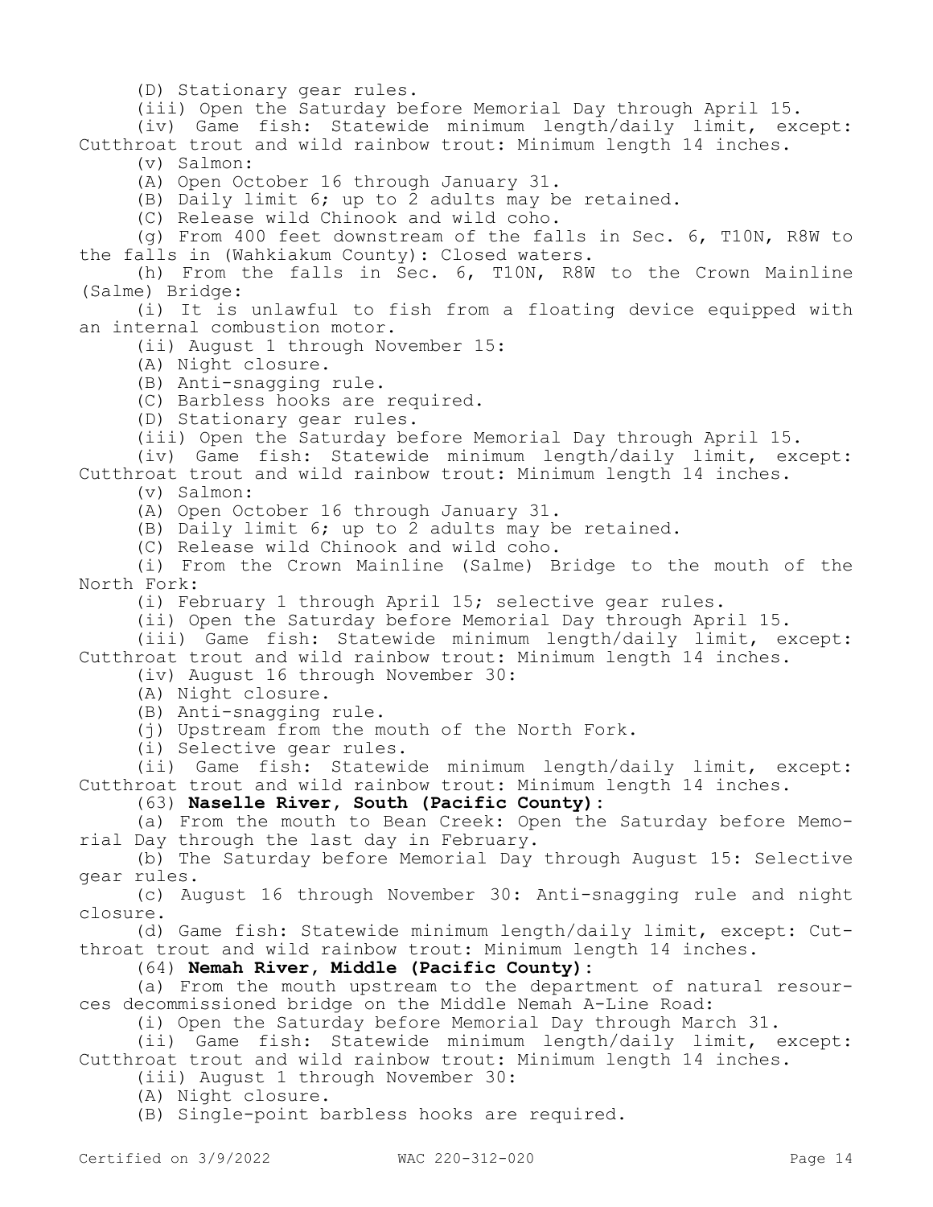(D) Stationary gear rules.

(iii) Open the Saturday before Memorial Day through April 15.

(iv) Game fish: Statewide minimum length/daily limit, except: Cutthroat trout and wild rainbow trout: Minimum length 14 inches.

(v) Salmon:

(A) Open October 16 through January 31.

(B) Daily limit 6; up to 2 adults may be retained.

(C) Release wild Chinook and wild coho.

(g) From 400 feet downstream of the falls in Sec. 6, T10N, R8W to the falls in (Wahkiakum County): Closed waters.

(h) From the falls in Sec. 6, T10N, R8W to the Crown Mainline (Salme) Bridge:

(i) It is unlawful to fish from a floating device equipped with an internal combustion motor.

(ii) August 1 through November 15:

(A) Night closure.

(B) Anti-snagging rule.

(C) Barbless hooks are required.

(D) Stationary gear rules.

(iii) Open the Saturday before Memorial Day through April 15.

(iv) Game fish: Statewide minimum length/daily limit, except: Cutthroat trout and wild rainbow trout: Minimum length 14 inches.

(v) Salmon:

(A) Open October 16 through January 31.

(B) Daily limit 6; up to 2 adults may be retained.

(C) Release wild Chinook and wild coho.

(i) From the Crown Mainline (Salme) Bridge to the mouth of the North Fork:

(i) February 1 through April 15; selective gear rules.

(ii) Open the Saturday before Memorial Day through April 15.

(iii) Game fish: Statewide minimum length/daily limit, except: Cutthroat trout and wild rainbow trout: Minimum length 14 inches.

(iv) August 16 through November 30:

(A) Night closure.

(B) Anti-snagging rule.

(j) Upstream from the mouth of the North Fork.

(i) Selective gear rules.

(ii) Game fish: Statewide minimum length/daily limit, except: Cutthroat trout and wild rainbow trout: Minimum length 14 inches.

(63) **Naselle River, South (Pacific County):**

(a) From the mouth to Bean Creek: Open the Saturday before Memorial Day through the last day in February.

(b) The Saturday before Memorial Day through August 15: Selective gear rules.

(c) August 16 through November 30: Anti-snagging rule and night closure.

(d) Game fish: Statewide minimum length/daily limit, except: Cutthroat trout and wild rainbow trout: Minimum length 14 inches.

(64) **Nemah River, Middle (Pacific County):**

(a) From the mouth upstream to the department of natural resources decommissioned bridge on the Middle Nemah A-Line Road:

(i) Open the Saturday before Memorial Day through March 31.

(ii) Game fish: Statewide minimum length/daily limit, except: Cutthroat trout and wild rainbow trout: Minimum length 14 inches.

(iii) August 1 through November 30:

(A) Night closure.

(B) Single-point barbless hooks are required.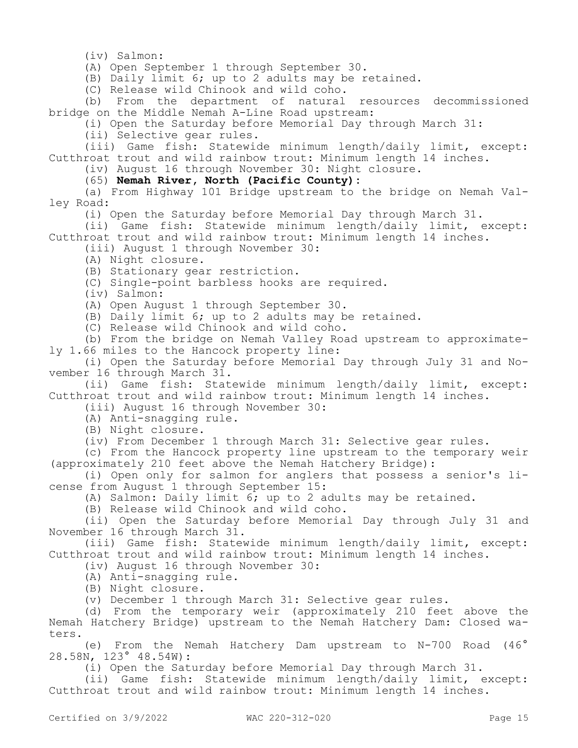(iv) Salmon:

(A) Open September 1 through September 30.

(B) Daily limit 6; up to 2 adults may be retained.

(C) Release wild Chinook and wild coho.

(b) From the department of natural resources decommissioned bridge on the Middle Nemah A-Line Road upstream:

(i) Open the Saturday before Memorial Day through March 31:

(ii) Selective gear rules.

(iii) Game fish: Statewide minimum length/daily limit, except: Cutthroat trout and wild rainbow trout: Minimum length 14 inches.

(iv) August 16 through November 30: Night closure.

(65) **Nemah River, North (Pacific County):**

(a) From Highway 101 Bridge upstream to the bridge on Nemah Valley Road:

(i) Open the Saturday before Memorial Day through March 31.

(ii) Game fish: Statewide minimum length/daily limit, except: Cutthroat trout and wild rainbow trout: Minimum length 14 inches.

(iii) August 1 through November 30:

(A) Night closure.

(B) Stationary gear restriction.

(C) Single-point barbless hooks are required.

(iv) Salmon:

(A) Open August 1 through September 30.

(B) Daily limit 6; up to 2 adults may be retained.

(C) Release wild Chinook and wild coho.

(b) From the bridge on Nemah Valley Road upstream to approximately 1.66 miles to the Hancock property line:

(i) Open the Saturday before Memorial Day through July 31 and November 16 through March 31.

(ii) Game fish: Statewide minimum length/daily limit, except: Cutthroat trout and wild rainbow trout: Minimum length 14 inches.

(iii) August 16 through November 30:

(A) Anti-snagging rule.

(B) Night closure.

(iv) From December 1 through March 31: Selective gear rules.

(c) From the Hancock property line upstream to the temporary weir (approximately 210 feet above the Nemah Hatchery Bridge):

(i) Open only for salmon for anglers that possess a senior's license from August 1 through September 15:

(A) Salmon: Daily limit 6; up to 2 adults may be retained.

(B) Release wild Chinook and wild coho.

(ii) Open the Saturday before Memorial Day through July 31 and November 16 through March 31.

(iii) Game fish: Statewide minimum length/daily limit, except: Cutthroat trout and wild rainbow trout: Minimum length 14 inches.

(iv) August 16 through November 30:

(A) Anti-snagging rule.

(B) Night closure.

(v) December 1 through March 31: Selective gear rules.

(d) From the temporary weir (approximately 210 feet above the Nemah Hatchery Bridge) upstream to the Nemah Hatchery Dam: Closed waters.

(e) From the Nemah Hatchery Dam upstream to N-700 Road (46° 28.58N, 123° 48.54W):

(i) Open the Saturday before Memorial Day through March 31.

(ii) Game fish: Statewide minimum length/daily limit, except: Cutthroat trout and wild rainbow trout: Minimum length 14 inches.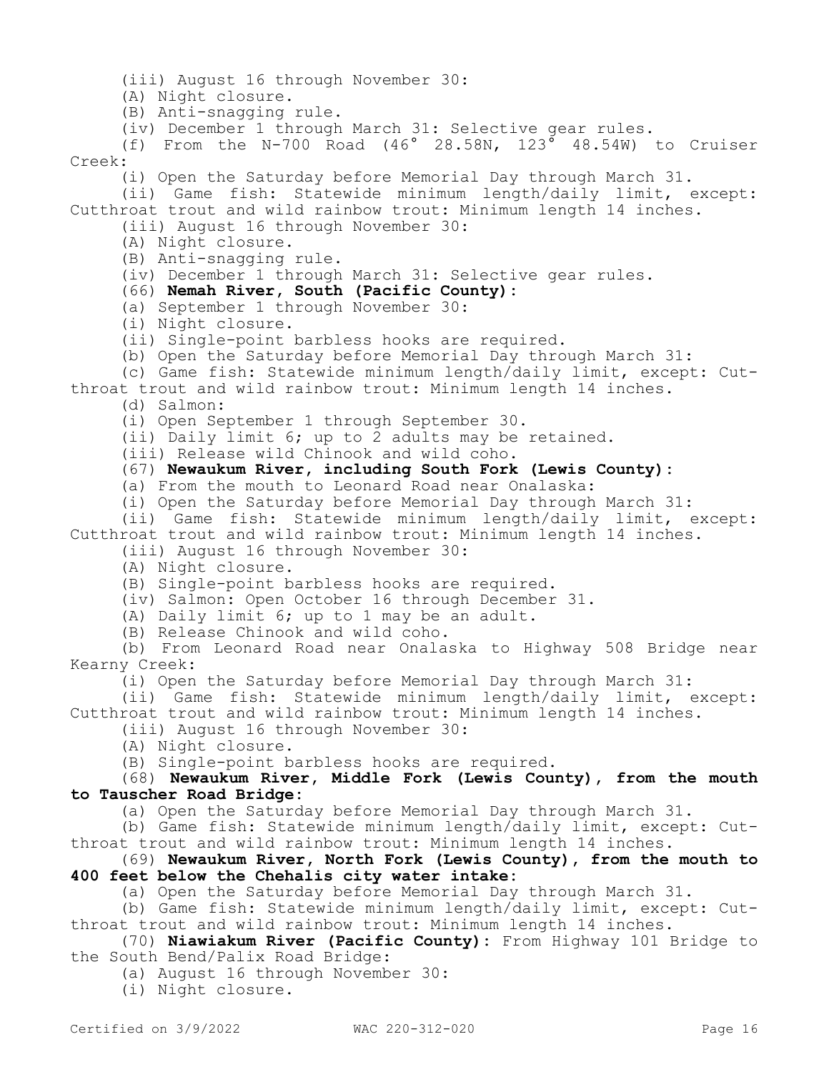(iii) August 16 through November 30:

(A) Night closure.

(B) Anti-snagging rule.

(iv) December 1 through March 31: Selective gear rules.

(f) From the N-700 Road (46° 28.58N, 123° 48.54W) to Cruiser Creek:

(i) Open the Saturday before Memorial Day through March 31.

(ii) Game fish: Statewide minimum length/daily limit, except: Cutthroat trout and wild rainbow trout: Minimum length 14 inches.

(iii) August 16 through November 30:

(A) Night closure.

(B) Anti-snagging rule.

(iv) December 1 through March 31: Selective gear rules.

(66) **Nemah River, South (Pacific County)**:

(a) September 1 through November 30:

(i) Night closure.

(ii) Single-point barbless hooks are required.

(b) Open the Saturday before Memorial Day through March 31:

(c) Game fish: Statewide minimum length/daily limit, except: Cutthroat trout and wild rainbow trout: Minimum length 14 inches.

(d) Salmon:

(i) Open September 1 through September 30.

(ii) Daily limit 6; up to 2 adults may be retained.

(iii) Release wild Chinook and wild coho.

(67) **Newaukum River, including South Fork (Lewis County)**:

(a) From the mouth to Leonard Road near Onalaska:

(i) Open the Saturday before Memorial Day through March 31:

(ii) Game fish: Statewide minimum length/daily limit, except: Cutthroat trout and wild rainbow trout: Minimum length 14 inches.

(iii) August 16 through November 30:

(A) Night closure.

(B) Single-point barbless hooks are required.

(iv) Salmon: Open October 16 through December 31.

(A) Daily limit 6; up to 1 may be an adult.

(B) Release Chinook and wild coho.

(b) From Leonard Road near Onalaska to Highway 508 Bridge near Kearny Creek:

(i) Open the Saturday before Memorial Day through March 31:

(ii) Game fish: Statewide minimum length/daily limit, except: Cutthroat trout and wild rainbow trout: Minimum length 14 inches.

(iii) August 16 through November 30:

(A) Night closure.

(B) Single-point barbless hooks are required.

(68) **Newaukum River, Middle Fork (Lewis County), from the mouth to Tauscher Road Bridge**:

(a) Open the Saturday before Memorial Day through March 31.

(b) Game fish: Statewide minimum length/daily limit, except: Cutthroat trout and wild rainbow trout: Minimum length 14 inches.

(69) **Newaukum River, North Fork (Lewis County), from the mouth to 400 feet below the Chehalis city water intake**:

(a) Open the Saturday before Memorial Day through March 31.

(b) Game fish: Statewide minimum length/daily limit, except: Cutthroat trout and wild rainbow trout: Minimum length 14 inches.

(70) **Niawiakum River (Pacific County)**: From Highway 101 Bridge to the South Bend/Palix Road Bridge:

(a) August 16 through November 30:

(i) Night closure.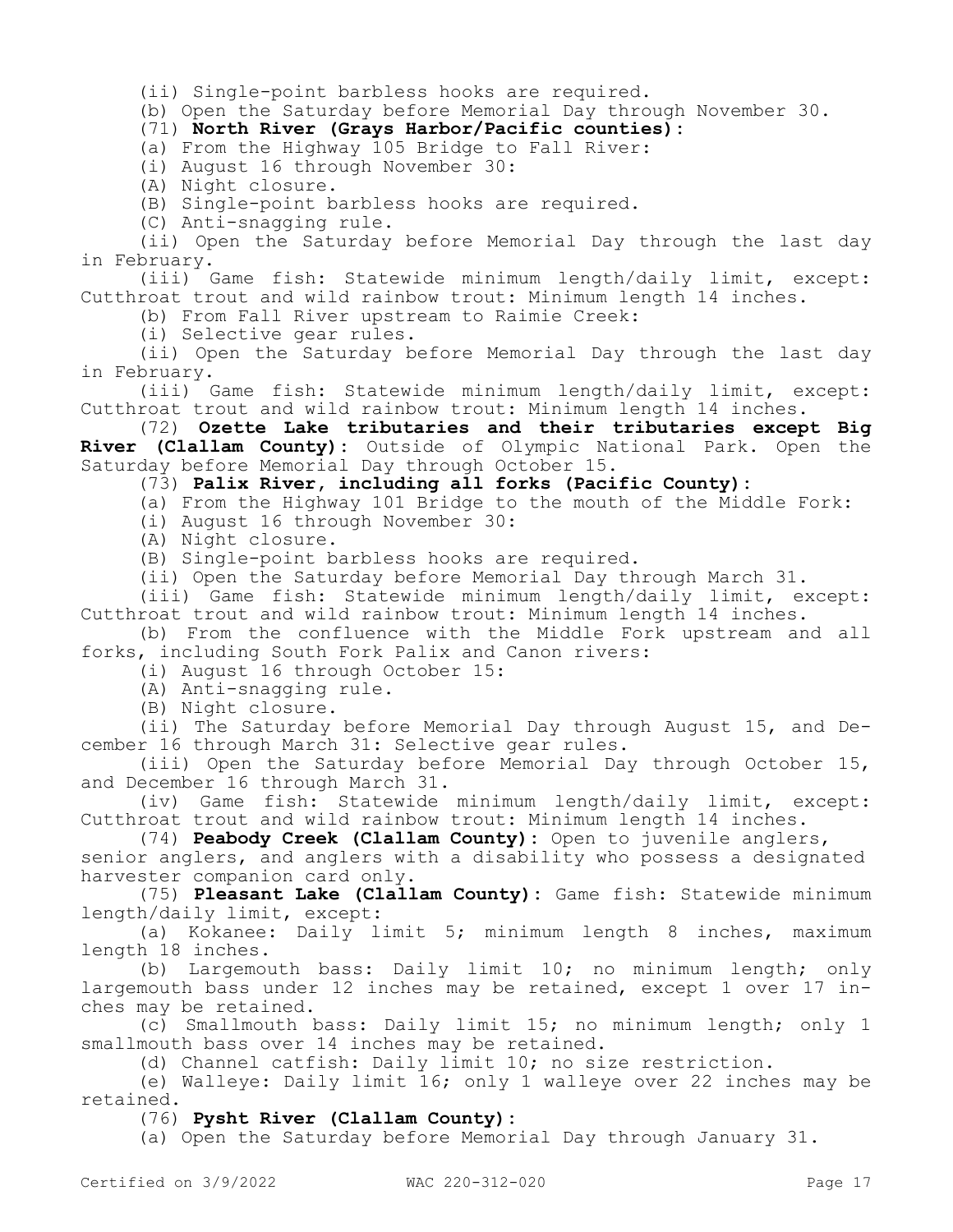(ii) Single-point barbless hooks are required.

(b) Open the Saturday before Memorial Day through November 30.

(71) **North River (Grays Harbor/Pacific counties)**:

(a) From the Highway 105 Bridge to Fall River:

(i) August 16 through November 30:

(A) Night closure.

(B) Single-point barbless hooks are required.

(C) Anti-snagging rule.

(ii) Open the Saturday before Memorial Day through the last day in February.

(iii) Game fish: Statewide minimum length/daily limit, except: Cutthroat trout and wild rainbow trout: Minimum length 14 inches.

(b) From Fall River upstream to Raimie Creek:

(i) Selective gear rules.

(ii) Open the Saturday before Memorial Day through the last day in February.

(iii) Game fish: Statewide minimum length/daily limit, except: Cutthroat trout and wild rainbow trout: Minimum length 14 inches.

(72) **Ozette Lake tributaries and their tributaries except Big River (Clallam County)**: Outside of Olympic National Park. Open the Saturday before Memorial Day through October 15.

(73) **Palix River, including all forks (Pacific County)**:

(a) From the Highway 101 Bridge to the mouth of the Middle Fork:

(i) August 16 through November 30:

(A) Night closure.

(B) Single-point barbless hooks are required.

(ii) Open the Saturday before Memorial Day through March 31.

(iii) Game fish: Statewide minimum length/daily limit, except: Cutthroat trout and wild rainbow trout: Minimum length 14 inches.

(b) From the confluence with the Middle Fork upstream and all forks, including South Fork Palix and Canon rivers:

(i) August 16 through October 15:

(A) Anti-snagging rule.

(B) Night closure.

(ii) The Saturday before Memorial Day through August 15, and December 16 through March 31: Selective gear rules.

(iii) Open the Saturday before Memorial Day through October 15, and December 16 through March 31.

(iv) Game fish: Statewide minimum length/daily limit, except: Cutthroat trout and wild rainbow trout: Minimum length 14 inches.

(74) **Peabody Creek (Clallam County)**: Open to juvenile anglers, senior anglers, and anglers with a disability who possess a designated harvester companion card only.

(75) **Pleasant Lake (Clallam County)**: Game fish: Statewide minimum length/daily limit, except:

(a) Kokanee: Daily limit 5; minimum length 8 inches, maximum length 18 inches.

(b) Largemouth bass: Daily limit 10; no minimum length; only largemouth bass under 12 inches may be retained, except 1 over 17 inches may be retained.

(c) Smallmouth bass: Daily limit 15; no minimum length; only 1 smallmouth bass over 14 inches may be retained.

(d) Channel catfish: Daily limit 10; no size restriction.

(e) Walleye: Daily limit 16; only 1 walleye over 22 inches may be retained.

(76) **Pysht River (Clallam County)**:

(a) Open the Saturday before Memorial Day through January 31.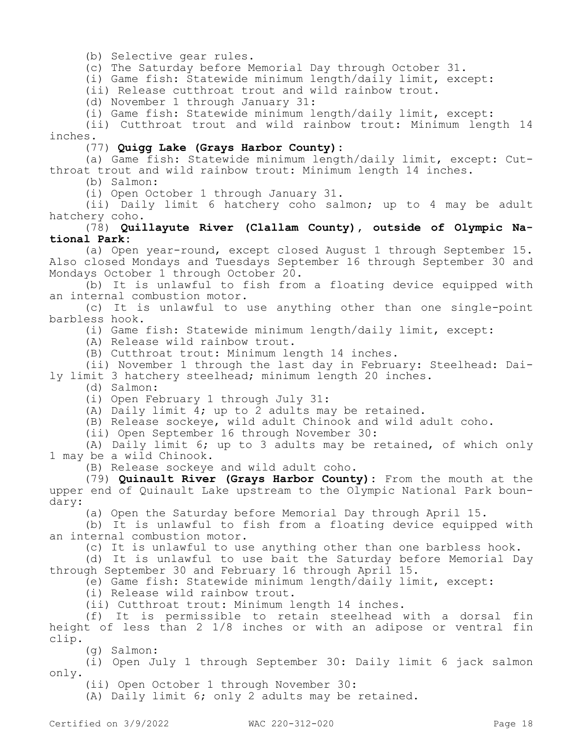(b) Selective gear rules.

(c) The Saturday before Memorial Day through October 31.

(i) Game fish: Statewide minimum length/daily limit, except:

(ii) Release cutthroat trout and wild rainbow trout.

(d) November 1 through January 31:

(i) Game fish: Statewide minimum length/daily limit, except:

(ii) Cutthroat trout and wild rainbow trout: Minimum length 14 inches.

(77) **Quigg Lake (Grays Harbor County)**:

(a) Game fish: Statewide minimum length/daily limit, except: Cutthroat trout and wild rainbow trout: Minimum length 14 inches.

(b) Salmon:

(i) Open October 1 through January 31.

(ii) Daily limit 6 hatchery coho salmon; up to 4 may be adult hatchery coho.

(78) **Quillayute River (Clallam County), outside of Olympic National Park**:

(a) Open year-round, except closed August 1 through September 15. Also closed Mondays and Tuesdays September 16 through September 30 and Mondays October 1 through October 20.

(b) It is unlawful to fish from a floating device equipped with an internal combustion motor.

(c) It is unlawful to use anything other than one single-point barbless hook.

(i) Game fish: Statewide minimum length/daily limit, except:

(A) Release wild rainbow trout.

(B) Cutthroat trout: Minimum length 14 inches.

(ii) November 1 through the last day in February: Steelhead: Daily limit 3 hatchery steelhead; minimum length 20 inches.

(d) Salmon:

(i) Open February 1 through July 31:

(A) Daily limit 4; up to 2 adults may be retained.

(B) Release sockeye, wild adult Chinook and wild adult coho.

(ii) Open September 16 through November 30:

(A) Daily limit 6; up to 3 adults may be retained, of which only 1 may be a wild Chinook.

(B) Release sockeye and wild adult coho.

(79) **Quinault River (Grays Harbor County)**: From the mouth at the upper end of Quinault Lake upstream to the Olympic National Park boundary:

(a) Open the Saturday before Memorial Day through April 15.

(b) It is unlawful to fish from a floating device equipped with an internal combustion motor.

(c) It is unlawful to use anything other than one barbless hook.

(d) It is unlawful to use bait the Saturday before Memorial Day through September 30 and February 16 through April 15.

(e) Game fish: Statewide minimum length/daily limit, except:

(i) Release wild rainbow trout.

(ii) Cutthroat trout: Minimum length 14 inches.

(f) It is permissible to retain steelhead with a dorsal fin height of less than 2 1/8 inches or with an adipose or ventral fin clip.

(g) Salmon:

(i) Open July 1 through September 30: Daily limit 6 jack salmon only.

(ii) Open October 1 through November 30:

(A) Daily limit 6; only 2 adults may be retained.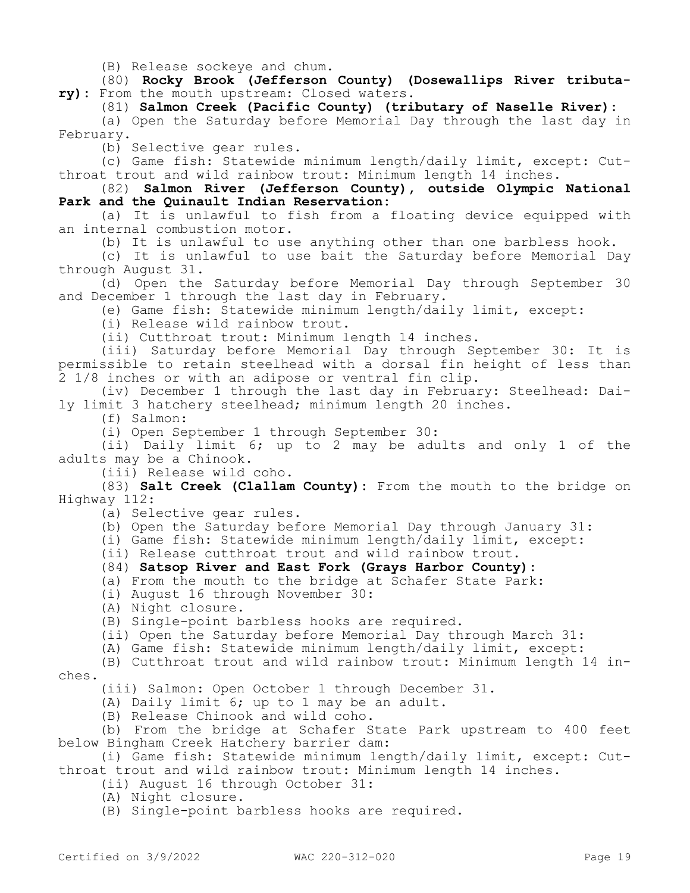(B) Release sockeye and chum.

(80) **Rocky Brook (Jefferson County) (Dosewallips River tributary):** From the mouth upstream: Closed waters.

(81) **Salmon Creek (Pacific County) (tributary of Naselle River):**

(a) Open the Saturday before Memorial Day through the last day in February.

(b) Selective gear rules.

(c) Game fish: Statewide minimum length/daily limit, except: Cutthroat trout and wild rainbow trout: Minimum length 14 inches.

(82) **Salmon River (Jefferson County), outside Olympic National Park and the Quinault Indian Reservation:**

(a) It is unlawful to fish from a floating device equipped with an internal combustion motor.

(b) It is unlawful to use anything other than one barbless hook.

(c) It is unlawful to use bait the Saturday before Memorial Day through August 31.

(d) Open the Saturday before Memorial Day through September 30 and December 1 through the last day in February.

(e) Game fish: Statewide minimum length/daily limit, except:

(i) Release wild rainbow trout.

(ii) Cutthroat trout: Minimum length 14 inches.

(iii) Saturday before Memorial Day through September 30: It is permissible to retain steelhead with a dorsal fin height of less than 2 1/8 inches or with an adipose or ventral fin clip.

(iv) December 1 through the last day in February: Steelhead: Daily limit 3 hatchery steelhead; minimum length 20 inches.

(f) Salmon:

(i) Open September 1 through September 30:

(ii) Daily limit 6; up to 2 may be adults and only 1 of the adults may be a Chinook.

(iii) Release wild coho.

(83) **Salt Creek (Clallam County):** From the mouth to the bridge on Highway 112:

(a) Selective gear rules.

(b) Open the Saturday before Memorial Day through January 31:

(i) Game fish: Statewide minimum length/daily limit, except:

(ii) Release cutthroat trout and wild rainbow trout.

(84) **Satsop River and East Fork (Grays Harbor County):**

(a) From the mouth to the bridge at Schafer State Park:

(i) August 16 through November 30:

(A) Night closure.

(B) Single-point barbless hooks are required.

(ii) Open the Saturday before Memorial Day through March 31:

(A) Game fish: Statewide minimum length/daily limit, except:

(B) Cutthroat trout and wild rainbow trout: Minimum length 14 inches.

(iii) Salmon: Open October 1 through December 31.

(A) Daily limit 6; up to 1 may be an adult.

(B) Release Chinook and wild coho.

(b) From the bridge at Schafer State Park upstream to 400 feet below Bingham Creek Hatchery barrier dam:

(i) Game fish: Statewide minimum length/daily limit, except: Cutthroat trout and wild rainbow trout: Minimum length 14 inches.

(ii) August 16 through October 31:

(A) Night closure.

(B) Single-point barbless hooks are required.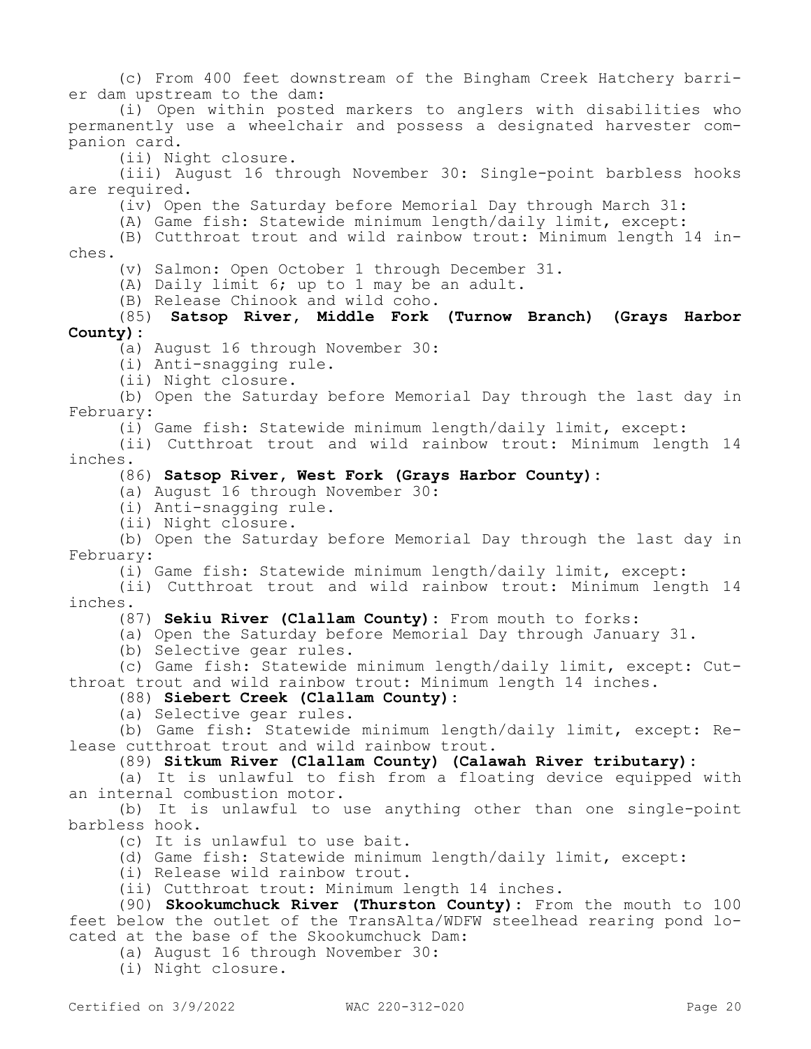(c) From 400 feet downstream of the Bingham Creek Hatchery barrier dam upstream to the dam:

(i) Open within posted markers to anglers with disabilities who permanently use a wheelchair and possess a designated harvester companion card.

(ii) Night closure.

(iii) August 16 through November 30: Single-point barbless hooks are required.

(iv) Open the Saturday before Memorial Day through March 31:

(A) Game fish: Statewide minimum length/daily limit, except:

(B) Cutthroat trout and wild rainbow trout: Minimum length 14 inches.

(v) Salmon: Open October 1 through December 31.

(A) Daily limit 6; up to 1 may be an adult.

(B) Release Chinook and wild coho.

(85) **Satsop River, Middle Fork (Turnow Branch) (Grays Harbor County):**

(a) August 16 through November 30:

(i) Anti-snagging rule.

(ii) Night closure.

(b) Open the Saturday before Memorial Day through the last day in February:

(i) Game fish: Statewide minimum length/daily limit, except:

(ii) Cutthroat trout and wild rainbow trout: Minimum length 14 inches.

(86) **Satsop River, West Fork (Grays Harbor County):**

(a) August 16 through November 30:

(i) Anti-snagging rule.

(ii) Night closure.

(b) Open the Saturday before Memorial Day through the last day in February:

(i) Game fish: Statewide minimum length/daily limit, except:

(ii) Cutthroat trout and wild rainbow trout: Minimum length 14 inches.

(87) **Sekiu River (Clallam County):** From mouth to forks:

(a) Open the Saturday before Memorial Day through January 31.

(b) Selective gear rules.

(c) Game fish: Statewide minimum length/daily limit, except: Cutthroat trout and wild rainbow trout: Minimum length 14 inches.

(88) **Siebert Creek (Clallam County):**

(a) Selective gear rules.

(b) Game fish: Statewide minimum length/daily limit, except: Release cutthroat trout and wild rainbow trout.

(89) **Sitkum River (Clallam County) (Calawah River tributary):**

(a) It is unlawful to fish from a floating device equipped with an internal combustion motor.

(b) It is unlawful to use anything other than one single-point barbless hook.

(c) It is unlawful to use bait.

(d) Game fish: Statewide minimum length/daily limit, except:

(i) Release wild rainbow trout.

(ii) Cutthroat trout: Minimum length 14 inches.

(90) **Skookumchuck River (Thurston County):** From the mouth to 100 feet below the outlet of the TransAlta/WDFW steelhead rearing pond located at the base of the Skookumchuck Dam:

(a) August 16 through November 30:

(i) Night closure.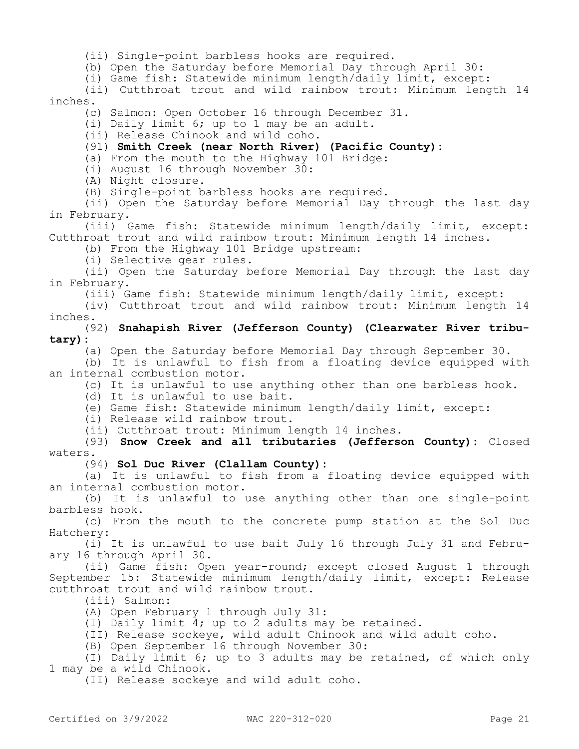(ii) Single-point barbless hooks are required.

(b) Open the Saturday before Memorial Day through April 30:

(i) Game fish: Statewide minimum length/daily limit, except:

(ii) Cutthroat trout and wild rainbow trout: Minimum length 14 inches.

(c) Salmon: Open October 16 through December 31.

(i) Daily limit 6; up to 1 may be an adult.

(ii) Release Chinook and wild coho.

(91) **Smith Creek (near North River) (Pacific County):**

(a) From the mouth to the Highway 101 Bridge:

(i) August 16 through November 30:

(A) Night closure.

(B) Single-point barbless hooks are required.

(ii) Open the Saturday before Memorial Day through the last day in February.

(iii) Game fish: Statewide minimum length/daily limit, except: Cutthroat trout and wild rainbow trout: Minimum length 14 inches.

(b) From the Highway 101 Bridge upstream:

(i) Selective gear rules.

(ii) Open the Saturday before Memorial Day through the last day in February.

(iii) Game fish: Statewide minimum length/daily limit, except:

(iv) Cutthroat trout and wild rainbow trout: Minimum length 14 inches.

(92) **Snahapish River (Jefferson County) (Clearwater River tributary):**

(a) Open the Saturday before Memorial Day through September 30.

(b) It is unlawful to fish from a floating device equipped with an internal combustion motor.

(c) It is unlawful to use anything other than one barbless hook.

(d) It is unlawful to use bait.

(e) Game fish: Statewide minimum length/daily limit, except:

(i) Release wild rainbow trout.

(ii) Cutthroat trout: Minimum length 14 inches.

(93) **Snow Creek and all tributaries (Jefferson County):** Closed waters.

(94) **Sol Duc River (Clallam County):**

(a) It is unlawful to fish from a floating device equipped with an internal combustion motor.

(b) It is unlawful to use anything other than one single-point barbless hook.

(c) From the mouth to the concrete pump station at the Sol Duc Hatchery:

(i) It is unlawful to use bait July 16 through July 31 and February 16 through April 30.

(ii) Game fish: Open year-round; except closed August 1 through September 15: Statewide minimum length/daily limit, except: Release cutthroat trout and wild rainbow trout.

(iii) Salmon:

(A) Open February 1 through July 31:

(I) Daily limit 4; up to 2 adults may be retained.

(II) Release sockeye, wild adult Chinook and wild adult coho.

(B) Open September 16 through November 30:

(I) Daily limit 6; up to 3 adults may be retained, of which only 1 may be a wild Chinook.

(II) Release sockeye and wild adult coho.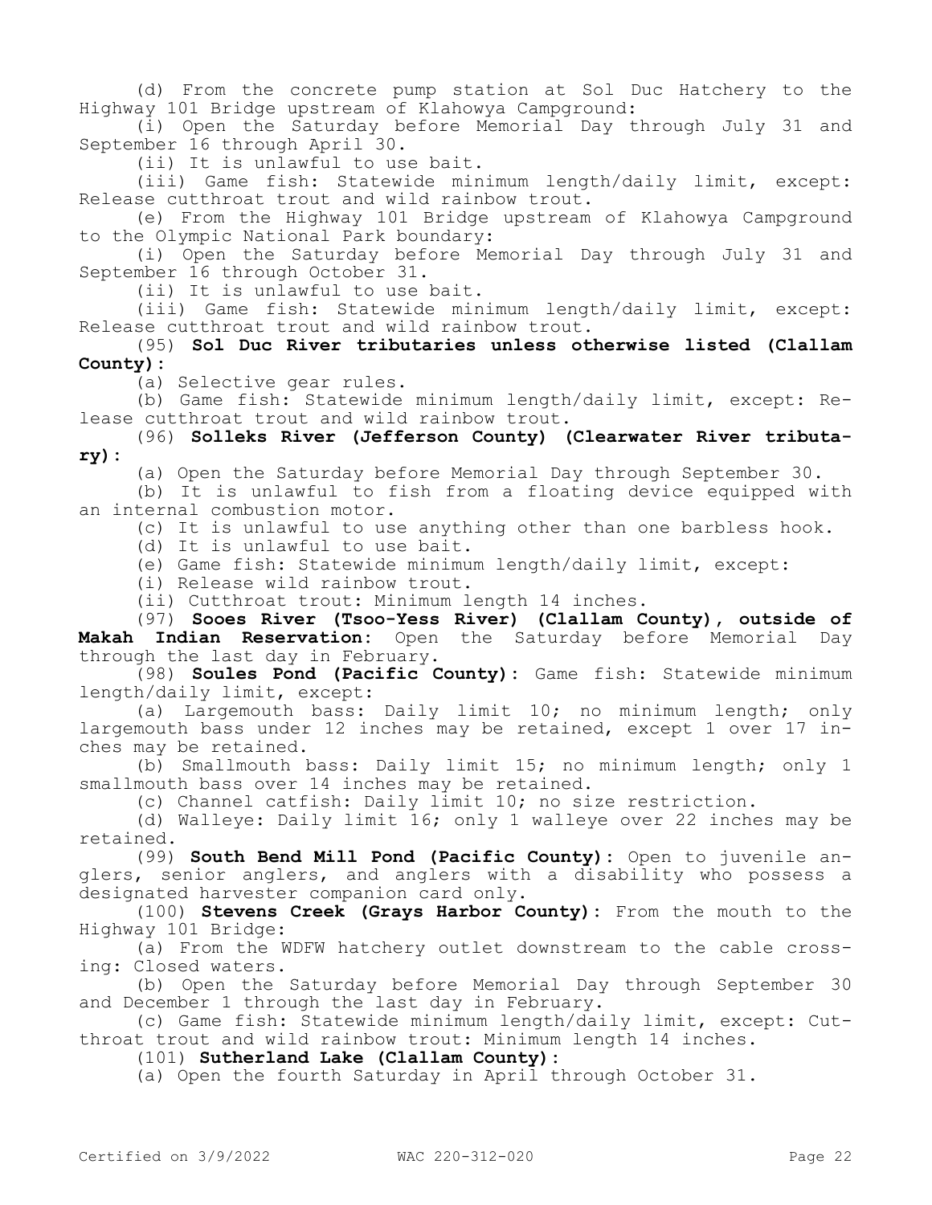(d) From the concrete pump station at Sol Duc Hatchery to the Highway 101 Bridge upstream of Klahowya Campground:

(i) Open the Saturday before Memorial Day through July 31 and September 16 through April 30.

(ii) It is unlawful to use bait.

(iii) Game fish: Statewide minimum length/daily limit, except: Release cutthroat trout and wild rainbow trout.

(e) From the Highway 101 Bridge upstream of Klahowya Campground to the Olympic National Park boundary:

(i) Open the Saturday before Memorial Day through July 31 and September 16 through October 31.

(ii) It is unlawful to use bait.

(iii) Game fish: Statewide minimum length/daily limit, except: Release cutthroat trout and wild rainbow trout.

(95) **Sol Duc River tributaries unless otherwise listed (Clallam County)**:

(a) Selective gear rules.

(b) Game fish: Statewide minimum length/daily limit, except: Release cutthroat trout and wild rainbow trout.

(96) **Solleks River (Jefferson County) (Clearwater River tributary)**:

(a) Open the Saturday before Memorial Day through September 30.

(b) It is unlawful to fish from a floating device equipped with an internal combustion motor.

(c) It is unlawful to use anything other than one barbless hook.

(d) It is unlawful to use bait.

(e) Game fish: Statewide minimum length/daily limit, except:

(i) Release wild rainbow trout.

(ii) Cutthroat trout: Minimum length 14 inches.

(97) **Sooes River (Tsoo-Yess River) (Clallam County), outside of Makah Indian Reservation**: Open the Saturday before Memorial Day through the last day in February.

(98) **Soules Pond (Pacific County)**: Game fish: Statewide minimum length/daily limit, except:

(a) Largemouth bass: Daily limit 10; no minimum length; only largemouth bass under 12 inches may be retained, except 1 over 17 inches may be retained.

(b) Smallmouth bass: Daily limit 15; no minimum length; only 1 smallmouth bass over 14 inches may be retained.

(c) Channel catfish: Daily limit 10; no size restriction.

(d) Walleye: Daily limit 16; only 1 walleye over 22 inches may be retained.

(99) **South Bend Mill Pond (Pacific County)**: Open to juvenile anglers, senior anglers, and anglers with a disability who possess a designated harvester companion card only.

(100) **Stevens Creek (Grays Harbor County)**: From the mouth to the Highway 101 Bridge:

(a) From the WDFW hatchery outlet downstream to the cable crossing: Closed waters.

(b) Open the Saturday before Memorial Day through September 30 and December 1 through the last day in February.

(c) Game fish: Statewide minimum length/daily limit, except: Cutthroat trout and wild rainbow trout: Minimum length 14 inches.

(101) **Sutherland Lake (Clallam County)**:

(a) Open the fourth Saturday in April through October 31.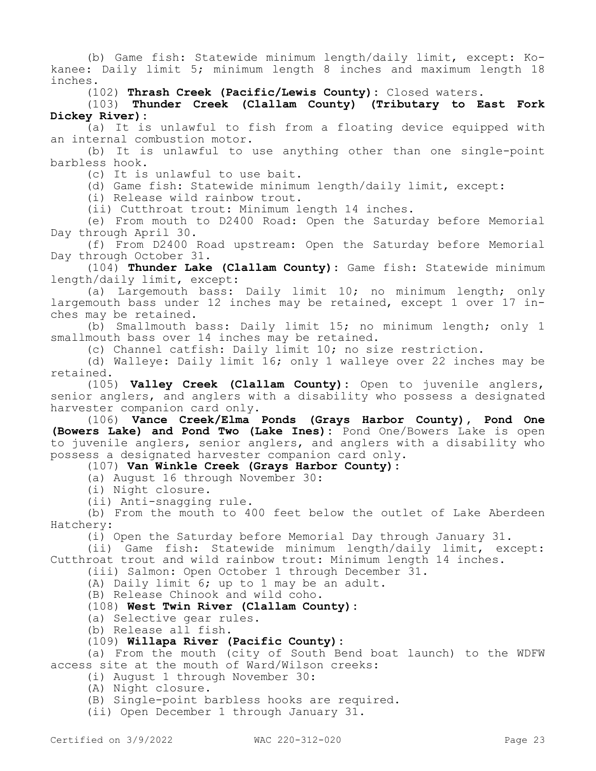(b) Game fish: Statewide minimum length/daily limit, except: Kokanee: Daily limit 5; minimum length 8 inches and maximum length 18 inches.

(102) **Thrash Creek (Pacific/Lewis County):** Closed waters.

(103) **Thunder Creek (Clallam County) (Tributary to East Fork Dickey River):**

(a) It is unlawful to fish from a floating device equipped with an internal combustion motor.

(b) It is unlawful to use anything other than one single-point barbless hook.

(c) It is unlawful to use bait.

(d) Game fish: Statewide minimum length/daily limit, except:

(i) Release wild rainbow trout.

(ii) Cutthroat trout: Minimum length 14 inches.

(e) From mouth to D2400 Road: Open the Saturday before Memorial Day through April 30.

(f) From D2400 Road upstream: Open the Saturday before Memorial Day through October 31.

(104) **Thunder Lake (Clallam County):** Game fish: Statewide minimum length/daily limit, except:

(a) Largemouth bass: Daily limit 10; no minimum length; only largemouth bass under 12 inches may be retained, except 1 over 17 inches may be retained.

(b) Smallmouth bass: Daily limit 15; no minimum length; only 1 smallmouth bass over 14 inches may be retained.

(c) Channel catfish: Daily limit 10; no size restriction.

(d) Walleye: Daily limit 16; only 1 walleye over 22 inches may be retained.

(105) **Valley Creek (Clallam County):** Open to juvenile anglers, senior anglers, and anglers with a disability who possess a designated harvester companion card only.

(106) **Vance Creek/Elma Ponds (Grays Harbor County), Pond One (Bowers Lake) and Pond Two (Lake Ines):** Pond One/Bowers Lake is open to juvenile anglers, senior anglers, and anglers with a disability who possess a designated harvester companion card only.

(107) **Van Winkle Creek (Grays Harbor County):**

(a) August 16 through November 30:

(i) Night closure.

(ii) Anti-snagging rule.

(b) From the mouth to 400 feet below the outlet of Lake Aberdeen Hatchery:

(i) Open the Saturday before Memorial Day through January 31.

(ii) Game fish: Statewide minimum length/daily limit, except: Cutthroat trout and wild rainbow trout: Minimum length 14 inches.

(iii) Salmon: Open October 1 through December 31.

(A) Daily limit 6; up to 1 may be an adult.

(B) Release Chinook and wild coho.

(108) **West Twin River (Clallam County):**

(a) Selective gear rules.

(b) Release all fish.

(109) **Willapa River (Pacific County):**

(a) From the mouth (city of South Bend boat launch) to the WDFW access site at the mouth of Ward/Wilson creeks:

(i) August 1 through November 30:

(A) Night closure.

(B) Single-point barbless hooks are required.

(ii) Open December 1 through January 31.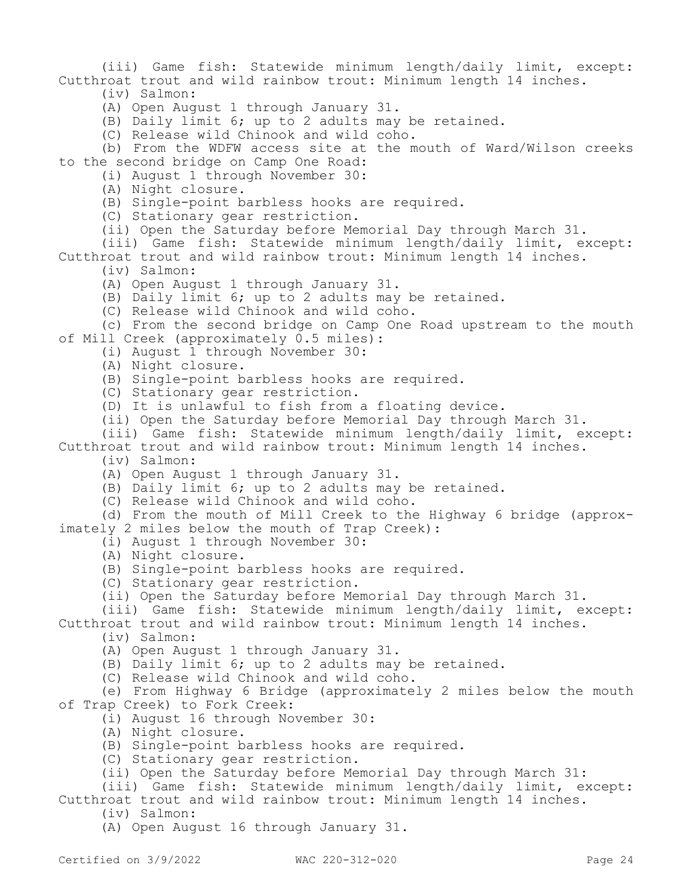(iii) Game fish: Statewide minimum length/daily limit, except: Cutthroat trout and wild rainbow trout: Minimum length 14 inches.

(iv) Salmon:

(A) Open August 1 through January 31.

(B) Daily limit 6; up to 2 adults may be retained.

(C) Release wild Chinook and wild coho.

(b) From the WDFW access site at the mouth of Ward/Wilson creeks to the second bridge on Camp One Road:

(i) August 1 through November 30:

(A) Night closure.

(B) Single-point barbless hooks are required.

(C) Stationary gear restriction.

(ii) Open the Saturday before Memorial Day through March 31.

(iii) Game fish: Statewide minimum length/daily limit, except: Cutthroat trout and wild rainbow trout: Minimum length 14 inches.

(iv) Salmon:

(A) Open August 1 through January 31.

(B) Daily limit 6; up to 2 adults may be retained.

(C) Release wild Chinook and wild coho.

(c) From the second bridge on Camp One Road upstream to the mouth of Mill Creek (approximately 0.5 miles):

(i) August 1 through November 30:

(A) Night closure.

(B) Single-point barbless hooks are required.

(C) Stationary gear restriction.

(D) It is unlawful to fish from a floating device.

(ii) Open the Saturday before Memorial Day through March 31.

(iii) Game fish: Statewide minimum length/daily limit, except: Cutthroat trout and wild rainbow trout: Minimum length 14 inches.

(iv) Salmon:

(A) Open August 1 through January 31.

(B) Daily limit 6; up to 2 adults may be retained.

(C) Release wild Chinook and wild coho.

(d) From the mouth of Mill Creek to the Highway 6 bridge (approximately 2 miles below the mouth of Trap Creek):

(i) August 1 through November 30:

(A) Night closure.

(B) Single-point barbless hooks are required.

(C) Stationary gear restriction.

(ii) Open the Saturday before Memorial Day through March 31.

(iii) Game fish: Statewide minimum length/daily limit, except: Cutthroat trout and wild rainbow trout: Minimum length 14 inches.

(iv) Salmon:

(A) Open August 1 through January 31.

(B) Daily limit 6; up to 2 adults may be retained.

(C) Release wild Chinook and wild coho.

(e) From Highway 6 Bridge (approximately 2 miles below the mouth of Trap Creek) to Fork Creek:

(i) August 16 through November 30:

(A) Night closure.

(B) Single-point barbless hooks are required.

(C) Stationary gear restriction.

(ii) Open the Saturday before Memorial Day through March 31:

(iii) Game fish: Statewide minimum length/daily limit, except: Cutthroat trout and wild rainbow trout: Minimum length 14 inches.

(iv) Salmon:

(A) Open August 16 through January 31.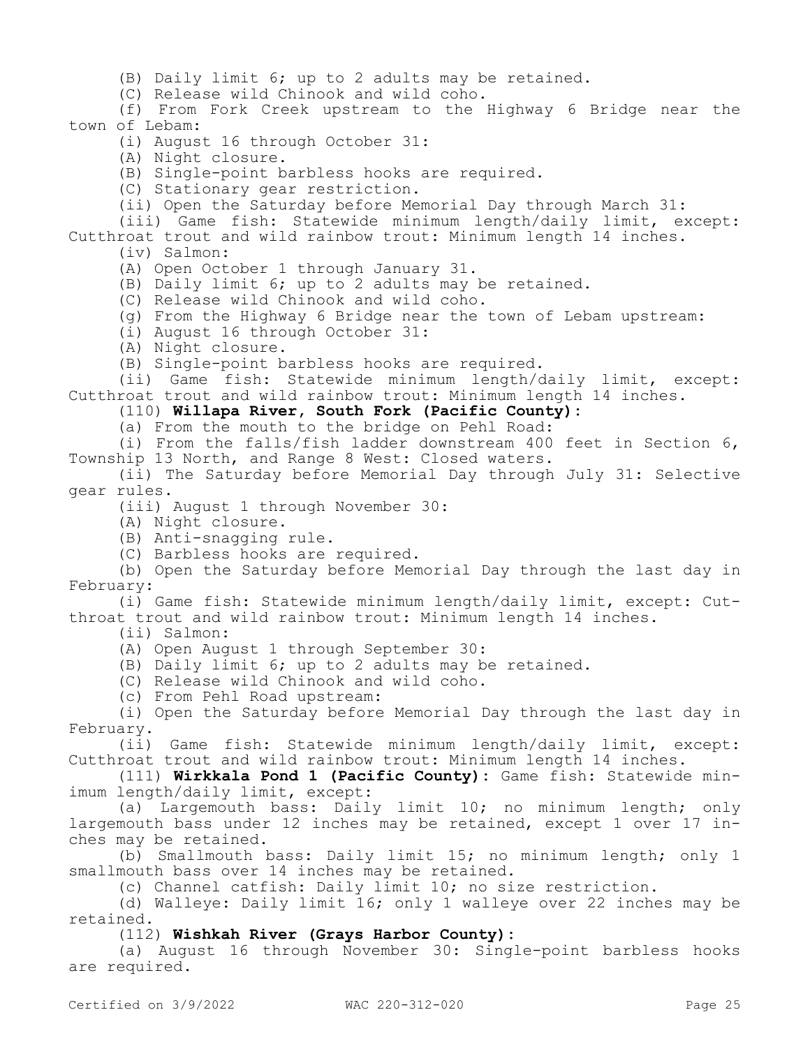(B) Daily limit 6; up to 2 adults may be retained.

(C) Release wild Chinook and wild coho.

(f) From Fork Creek upstream to the Highway 6 Bridge near the town of Lebam:

(i) August 16 through October 31:

(A) Night closure.

(B) Single-point barbless hooks are required.

(C) Stationary gear restriction.

(ii) Open the Saturday before Memorial Day through March 31:

(iii) Game fish: Statewide minimum length/daily limit, except: Cutthroat trout and wild rainbow trout: Minimum length 14 inches.

(iv) Salmon:

(A) Open October 1 through January 31.

(B) Daily limit 6; up to 2 adults may be retained.

(C) Release wild Chinook and wild coho.

(g) From the Highway 6 Bridge near the town of Lebam upstream:

(i) August 16 through October 31:

(A) Night closure.

(B) Single-point barbless hooks are required.

(ii) Game fish: Statewide minimum length/daily limit, except: Cutthroat trout and wild rainbow trout: Minimum length 14 inches.

(110) **Willapa River, South Fork (Pacific County):**

(a) From the mouth to the bridge on Pehl Road:

(i) From the falls/fish ladder downstream 400 feet in Section 6, Township 13 North, and Range 8 West: Closed waters.

(ii) The Saturday before Memorial Day through July 31: Selective gear rules.

(iii) August 1 through November 30:

(A) Night closure.

(B) Anti-snagging rule.

(C) Barbless hooks are required.

(b) Open the Saturday before Memorial Day through the last day in February:

(i) Game fish: Statewide minimum length/daily limit, except: Cutthroat trout and wild rainbow trout: Minimum length 14 inches.

(ii) Salmon:

(A) Open August 1 through September 30:

(B) Daily limit 6; up to 2 adults may be retained.

(C) Release wild Chinook and wild coho.

(c) From Pehl Road upstream:

(i) Open the Saturday before Memorial Day through the last day in February.

(ii) Game fish: Statewide minimum length/daily limit, except: Cutthroat trout and wild rainbow trout: Minimum length 14 inches.

(111) **Wirkkala Pond 1 (Pacific County):** Game fish: Statewide minimum length/daily limit, except:

(a) Largemouth bass: Daily limit 10; no minimum length; only largemouth bass under 12 inches may be retained, except 1 over 17 inches may be retained.

(b) Smallmouth bass: Daily limit 15; no minimum length; only 1 smallmouth bass over 14 inches may be retained.

(c) Channel catfish: Daily limit 10; no size restriction.

(d) Walleye: Daily limit 16; only 1 walleye over 22 inches may be retained.

(112) **Wishkah River (Grays Harbor County):**

(a) August 16 through November 30: Single-point barbless hooks are required.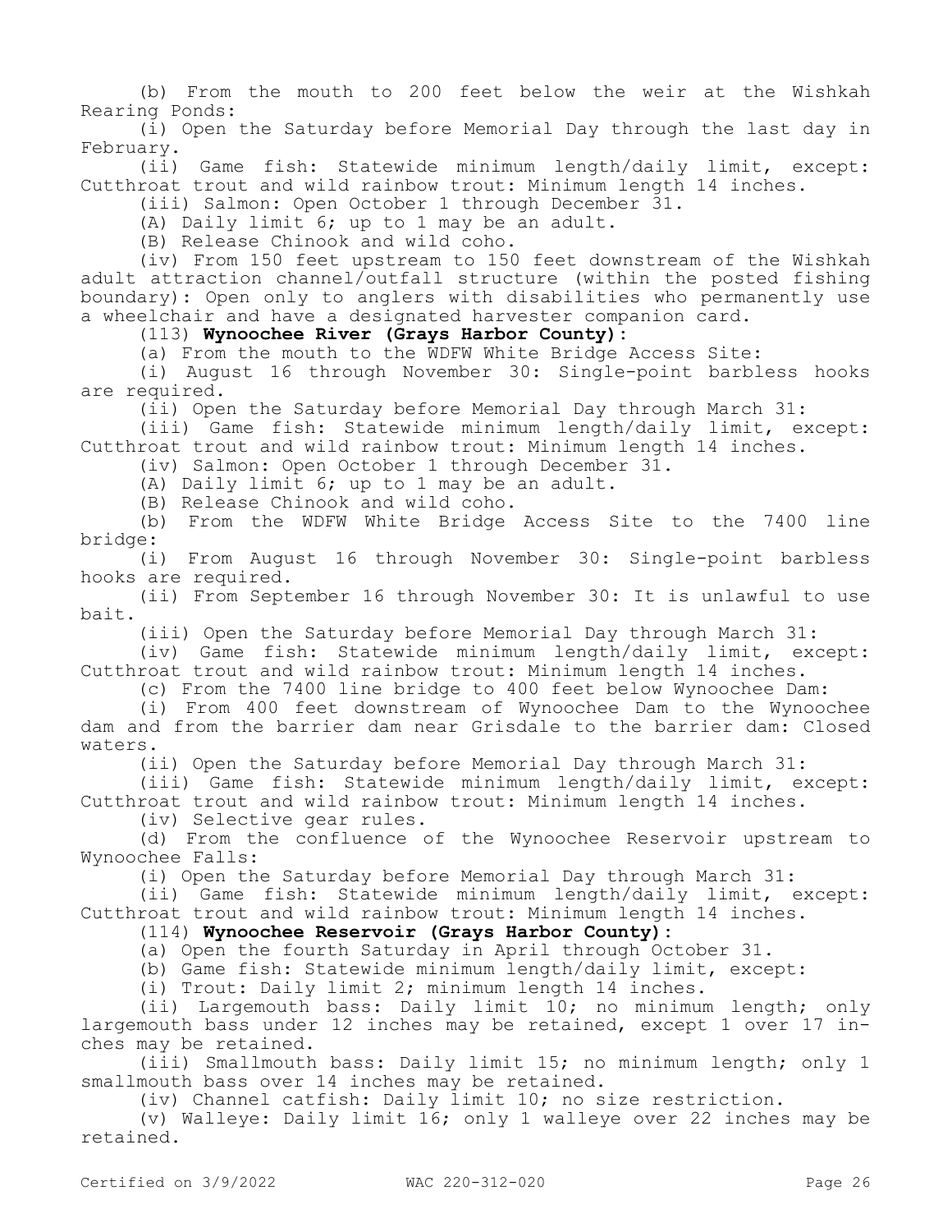(b) From the mouth to 200 feet below the weir at the Wishkah Rearing Ponds:

(i) Open the Saturday before Memorial Day through the last day in February.

(ii) Game fish: Statewide minimum length/daily limit, except: Cutthroat trout and wild rainbow trout: Minimum length 14 inches.

(iii) Salmon: Open October 1 through December 31.

(A) Daily limit 6; up to 1 may be an adult.

(B) Release Chinook and wild coho.

(iv) From 150 feet upstream to 150 feet downstream of the Wishkah adult attraction channel/outfall structure (within the posted fishing boundary): Open only to anglers with disabilities who permanently use a wheelchair and have a designated harvester companion card.

(113) **Wynoochee River (Grays Harbor County):**

(a) From the mouth to the WDFW White Bridge Access Site:

(i) August 16 through November 30: Single-point barbless hooks are required.

(ii) Open the Saturday before Memorial Day through March 31:

(iii) Game fish: Statewide minimum length/daily limit, except: Cutthroat trout and wild rainbow trout: Minimum length 14 inches.

(iv) Salmon: Open October 1 through December 31.

(A) Daily limit 6; up to 1 may be an adult.

(B) Release Chinook and wild coho.

(b) From the WDFW White Bridge Access Site to the 7400 line bridge:

(i) From August 16 through November 30: Single-point barbless hooks are required.

(ii) From September 16 through November 30: It is unlawful to use bait.

(iii) Open the Saturday before Memorial Day through March 31:

(iv) Game fish: Statewide minimum length/daily limit, except: Cutthroat trout and wild rainbow trout: Minimum length 14 inches.

(c) From the 7400 line bridge to 400 feet below Wynoochee Dam:

(i) From 400 feet downstream of Wynoochee Dam to the Wynoochee dam and from the barrier dam near Grisdale to the barrier dam: Closed waters.

(ii) Open the Saturday before Memorial Day through March 31:

(iii) Game fish: Statewide minimum length/daily limit, except: Cutthroat trout and wild rainbow trout: Minimum length 14 inches.

(iv) Selective gear rules.

(d) From the confluence of the Wynoochee Reservoir upstream to Wynoochee Falls:

(i) Open the Saturday before Memorial Day through March 31:

(ii) Game fish: Statewide minimum length/daily limit, except: Cutthroat trout and wild rainbow trout: Minimum length 14 inches.

(114) **Wynoochee Reservoir (Grays Harbor County):**

(a) Open the fourth Saturday in April through October 31.

(b) Game fish: Statewide minimum length/daily limit, except:

(i) Trout: Daily limit 2; minimum length 14 inches.

(ii) Largemouth bass: Daily limit 10; no minimum length; only largemouth bass under 12 inches may be retained, except 1 over 17 inches may be retained.

(iii) Smallmouth bass: Daily limit 15; no minimum length; only 1 smallmouth bass over 14 inches may be retained.

(iv) Channel catfish: Daily limit 10; no size restriction.

(v) Walleye: Daily limit 16; only 1 walleye over 22 inches may be retained.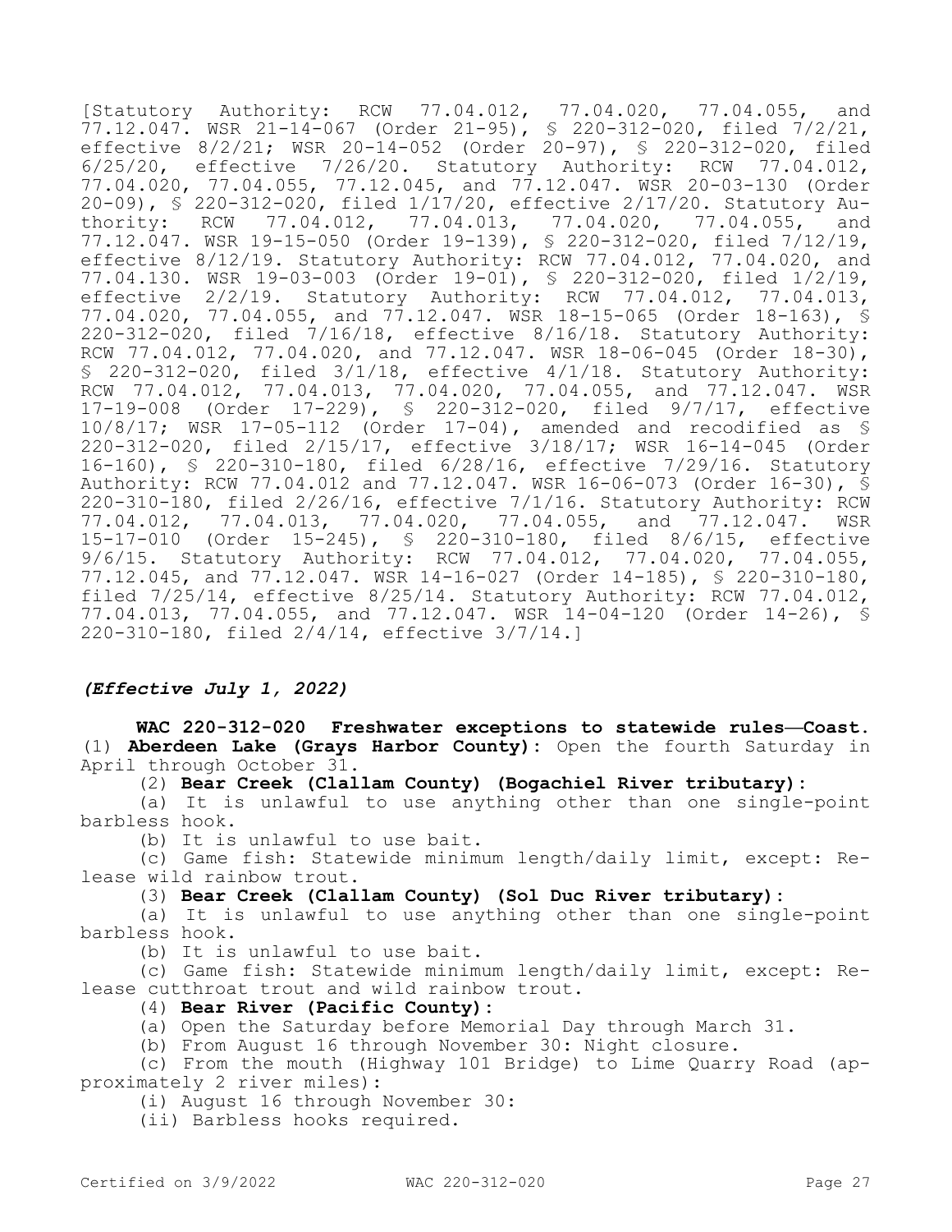[Statutory Authority: RCW 77.04.012, 77.04.020, 77.04.055, and 77.12.047. WSR 21-14-067 (Order 21-95), § 220-312-020, filed 7/2/21, effective 8/2/21; WSR 20-14-052 (Order 20-97), § 220-312-020, filed 6/25/20, effective 7/26/20. Statutory Authority: RCW 77.04.012, 77.04.020, 77.04.055, 77.12.045, and 77.12.047. WSR 20-03-130 (Order 20-09), § 220-312-020, filed 1/17/20, effective 2/17/20. Statutory Authority: RCW 77.04.012, 77.04.013, 77.04.020, 77.04.055, and 77.12.047. WSR 19-15-050 (Order 19-139), § 220-312-020, filed 7/12/19, effective 8/12/19. Statutory Authority: RCW 77.04.012, 77.04.020, and 77.04.130. WSR 19-03-003 (Order 19-01), § 220-312-020, filed 1/2/19, effective 2/2/19. Statutory Authority: RCW 77.04.012, 77.04.013, 77.04.020, 77.04.055, and 77.12.047. WSR 18-15-065 (Order 18-163), § 220-312-020, filed 7/16/18, effective 8/16/18. Statutory Authority: RCW 77.04.012, 77.04.020, and 77.12.047. WSR 18-06-045 (Order 18-30), § 220-312-020, filed 3/1/18, effective 4/1/18. Statutory Authority: RCW 77.04.012, 77.04.013, 77.04.020, 77.04.055, and 77.12.047. WSR 17-19-008 (Order 17-229), § 220-312-020, filed 9/7/17, effective 10/8/17; WSR 17-05-112 (Order 17-04), amended and recodified as § 220-312-020, filed 2/15/17, effective 3/18/17; WSR 16-14-045 (Order 16-160), § 220-310-180, filed 6/28/16, effective 7/29/16. Statutory Authority: RCW 77.04.012 and 77.12.047. WSR 16-06-073 (Order 16-30), § 220-310-180, filed 2/26/16, effective 7/1/16. Statutory Authority: RCW 77.04.012, 77.04.013, 77.04.020, 77.04.055, and 77.12.047. WSR 15-17-010 (Order 15-245), § 220-310-180, filed 8/6/15, effective 9/6/15. Statutory Authority: RCW 77.04.012, 77.04.020, 77.04.055, 77.12.045, and 77.12.047. WSR 14-16-027 (Order 14-185), § 220-310-180, filed 7/25/14, effective 8/25/14. Statutory Authority: RCW 77.04.012, 77.04.013, 77.04.055, and 77.12.047. WSR 14-04-120 (Order 14-26), § 220-310-180, filed 2/4/14, effective 3/7/14.]

***(Effective July 1, 2022)***

**WAC 220-312-020 Freshwater exceptions to statewide rules—Coast.** (1) **Aberdeen Lake (Grays Harbor County):** Open the fourth Saturday in April through October 31.

(2) **Bear Creek (Clallam County) (Bogachiel River tributary):**

(a) It is unlawful to use anything other than one single-point barbless hook.

(b) It is unlawful to use bait.

(c) Game fish: Statewide minimum length/daily limit, except: Release wild rainbow trout.

(3) **Bear Creek (Clallam County) (Sol Duc River tributary):**

(a) It is unlawful to use anything other than one single-point barbless hook.

(b) It is unlawful to use bait.

(c) Game fish: Statewide minimum length/daily limit, except: Release cutthroat trout and wild rainbow trout.

(4) **Bear River (Pacific County):**

(a) Open the Saturday before Memorial Day through March 31.

(b) From August 16 through November 30: Night closure.

(c) From the mouth (Highway 101 Bridge) to Lime Quarry Road (approximately 2 river miles):

(i) August 16 through November 30:

(ii) Barbless hooks required.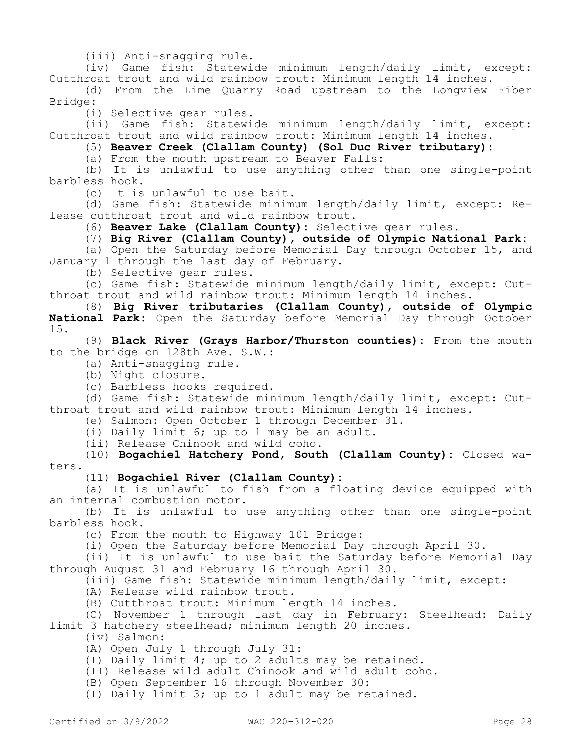(iii) Anti-snagging rule.

(iv) Game fish: Statewide minimum length/daily limit, except: Cutthroat trout and wild rainbow trout: Minimum length 14 inches.

(d) From the Lime Quarry Road upstream to the Longview Fiber Bridge:

(i) Selective gear rules.

(ii) Game fish: Statewide minimum length/daily limit, except: Cutthroat trout and wild rainbow trout: Minimum length 14 inches.

(5) **Beaver Creek (Clallam County) (Sol Duc River tributary):**

(a) From the mouth upstream to Beaver Falls:

(b) It is unlawful to use anything other than one single-point barbless hook.

(c) It is unlawful to use bait.

(d) Game fish: Statewide minimum length/daily limit, except: Release cutthroat trout and wild rainbow trout.

(6) **Beaver Lake (Clallam County):** Selective gear rules.

(7) **Big River (Clallam County), outside of Olympic National Park:**

(a) Open the Saturday before Memorial Day through October 15, and January 1 through the last day of February.

(b) Selective gear rules.

(c) Game fish: Statewide minimum length/daily limit, except: Cutthroat trout and wild rainbow trout: Minimum length 14 inches.

(8) **Big River tributaries (Clallam County), outside of Olympic National Park:** Open the Saturday before Memorial Day through October 15.

(9) **Black River (Grays Harbor/Thurston counties):** From the mouth to the bridge on 128th Ave. S.W.:

(a) Anti-snagging rule.

(b) Night closure.

(c) Barbless hooks required.

(d) Game fish: Statewide minimum length/daily limit, except: Cutthroat trout and wild rainbow trout: Minimum length 14 inches.

(e) Salmon: Open October 1 through December 31.

(i) Daily limit 6; up to 1 may be an adult.

(ii) Release Chinook and wild coho.

(10) **Bogachiel Hatchery Pond, South (Clallam County):** Closed waters.

(11) **Bogachiel River (Clallam County):**

(a) It is unlawful to fish from a floating device equipped with an internal combustion motor.

(b) It is unlawful to use anything other than one single-point barbless hook.

(c) From the mouth to Highway 101 Bridge:

(i) Open the Saturday before Memorial Day through April 30.

(ii) It is unlawful to use bait the Saturday before Memorial Day through August 31 and February 16 through April 30.

(iii) Game fish: Statewide minimum length/daily limit, except:

(A) Release wild rainbow trout.

(B) Cutthroat trout: Minimum length 14 inches.

(C) November 1 through last day in February: Steelhead: Daily limit 3 hatchery steelhead; minimum length 20 inches.

(iv) Salmon:

(A) Open July 1 through July 31:

(I) Daily limit 4; up to 2 adults may be retained.

(II) Release wild adult Chinook and wild adult coho.

(B) Open September 16 through November 30:

(I) Daily limit 3; up to 1 adult may be retained.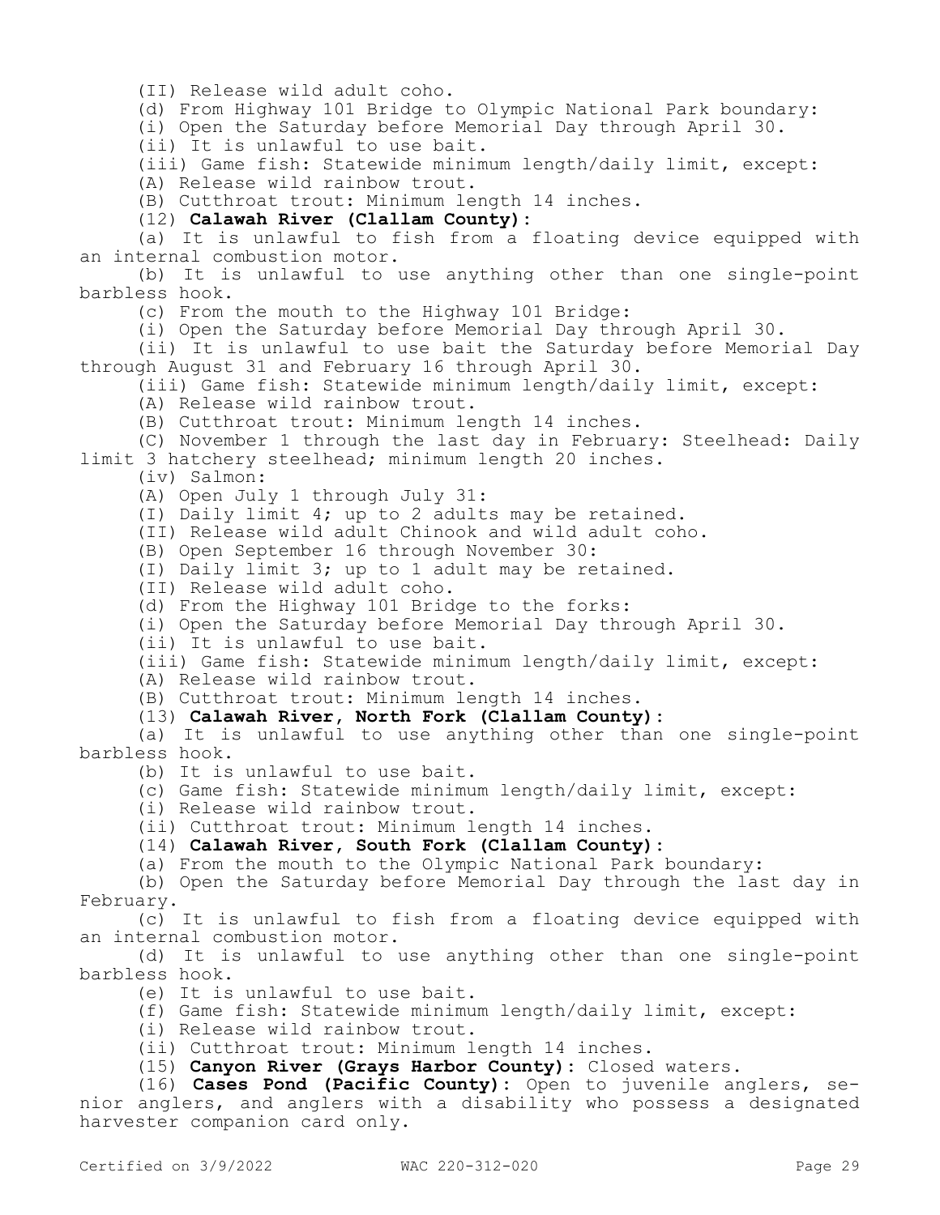(II) Release wild adult coho.

(d) From Highway 101 Bridge to Olympic National Park boundary:

(i) Open the Saturday before Memorial Day through April 30.

(ii) It is unlawful to use bait.

(iii) Game fish: Statewide minimum length/daily limit, except:

(A) Release wild rainbow trout.

(B) Cutthroat trout: Minimum length 14 inches.

(12) **Calawah River (Clallam County):**

(a) It is unlawful to fish from a floating device equipped with an internal combustion motor.

(b) It is unlawful to use anything other than one single-point barbless hook.

(c) From the mouth to the Highway 101 Bridge:

(i) Open the Saturday before Memorial Day through April 30.

(ii) It is unlawful to use bait the Saturday before Memorial Day through August 31 and February 16 through April 30.

(iii) Game fish: Statewide minimum length/daily limit, except:

(A) Release wild rainbow trout.

(B) Cutthroat trout: Minimum length 14 inches.

(C) November 1 through the last day in February: Steelhead: Daily limit 3 hatchery steelhead; minimum length 20 inches.

(iv) Salmon:

(A) Open July 1 through July 31:

(I) Daily limit 4; up to 2 adults may be retained.

(II) Release wild adult Chinook and wild adult coho.

(B) Open September 16 through November 30:

(I) Daily limit 3; up to 1 adult may be retained.

(II) Release wild adult coho.

(d) From the Highway 101 Bridge to the forks:

(i) Open the Saturday before Memorial Day through April 30.

(ii) It is unlawful to use bait.

(iii) Game fish: Statewide minimum length/daily limit, except:

(A) Release wild rainbow trout.

(B) Cutthroat trout: Minimum length 14 inches.

(13) **Calawah River, North Fork (Clallam County):**

(a) It is unlawful to use anything other than one single-point barbless hook.

(b) It is unlawful to use bait.

(c) Game fish: Statewide minimum length/daily limit, except:

(i) Release wild rainbow trout.

(ii) Cutthroat trout: Minimum length 14 inches.

(14) **Calawah River, South Fork (Clallam County):**

(a) From the mouth to the Olympic National Park boundary:

(b) Open the Saturday before Memorial Day through the last day in February.

(c) It is unlawful to fish from a floating device equipped with an internal combustion motor.

(d) It is unlawful to use anything other than one single-point barbless hook.

(e) It is unlawful to use bait.

(f) Game fish: Statewide minimum length/daily limit, except:

(i) Release wild rainbow trout.

(ii) Cutthroat trout: Minimum length 14 inches.

(15) **Canyon River (Grays Harbor County):** Closed waters.

(16) **Cases Pond (Pacific County):** Open to juvenile anglers, senior anglers, and anglers with a disability who possess a designated harvester companion card only.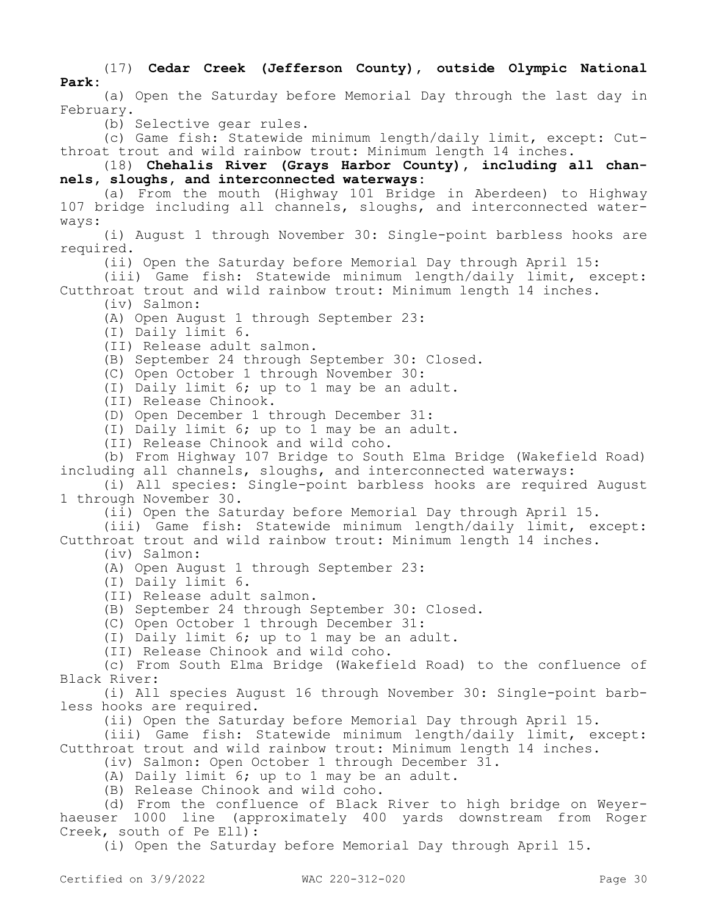(17) **Cedar Creek (Jefferson County), outside Olympic National Park:**

(a) Open the Saturday before Memorial Day through the last day in February.

(b) Selective gear rules.

(c) Game fish: Statewide minimum length/daily limit, except: Cutthroat trout and wild rainbow trout: Minimum length 14 inches.

(18) **Chehalis River (Grays Harbor County), including all channels, sloughs, and interconnected waterways:**

(a) From the mouth (Highway 101 Bridge in Aberdeen) to Highway 107 bridge including all channels, sloughs, and interconnected waterways:

(i) August 1 through November 30: Single-point barbless hooks are required.

(ii) Open the Saturday before Memorial Day through April 15:

(iii) Game fish: Statewide minimum length/daily limit, except: Cutthroat trout and wild rainbow trout: Minimum length 14 inches.

(iv) Salmon:

(A) Open August 1 through September 23:

(I) Daily limit 6.

(II) Release adult salmon.

(B) September 24 through September 30: Closed.

(C) Open October 1 through November 30:

(I) Daily limit 6; up to 1 may be an adult.

(II) Release Chinook.

(D) Open December 1 through December 31:

(I) Daily limit 6; up to 1 may be an adult.

(II) Release Chinook and wild coho.

(b) From Highway 107 Bridge to South Elma Bridge (Wakefield Road) including all channels, sloughs, and interconnected waterways:

(i) All species: Single-point barbless hooks are required August 1 through November 30.

(ii) Open the Saturday before Memorial Day through April 15.

(iii) Game fish: Statewide minimum length/daily limit, except: Cutthroat trout and wild rainbow trout: Minimum length 14 inches.

(iv) Salmon:

(A) Open August 1 through September 23:

(I) Daily limit 6.

(II) Release adult salmon.

(B) September 24 through September 30: Closed.

(C) Open October 1 through December 31:

(I) Daily limit 6; up to 1 may be an adult.

(II) Release Chinook and wild coho.

(c) From South Elma Bridge (Wakefield Road) to the confluence of Black River:

(i) All species August 16 through November 30: Single-point barbless hooks are required.

(ii) Open the Saturday before Memorial Day through April 15.

(iii) Game fish: Statewide minimum length/daily limit, except: Cutthroat trout and wild rainbow trout: Minimum length 14 inches.

(iv) Salmon: Open October 1 through December 31.

(A) Daily limit 6; up to 1 may be an adult.

(B) Release Chinook and wild coho.

(d) From the confluence of Black River to high bridge on Weyerhaeuser 1000 line (approximately 400 yards downstream from Roger Creek, south of Pe Ell):

(i) Open the Saturday before Memorial Day through April 15.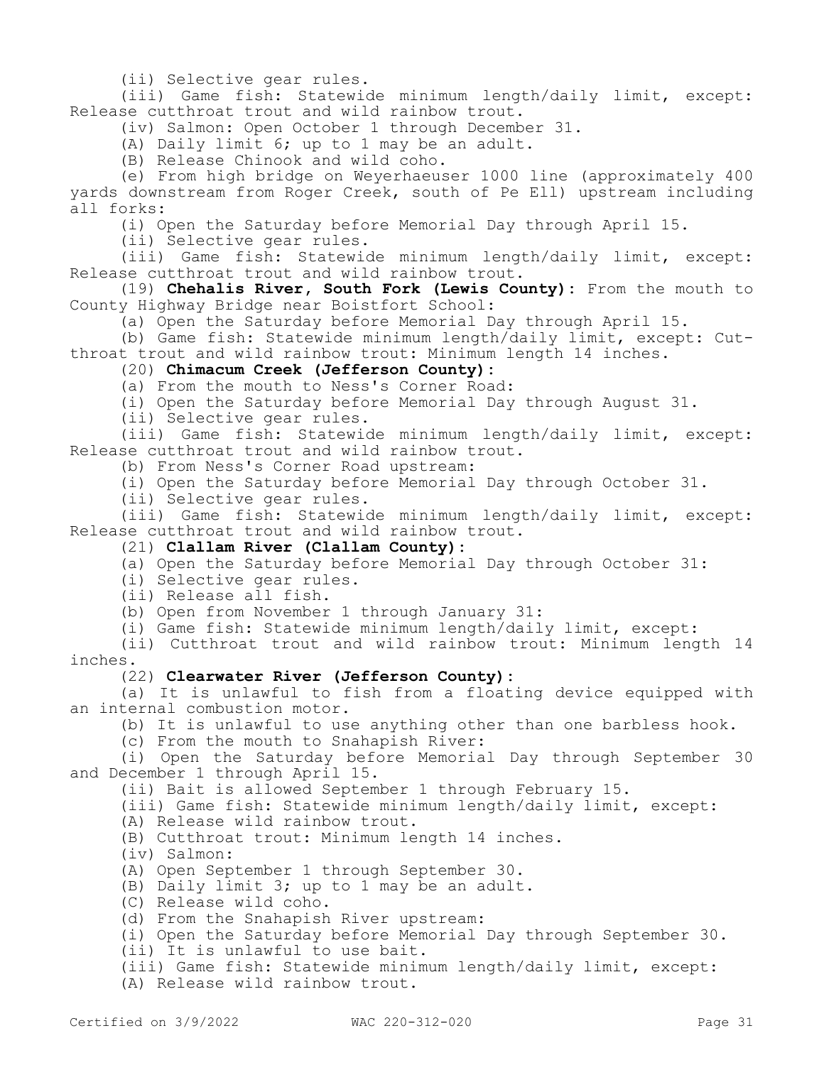(ii) Selective gear rules.

(iii) Game fish: Statewide minimum length/daily limit, except: Release cutthroat trout and wild rainbow trout.

(iv) Salmon: Open October 1 through December 31.

(A) Daily limit 6; up to 1 may be an adult.

(B) Release Chinook and wild coho.

(e) From high bridge on Weyerhaeuser 1000 line (approximately 400 yards downstream from Roger Creek, south of Pe Ell) upstream including all forks:

(i) Open the Saturday before Memorial Day through April 15.

(ii) Selective gear rules.

(iii) Game fish: Statewide minimum length/daily limit, except: Release cutthroat trout and wild rainbow trout.

(19) **Chehalis River, South Fork (Lewis County):** From the mouth to County Highway Bridge near Boistfort School:

(a) Open the Saturday before Memorial Day through April 15.

(b) Game fish: Statewide minimum length/daily limit, except: Cutthroat trout and wild rainbow trout: Minimum length 14 inches.

(20) **Chimacum Creek (Jefferson County):**

(a) From the mouth to Ness's Corner Road:

(i) Open the Saturday before Memorial Day through August 31.

(ii) Selective gear rules.

(iii) Game fish: Statewide minimum length/daily limit, except: Release cutthroat trout and wild rainbow trout.

(b) From Ness's Corner Road upstream:

(i) Open the Saturday before Memorial Day through October 31.

(ii) Selective gear rules.

(iii) Game fish: Statewide minimum length/daily limit, except: Release cutthroat trout and wild rainbow trout.

(21) **Clallam River (Clallam County):**

(a) Open the Saturday before Memorial Day through October 31:

(i) Selective gear rules.

(ii) Release all fish.

(b) Open from November 1 through January 31:

(i) Game fish: Statewide minimum length/daily limit, except:

(ii) Cutthroat trout and wild rainbow trout: Minimum length 14 inches.

(22) **Clearwater River (Jefferson County):**

(a) It is unlawful to fish from a floating device equipped with an internal combustion motor.

(b) It is unlawful to use anything other than one barbless hook.

(c) From the mouth to Snahapish River:

(i) Open the Saturday before Memorial Day through September 30 and December 1 through April 15.

(ii) Bait is allowed September 1 through February 15.

(iii) Game fish: Statewide minimum length/daily limit, except:

(A) Release wild rainbow trout.

(B) Cutthroat trout: Minimum length 14 inches.

(iv) Salmon:

(A) Open September 1 through September 30.

(B) Daily limit 3; up to 1 may be an adult.

(C) Release wild coho.

(d) From the Snahapish River upstream:

(i) Open the Saturday before Memorial Day through September 30.

(ii) It is unlawful to use bait.

(iii) Game fish: Statewide minimum length/daily limit, except:

(A) Release wild rainbow trout.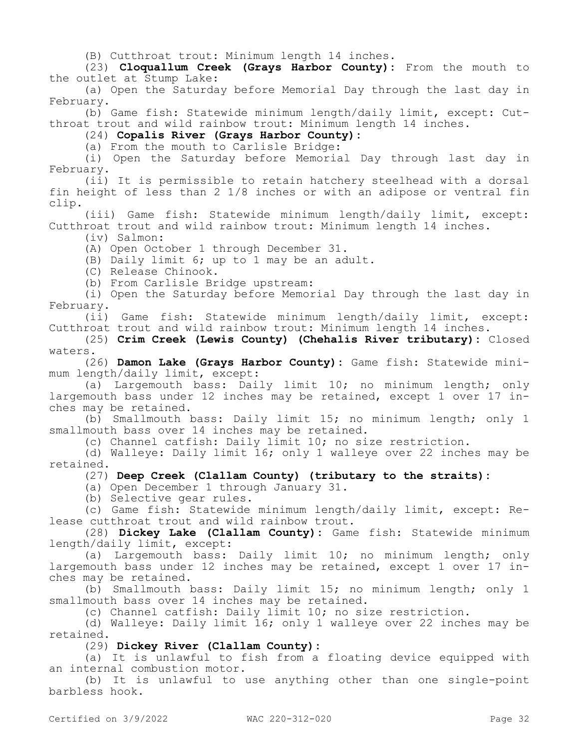(B) Cutthroat trout: Minimum length 14 inches.

(23) **Cloquallum Creek (Grays Harbor County):** From the mouth to the outlet at Stump Lake:

(a) Open the Saturday before Memorial Day through the last day in February.

(b) Game fish: Statewide minimum length/daily limit, except: Cutthroat trout and wild rainbow trout: Minimum length 14 inches.

(24) **Copalis River (Grays Harbor County):**

(a) From the mouth to Carlisle Bridge:

(i) Open the Saturday before Memorial Day through last day in February.

(ii) It is permissible to retain hatchery steelhead with a dorsal fin height of less than 2 1/8 inches or with an adipose or ventral fin clip.

(iii) Game fish: Statewide minimum length/daily limit, except: Cutthroat trout and wild rainbow trout: Minimum length 14 inches.

(iv) Salmon:

(A) Open October 1 through December 31.

(B) Daily limit 6; up to 1 may be an adult.

(C) Release Chinook.

(b) From Carlisle Bridge upstream:

(i) Open the Saturday before Memorial Day through the last day in February.

(ii) Game fish: Statewide minimum length/daily limit, except: Cutthroat trout and wild rainbow trout: Minimum length 14 inches.

(25) **Crim Creek (Lewis County) (Chehalis River tributary):** Closed waters.

(26) **Damon Lake (Grays Harbor County):** Game fish: Statewide minimum length/daily limit, except:

(a) Largemouth bass: Daily limit 10; no minimum length; only largemouth bass under 12 inches may be retained, except 1 over 17 inches may be retained.

(b) Smallmouth bass: Daily limit 15; no minimum length; only 1 smallmouth bass over 14 inches may be retained.

(c) Channel catfish: Daily limit 10; no size restriction.

(d) Walleye: Daily limit 16; only 1 walleye over 22 inches may be retained.

(27) **Deep Creek (Clallam County) (tributary to the straits):**

(a) Open December 1 through January 31.

(b) Selective gear rules.

(c) Game fish: Statewide minimum length/daily limit, except: Release cutthroat trout and wild rainbow trout.

(28) **Dickey Lake (Clallam County):** Game fish: Statewide minimum length/daily limit, except:

(a) Largemouth bass: Daily limit 10; no minimum length; only largemouth bass under 12 inches may be retained, except 1 over 17 inches may be retained.

(b) Smallmouth bass: Daily limit 15; no minimum length; only 1 smallmouth bass over 14 inches may be retained.

(c) Channel catfish: Daily limit 10; no size restriction.

(d) Walleye: Daily limit 16; only 1 walleye over 22 inches may be retained.

(29) **Dickey River (Clallam County):**

(a) It is unlawful to fish from a floating device equipped with an internal combustion motor.

(b) It is unlawful to use anything other than one single-point barbless hook.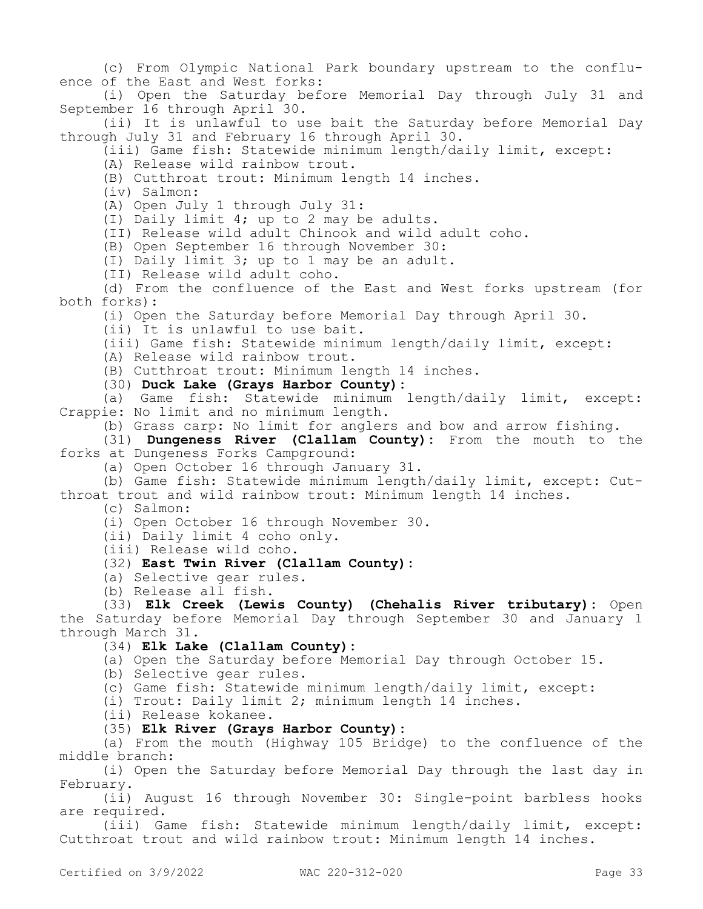(c) From Olympic National Park boundary upstream to the confluence of the East and West forks:

(i) Open the Saturday before Memorial Day through July 31 and September 16 through April 30.

(ii) It is unlawful to use bait the Saturday before Memorial Day through July 31 and February 16 through April 30.

(iii) Game fish: Statewide minimum length/daily limit, except:

(A) Release wild rainbow trout.

(B) Cutthroat trout: Minimum length 14 inches.

(iv) Salmon:

(A) Open July 1 through July 31:

(I) Daily limit 4; up to 2 may be adults.

(II) Release wild adult Chinook and wild adult coho.

(B) Open September 16 through November 30:

(I) Daily limit 3; up to 1 may be an adult.

(II) Release wild adult coho.

(d) From the confluence of the East and West forks upstream (for both forks):

(i) Open the Saturday before Memorial Day through April 30.

(ii) It is unlawful to use bait.

(iii) Game fish: Statewide minimum length/daily limit, except:

(A) Release wild rainbow trout.

(B) Cutthroat trout: Minimum length 14 inches.

(30) **Duck Lake (Grays Harbor County):**

(a) Game fish: Statewide minimum length/daily limit, except: Crappie: No limit and no minimum length.

(b) Grass carp: No limit for anglers and bow and arrow fishing.

(31) **Dungeness River (Clallam County):** From the mouth to the forks at Dungeness Forks Campground:

(a) Open October 16 through January 31.

(b) Game fish: Statewide minimum length/daily limit, except: Cutthroat trout and wild rainbow trout: Minimum length 14 inches.

(c) Salmon:

(i) Open October 16 through November 30.

(ii) Daily limit 4 coho only.

(iii) Release wild coho.

(32) **East Twin River (Clallam County):**

(a) Selective gear rules.

(b) Release all fish.

(33) **Elk Creek (Lewis County) (Chehalis River tributary):** Open the Saturday before Memorial Day through September 30 and January 1 through March 31.

(34) **Elk Lake (Clallam County):**

(a) Open the Saturday before Memorial Day through October 15.

(b) Selective gear rules.

(c) Game fish: Statewide minimum length/daily limit, except:

(i) Trout: Daily limit 2; minimum length 14 inches.

(ii) Release kokanee.

(35) **Elk River (Grays Harbor County):**

(a) From the mouth (Highway 105 Bridge) to the confluence of the middle branch:

(i) Open the Saturday before Memorial Day through the last day in February.

(ii) August 16 through November 30: Single-point barbless hooks are required.

(iii) Game fish: Statewide minimum length/daily limit, except: Cutthroat trout and wild rainbow trout: Minimum length 14 inches.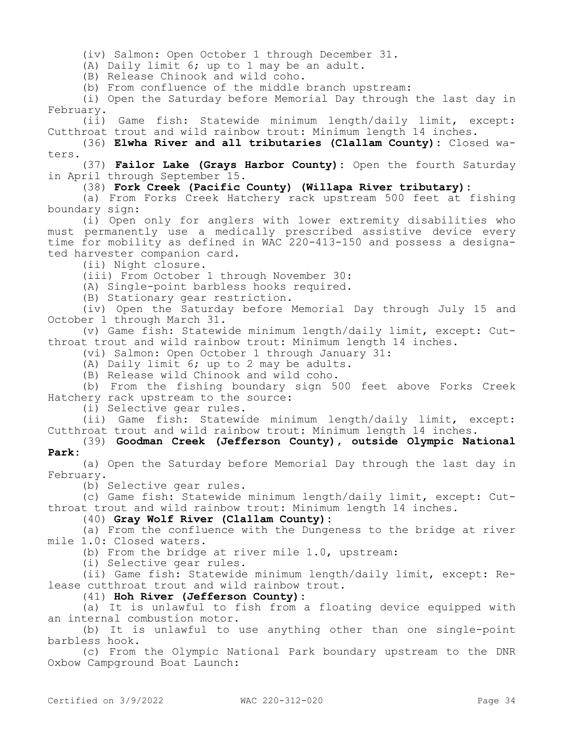(iv) Salmon: Open October 1 through December 31.

(A) Daily limit 6; up to 1 may be an adult.

(B) Release Chinook and wild coho.

(b) From confluence of the middle branch upstream:

(i) Open the Saturday before Memorial Day through the last day in February.

(ii) Game fish: Statewide minimum length/daily limit, except: Cutthroat trout and wild rainbow trout: Minimum length 14 inches.

(36) **Elwha River and all tributaries (Clallam County)**: Closed waters.

(37) **Failor Lake (Grays Harbor County)**: Open the fourth Saturday in April through September 15.

(38) **Fork Creek (Pacific County) (Willapa River tributary)**:

(a) From Forks Creek Hatchery rack upstream 500 feet at fishing boundary sign:

(i) Open only for anglers with lower extremity disabilities who must permanently use a medically prescribed assistive device every time for mobility as defined in WAC 220-413-150 and possess a designated harvester companion card.

(ii) Night closure.

(iii) From October 1 through November 30:

(A) Single-point barbless hooks required.

(B) Stationary gear restriction.

(iv) Open the Saturday before Memorial Day through July 15 and October 1 through March 31.

(v) Game fish: Statewide minimum length/daily limit, except: Cutthroat trout and wild rainbow trout: Minimum length 14 inches.

(vi) Salmon: Open October 1 through January 31:

(A) Daily limit 6; up to 2 may be adults.

(B) Release wild Chinook and wild coho.

(b) From the fishing boundary sign 500 feet above Forks Creek Hatchery rack upstream to the source:

(i) Selective gear rules.

(ii) Game fish: Statewide minimum length/daily limit, except: Cutthroat trout and wild rainbow trout: Minimum length 14 inches.

(39) **Goodman Creek (Jefferson County), outside Olympic National Park**:

(a) Open the Saturday before Memorial Day through the last day in February.

(b) Selective gear rules.

(c) Game fish: Statewide minimum length/daily limit, except: Cutthroat trout and wild rainbow trout: Minimum length 14 inches.

(40) **Gray Wolf River (Clallam County)**:

(a) From the confluence with the Dungeness to the bridge at river mile 1.0: Closed waters.

(b) From the bridge at river mile 1.0, upstream:

(i) Selective gear rules.

(ii) Game fish: Statewide minimum length/daily limit, except: Release cutthroat trout and wild rainbow trout.

(41) **Hoh River (Jefferson County)**:

(a) It is unlawful to fish from a floating device equipped with an internal combustion motor.

(b) It is unlawful to use anything other than one single-point barbless hook.

(c) From the Olympic National Park boundary upstream to the DNR Oxbow Campground Boat Launch: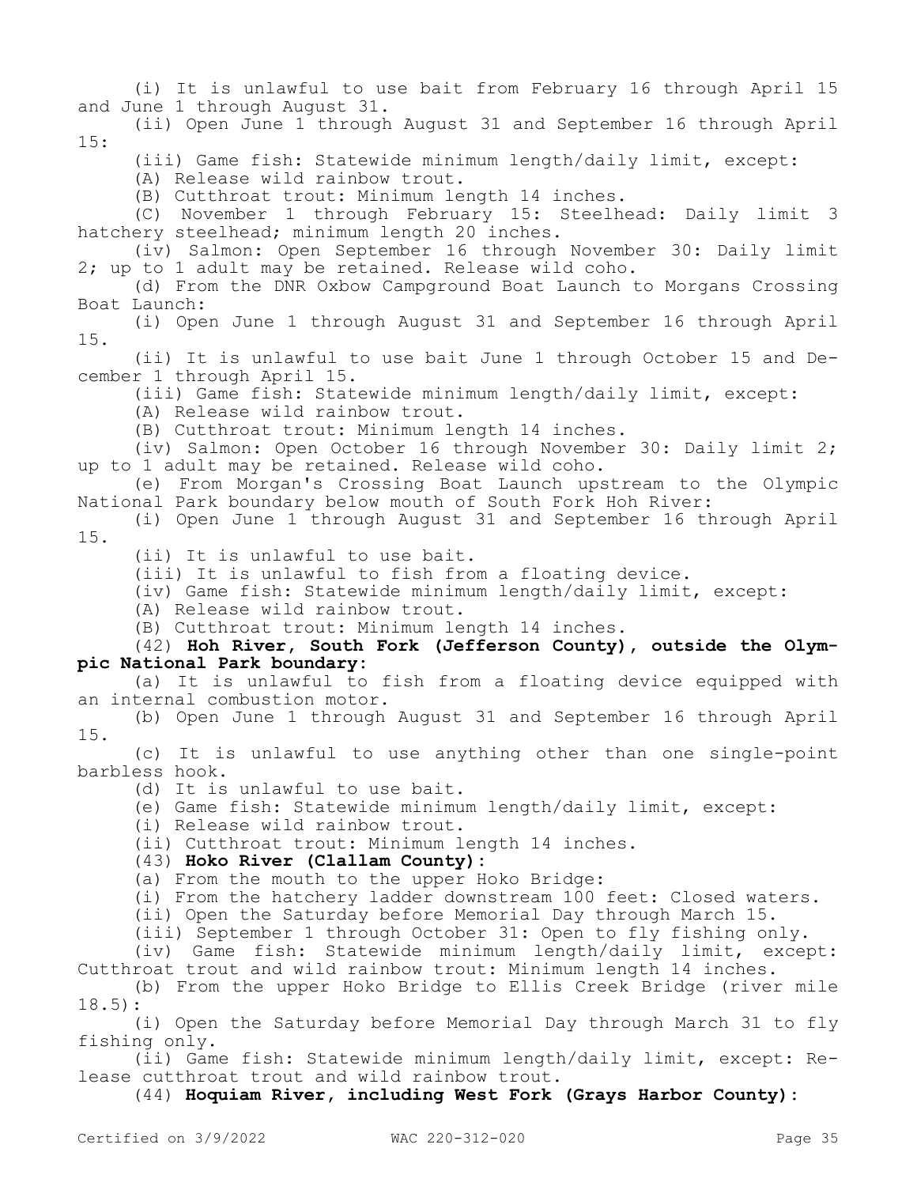(i) It is unlawful to use bait from February 16 through April 15 and June 1 through August 31.

(ii) Open June 1 through August 31 and September 16 through April 15:

(iii) Game fish: Statewide minimum length/daily limit, except:

(A) Release wild rainbow trout.

(B) Cutthroat trout: Minimum length 14 inches.

(C) November 1 through February 15: Steelhead: Daily limit 3 hatchery steelhead; minimum length 20 inches.

(iv) Salmon: Open September 16 through November 30: Daily limit 2; up to 1 adult may be retained. Release wild coho.

(d) From the DNR Oxbow Campground Boat Launch to Morgans Crossing Boat Launch:

(i) Open June 1 through August 31 and September 16 through April 15.

(ii) It is unlawful to use bait June 1 through October 15 and December 1 through April 15.

(iii) Game fish: Statewide minimum length/daily limit, except:

(A) Release wild rainbow trout.

(B) Cutthroat trout: Minimum length 14 inches.

(iv) Salmon: Open October 16 through November 30: Daily limit 2; up to 1 adult may be retained. Release wild coho.

(e) From Morgan's Crossing Boat Launch upstream to the Olympic National Park boundary below mouth of South Fork Hoh River:

(i) Open June 1 through August 31 and September 16 through April 15.

(ii) It is unlawful to use bait.

(iii) It is unlawful to fish from a floating device.

(iv) Game fish: Statewide minimum length/daily limit, except:

(A) Release wild rainbow trout.

(B) Cutthroat trout: Minimum length 14 inches.

(42) **Hoh River, South Fork (Jefferson County), outside the Olympic National Park boundary**:

(a) It is unlawful to fish from a floating device equipped with an internal combustion motor.

(b) Open June 1 through August 31 and September 16 through April 15.

(c) It is unlawful to use anything other than one single-point barbless hook.

(d) It is unlawful to use bait.

(e) Game fish: Statewide minimum length/daily limit, except:

(i) Release wild rainbow trout.

(ii) Cutthroat trout: Minimum length 14 inches.

(43) **Hoko River (Clallam County)**:

(a) From the mouth to the upper Hoko Bridge:

(i) From the hatchery ladder downstream 100 feet: Closed waters.

(ii) Open the Saturday before Memorial Day through March 15.

(iii) September 1 through October 31: Open to fly fishing only.

(iv) Game fish: Statewide minimum length/daily limit, except: Cutthroat trout and wild rainbow trout: Minimum length 14 inches.

(b) From the upper Hoko Bridge to Ellis Creek Bridge (river mile 18.5):

(i) Open the Saturday before Memorial Day through March 31 to fly fishing only.

(ii) Game fish: Statewide minimum length/daily limit, except: Release cutthroat trout and wild rainbow trout.

(44) **Hoquiam River, including West Fork (Grays Harbor County)**: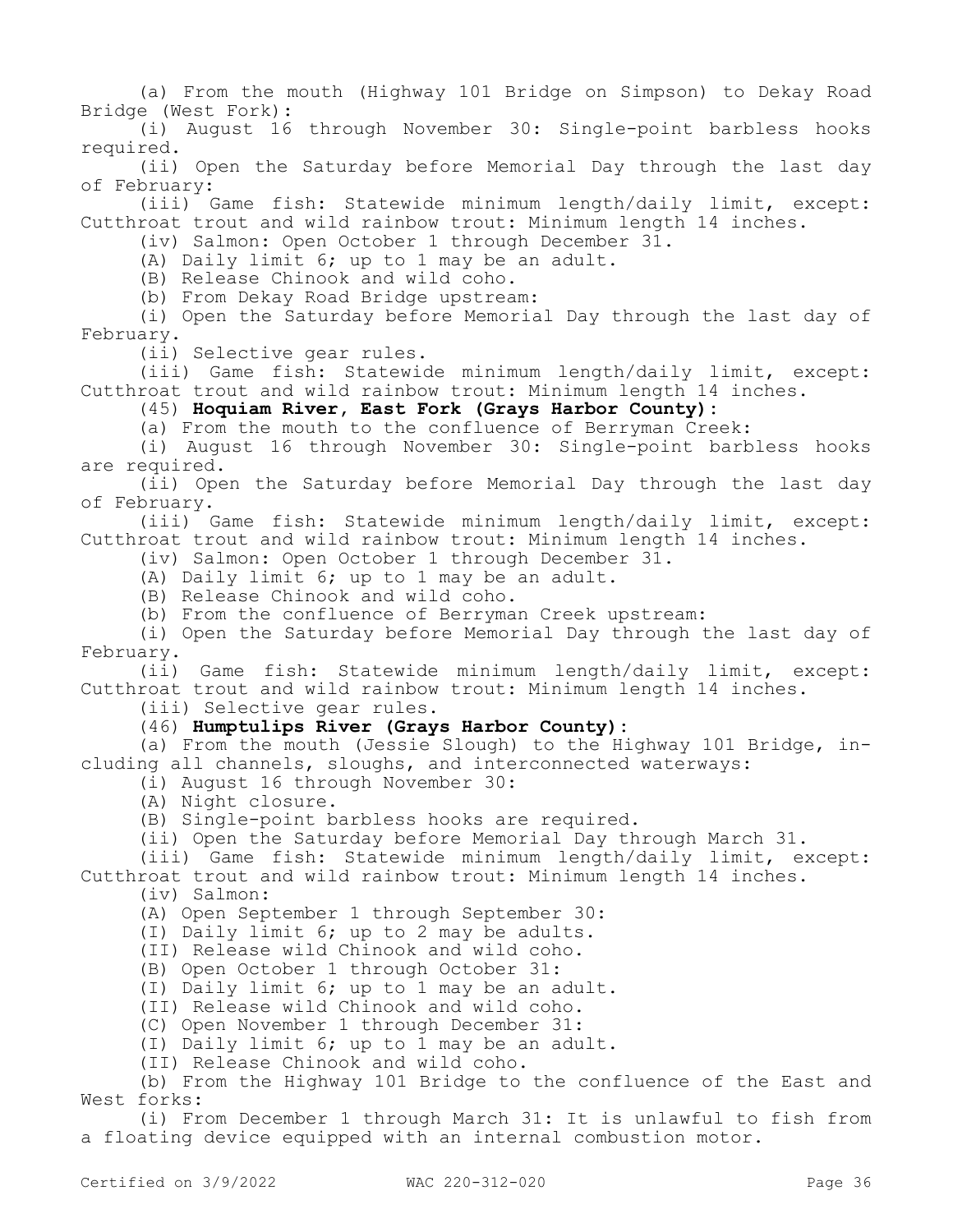(a) From the mouth (Highway 101 Bridge on Simpson) to Dekay Road Bridge (West Fork):

(i) August 16 through November 30: Single-point barbless hooks required.

(ii) Open the Saturday before Memorial Day through the last day of February:

(iii) Game fish: Statewide minimum length/daily limit, except: Cutthroat trout and wild rainbow trout: Minimum length 14 inches.

(iv) Salmon: Open October 1 through December 31.

(A) Daily limit 6; up to 1 may be an adult.

(B) Release Chinook and wild coho.

(b) From Dekay Road Bridge upstream:

(i) Open the Saturday before Memorial Day through the last day of February.

(ii) Selective gear rules.

(iii) Game fish: Statewide minimum length/daily limit, except: Cutthroat trout and wild rainbow trout: Minimum length 14 inches.

(45) **Hoquiam River, East Fork (Grays Harbor County):**

(a) From the mouth to the confluence of Berryman Creek:

(i) August 16 through November 30: Single-point barbless hooks are required.

(ii) Open the Saturday before Memorial Day through the last day of February.

(iii) Game fish: Statewide minimum length/daily limit, except: Cutthroat trout and wild rainbow trout: Minimum length 14 inches.

(iv) Salmon: Open October 1 through December 31.

(A) Daily limit 6; up to 1 may be an adult.

(B) Release Chinook and wild coho.

(b) From the confluence of Berryman Creek upstream:

(i) Open the Saturday before Memorial Day through the last day of February.

(ii) Game fish: Statewide minimum length/daily limit, except: Cutthroat trout and wild rainbow trout: Minimum length 14 inches.

(iii) Selective gear rules.

(46) **Humptulips River (Grays Harbor County):**

(a) From the mouth (Jessie Slough) to the Highway 101 Bridge, including all channels, sloughs, and interconnected waterways:

(i) August 16 through November 30:

(A) Night closure.

(B) Single-point barbless hooks are required.

(ii) Open the Saturday before Memorial Day through March 31.

(iii) Game fish: Statewide minimum length/daily limit, except: Cutthroat trout and wild rainbow trout: Minimum length 14 inches.

(iv) Salmon:

(A) Open September 1 through September 30:

(I) Daily limit 6; up to 2 may be adults.

(II) Release wild Chinook and wild coho.

(B) Open October 1 through October 31:

(I) Daily limit 6; up to 1 may be an adult.

(II) Release wild Chinook and wild coho.

(C) Open November 1 through December 31:

(I) Daily limit 6; up to 1 may be an adult.

(II) Release Chinook and wild coho.

(b) From the Highway 101 Bridge to the confluence of the East and West forks:

(i) From December 1 through March 31: It is unlawful to fish from a floating device equipped with an internal combustion motor.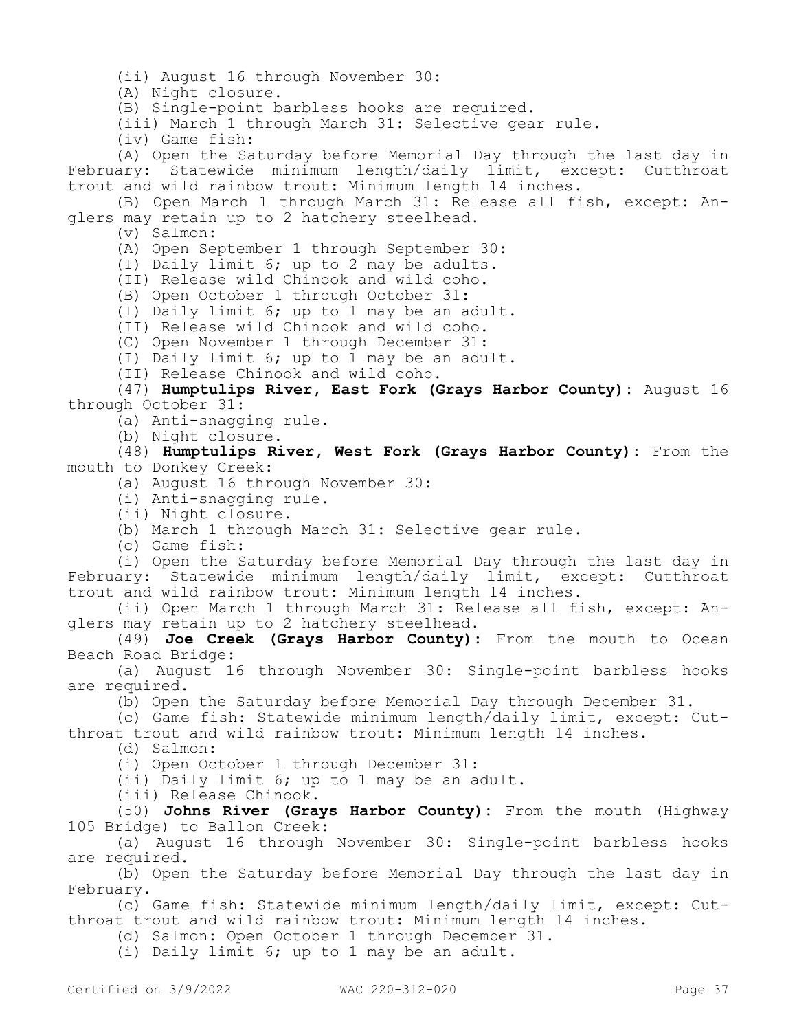(ii) August 16 through November 30:

(A) Night closure.

(B) Single-point barbless hooks are required.

(iii) March 1 through March 31: Selective gear rule.

(iv) Game fish:

(A) Open the Saturday before Memorial Day through the last day in February: Statewide minimum length/daily limit, except: Cutthroat trout and wild rainbow trout: Minimum length 14 inches.

(B) Open March 1 through March 31: Release all fish, except: Anglers may retain up to 2 hatchery steelhead.

(v) Salmon:

(A) Open September 1 through September 30:

(I) Daily limit 6; up to 2 may be adults.

(II) Release wild Chinook and wild coho.

(B) Open October 1 through October 31:

(I) Daily limit 6; up to 1 may be an adult.

(II) Release wild Chinook and wild coho.

(C) Open November 1 through December 31:

(I) Daily limit 6; up to 1 may be an adult.

(II) Release Chinook and wild coho.

(47) **Humptulips River, East Fork (Grays Harbor County)**: August 16 through October 31:

(a) Anti-snagging rule.

(b) Night closure.

(48) **Humptulips River, West Fork (Grays Harbor County)**: From the mouth to Donkey Creek:

(a) August 16 through November 30:

(i) Anti-snagging rule.

(ii) Night closure.

(b) March 1 through March 31: Selective gear rule.

(c) Game fish:

(i) Open the Saturday before Memorial Day through the last day in February: Statewide minimum length/daily limit, except: Cutthroat trout and wild rainbow trout: Minimum length 14 inches.

(ii) Open March 1 through March 31: Release all fish, except: Anglers may retain up to 2 hatchery steelhead.

(49) **Joe Creek (Grays Harbor County)**: From the mouth to Ocean Beach Road Bridge:

(a) August 16 through November 30: Single-point barbless hooks are required.

(b) Open the Saturday before Memorial Day through December 31.

(c) Game fish: Statewide minimum length/daily limit, except: Cutthroat trout and wild rainbow trout: Minimum length 14 inches.

(d) Salmon:

(i) Open October 1 through December 31:

(ii) Daily limit 6; up to 1 may be an adult.

(iii) Release Chinook.

(50) **Johns River (Grays Harbor County)**: From the mouth (Highway 105 Bridge) to Ballon Creek:

(a) August 16 through November 30: Single-point barbless hooks are required.

(b) Open the Saturday before Memorial Day through the last day in February.

(c) Game fish: Statewide minimum length/daily limit, except: Cutthroat trout and wild rainbow trout: Minimum length 14 inches.

(d) Salmon: Open October 1 through December 31.

(i) Daily limit 6; up to 1 may be an adult.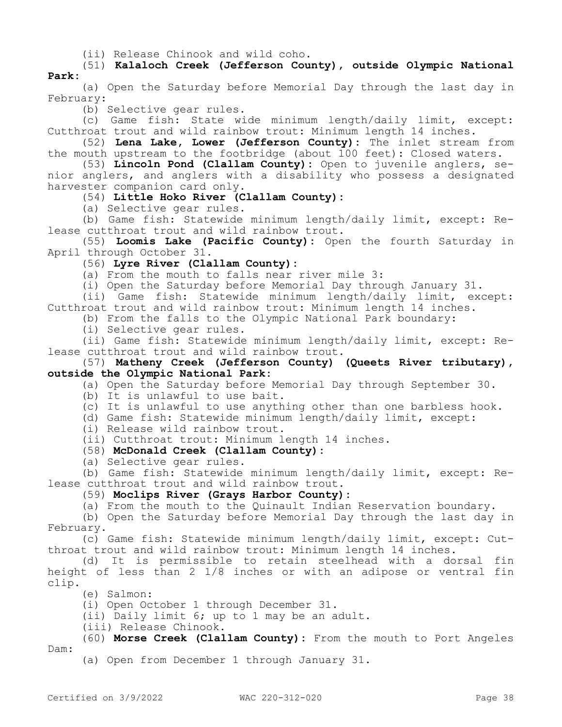(ii) Release Chinook and wild coho.

(51) **Kalaloch Creek (Jefferson County), outside Olympic National Park:**

(a) Open the Saturday before Memorial Day through the last day in February:

(b) Selective gear rules.

(c) Game fish: State wide minimum length/daily limit, except: Cutthroat trout and wild rainbow trout: Minimum length 14 inches.

(52) **Lena Lake, Lower (Jefferson County):** The inlet stream from the mouth upstream to the footbridge (about 100 feet): Closed waters.

(53) **Lincoln Pond (Clallam County):** Open to juvenile anglers, senior anglers, and anglers with a disability who possess a designated harvester companion card only.

(54) **Little Hoko River (Clallam County):**

(a) Selective gear rules.

(b) Game fish: Statewide minimum length/daily limit, except: Release cutthroat trout and wild rainbow trout.

(55) **Loomis Lake (Pacific County):** Open the fourth Saturday in April through October 31.

(56) **Lyre River (Clallam County):**

(a) From the mouth to falls near river mile 3:

(i) Open the Saturday before Memorial Day through January 31.

(ii) Game fish: Statewide minimum length/daily limit, except: Cutthroat trout and wild rainbow trout: Minimum length 14 inches.

(b) From the falls to the Olympic National Park boundary:

(i) Selective gear rules.

(ii) Game fish: Statewide minimum length/daily limit, except: Release cutthroat trout and wild rainbow trout.

(57) **Matheny Creek (Jefferson County) (Queets River tributary), outside the Olympic National Park:**

(a) Open the Saturday before Memorial Day through September 30.

(b) It is unlawful to use bait.

(c) It is unlawful to use anything other than one barbless hook.

(d) Game fish: Statewide minimum length/daily limit, except:

(i) Release wild rainbow trout.

(ii) Cutthroat trout: Minimum length 14 inches.

(58) **McDonald Creek (Clallam County):**

(a) Selective gear rules.

(b) Game fish: Statewide minimum length/daily limit, except: Release cutthroat trout and wild rainbow trout.

(59) **Moclips River (Grays Harbor County):**

(a) From the mouth to the Quinault Indian Reservation boundary.

(b) Open the Saturday before Memorial Day through the last day in February.

(c) Game fish: Statewide minimum length/daily limit, except: Cutthroat trout and wild rainbow trout: Minimum length 14 inches.

(d) It is permissible to retain steelhead with a dorsal fin height of less than 2 1/8 inches or with an adipose or ventral fin clip.

(e) Salmon:

(i) Open October 1 through December 31.

(ii) Daily limit 6; up to 1 may be an adult.

(iii) Release Chinook.

(60) **Morse Creek (Clallam County):** From the mouth to Port Angeles Dam:

(a) Open from December 1 through January 31.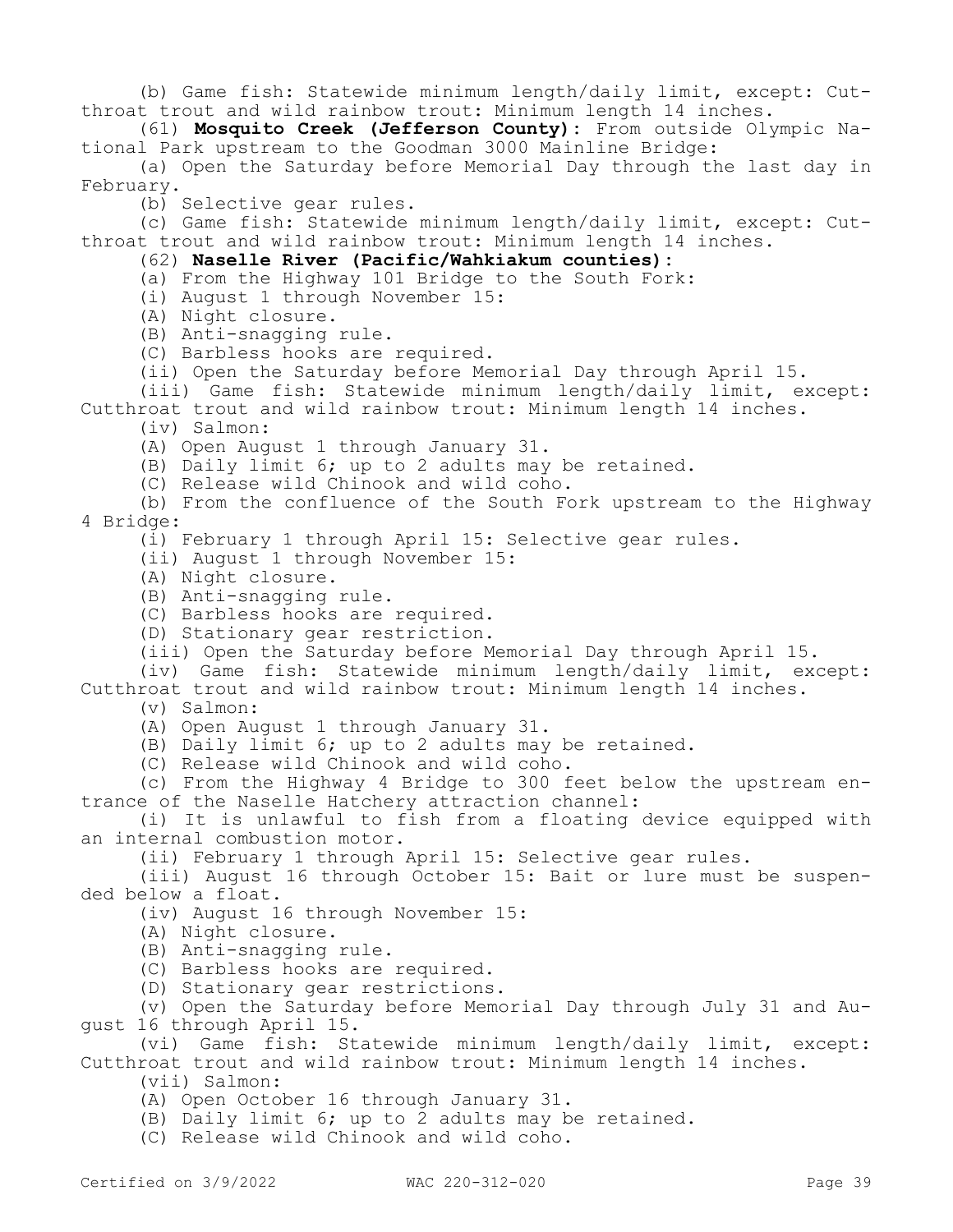(b) Game fish: Statewide minimum length/daily limit, except: Cutthroat trout and wild rainbow trout: Minimum length 14 inches.

(61) **Mosquito Creek (Jefferson County)**: From outside Olympic National Park upstream to the Goodman 3000 Mainline Bridge:

(a) Open the Saturday before Memorial Day through the last day in February.

(b) Selective gear rules.

(c) Game fish: Statewide minimum length/daily limit, except: Cutthroat trout and wild rainbow trout: Minimum length 14 inches.

(62) **Naselle River (Pacific/Wahkiakum counties)**:

(a) From the Highway 101 Bridge to the South Fork:

(i) August 1 through November 15:

(A) Night closure.

(B) Anti-snagging rule.

(C) Barbless hooks are required.

(ii) Open the Saturday before Memorial Day through April 15.

(iii) Game fish: Statewide minimum length/daily limit, except: Cutthroat trout and wild rainbow trout: Minimum length 14 inches.

(iv) Salmon:

(A) Open August 1 through January 31.

(B) Daily limit 6; up to 2 adults may be retained.

(C) Release wild Chinook and wild coho.

(b) From the confluence of the South Fork upstream to the Highway 4 Bridge:

(i) February 1 through April 15: Selective gear rules.

(ii) August 1 through November 15:

(A) Night closure.

(B) Anti-snagging rule.

(C) Barbless hooks are required.

(D) Stationary gear restriction.

(iii) Open the Saturday before Memorial Day through April 15.

(iv) Game fish: Statewide minimum length/daily limit, except: Cutthroat trout and wild rainbow trout: Minimum length 14 inches.

(v) Salmon:

(A) Open August 1 through January 31.

(B) Daily limit 6; up to 2 adults may be retained.

(C) Release wild Chinook and wild coho.

(c) From the Highway 4 Bridge to 300 feet below the upstream entrance of the Naselle Hatchery attraction channel:

(i) It is unlawful to fish from a floating device equipped with an internal combustion motor.

(ii) February 1 through April 15: Selective gear rules.

(iii) August 16 through October 15: Bait or lure must be suspended below a float.

(iv) August 16 through November 15:

(A) Night closure.

(B) Anti-snagging rule.

(C) Barbless hooks are required.

(D) Stationary gear restrictions.

(v) Open the Saturday before Memorial Day through July 31 and August 16 through April 15.

(vi) Game fish: Statewide minimum length/daily limit, except: Cutthroat trout and wild rainbow trout: Minimum length 14 inches.

(vii) Salmon:

(A) Open October 16 through January 31.

(B) Daily limit 6; up to 2 adults may be retained.

(C) Release wild Chinook and wild coho.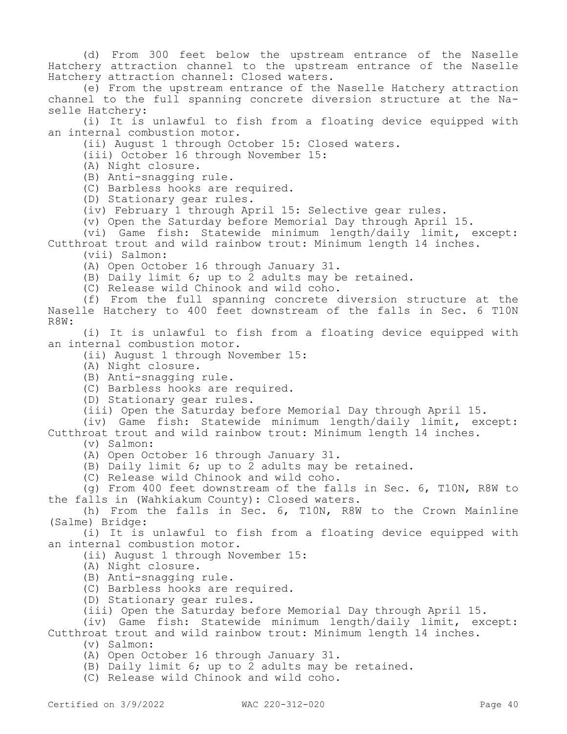(d) From 300 feet below the upstream entrance of the Naselle Hatchery attraction channel to the upstream entrance of the Naselle Hatchery attraction channel: Closed waters.

(e) From the upstream entrance of the Naselle Hatchery attraction channel to the full spanning concrete diversion structure at the Naselle Hatchery:

(i) It is unlawful to fish from a floating device equipped with an internal combustion motor.

(ii) August 1 through October 15: Closed waters.

(iii) October 16 through November 15:

(A) Night closure.

(B) Anti-snagging rule.

(C) Barbless hooks are required.

(D) Stationary gear rules.

(iv) February 1 through April 15: Selective gear rules.

(v) Open the Saturday before Memorial Day through April 15.

(vi) Game fish: Statewide minimum length/daily limit, except: Cutthroat trout and wild rainbow trout: Minimum length 14 inches.

(vii) Salmon:

(A) Open October 16 through January 31.

(B) Daily limit 6; up to 2 adults may be retained.

(C) Release wild Chinook and wild coho.

(f) From the full spanning concrete diversion structure at the Naselle Hatchery to 400 feet downstream of the falls in Sec. 6 T10N R8W:

(i) It is unlawful to fish from a floating device equipped with an internal combustion motor.

(ii) August 1 through November 15:

(A) Night closure.

(B) Anti-snagging rule.

(C) Barbless hooks are required.

(D) Stationary gear rules.

(iii) Open the Saturday before Memorial Day through April 15.

(iv) Game fish: Statewide minimum length/daily limit, except: Cutthroat trout and wild rainbow trout: Minimum length 14 inches.

(v) Salmon:

(A) Open October 16 through January 31.

(B) Daily limit 6; up to 2 adults may be retained.

(C) Release wild Chinook and wild coho.

(g) From 400 feet downstream of the falls in Sec. 6, T10N, R8W to the falls in (Wahkiakum County): Closed waters.

(h) From the falls in Sec. 6, T10N, R8W to the Crown Mainline (Salme) Bridge:

(i) It is unlawful to fish from a floating device equipped with an internal combustion motor.

(ii) August 1 through November 15:

(A) Night closure.

(B) Anti-snagging rule.

(C) Barbless hooks are required.

(D) Stationary gear rules.

(iii) Open the Saturday before Memorial Day through April 15.

(iv) Game fish: Statewide minimum length/daily limit, except: Cutthroat trout and wild rainbow trout: Minimum length 14 inches.

(v) Salmon:

(A) Open October 16 through January 31.

(B) Daily limit 6; up to 2 adults may be retained.

(C) Release wild Chinook and wild coho.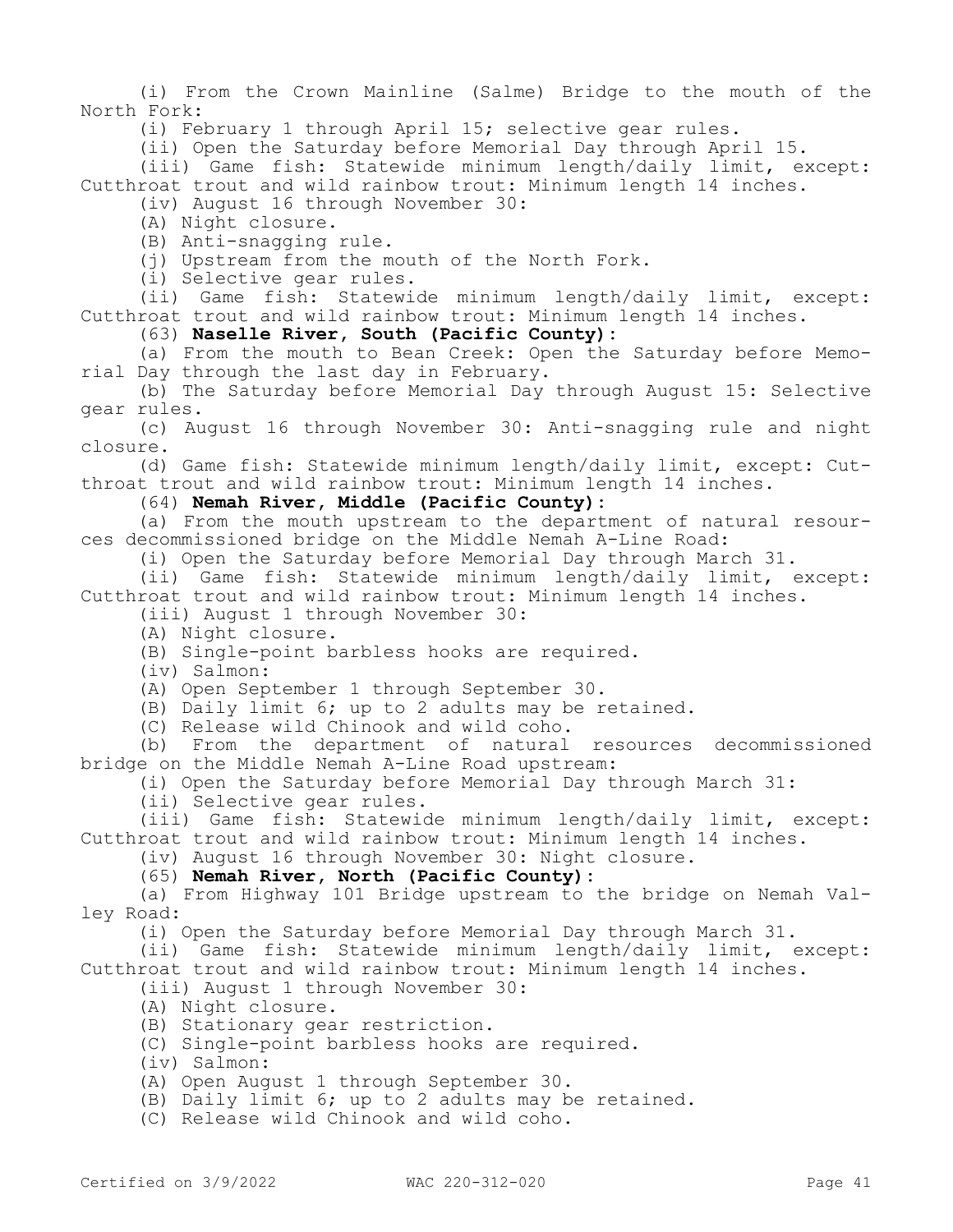(i) From the Crown Mainline (Salme) Bridge to the mouth of the North Fork:

(i) February 1 through April 15; selective gear rules.

(ii) Open the Saturday before Memorial Day through April 15.

(iii) Game fish: Statewide minimum length/daily limit, except: Cutthroat trout and wild rainbow trout: Minimum length 14 inches.

(iv) August 16 through November 30:

(A) Night closure.

(B) Anti-snagging rule.

(j) Upstream from the mouth of the North Fork.

(i) Selective gear rules.

(ii) Game fish: Statewide minimum length/daily limit, except: Cutthroat trout and wild rainbow trout: Minimum length 14 inches.

(63) **Naselle River, South (Pacific County):**

(a) From the mouth to Bean Creek: Open the Saturday before Memorial Day through the last day in February.

(b) The Saturday before Memorial Day through August 15: Selective gear rules.

(c) August 16 through November 30: Anti-snagging rule and night closure.

(d) Game fish: Statewide minimum length/daily limit, except: Cutthroat trout and wild rainbow trout: Minimum length 14 inches.

(64) **Nemah River, Middle (Pacific County):**

(a) From the mouth upstream to the department of natural resources decommissioned bridge on the Middle Nemah A-Line Road:

(i) Open the Saturday before Memorial Day through March 31.

(ii) Game fish: Statewide minimum length/daily limit, except: Cutthroat trout and wild rainbow trout: Minimum length 14 inches.

(iii) August 1 through November 30:

(A) Night closure.

(B) Single-point barbless hooks are required.

(iv) Salmon:

(A) Open September 1 through September 30.

(B) Daily limit 6; up to 2 adults may be retained.

(C) Release wild Chinook and wild coho.

(b) From the department of natural resources decommissioned bridge on the Middle Nemah A-Line Road upstream:

(i) Open the Saturday before Memorial Day through March 31:

(ii) Selective gear rules.

(iii) Game fish: Statewide minimum length/daily limit, except: Cutthroat trout and wild rainbow trout: Minimum length 14 inches.

(iv) August 16 through November 30: Night closure.

(65) **Nemah River, North (Pacific County):**

(a) From Highway 101 Bridge upstream to the bridge on Nemah Valley Road:

(i) Open the Saturday before Memorial Day through March 31.

(ii) Game fish: Statewide minimum length/daily limit, except: Cutthroat trout and wild rainbow trout: Minimum length 14 inches.

(iii) August 1 through November 30:

(A) Night closure.

(B) Stationary gear restriction.

(C) Single-point barbless hooks are required.

(iv) Salmon:

(A) Open August 1 through September 30.

(B) Daily limit 6; up to 2 adults may be retained.

(C) Release wild Chinook and wild coho.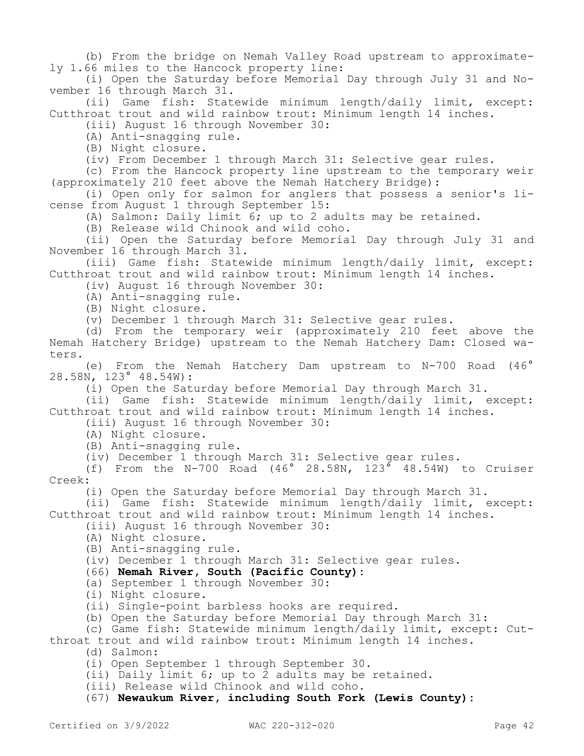(b) From the bridge on Nemah Valley Road upstream to approximately 1.66 miles to the Hancock property line:

(i) Open the Saturday before Memorial Day through July 31 and November 16 through March 31.

(ii) Game fish: Statewide minimum length/daily limit, except: Cutthroat trout and wild rainbow trout: Minimum length 14 inches.

(iii) August 16 through November 30:

(A) Anti-snagging rule.

(B) Night closure.

(iv) From December 1 through March 31: Selective gear rules.

(c) From the Hancock property line upstream to the temporary weir (approximately 210 feet above the Nemah Hatchery Bridge):

(i) Open only for salmon for anglers that possess a senior's license from August 1 through September 15:

(A) Salmon: Daily limit 6; up to 2 adults may be retained.

(B) Release wild Chinook and wild coho.

(ii) Open the Saturday before Memorial Day through July 31 and November 16 through March 31.

(iii) Game fish: Statewide minimum length/daily limit, except: Cutthroat trout and wild rainbow trout: Minimum length 14 inches.

(iv) August 16 through November 30:

(A) Anti-snagging rule.

(B) Night closure.

(v) December 1 through March 31: Selective gear rules.

(d) From the temporary weir (approximately 210 feet above the Nemah Hatchery Bridge) upstream to the Nemah Hatchery Dam: Closed waters.

(e) From the Nemah Hatchery Dam upstream to N-700 Road (46° 28.58N, 123° 48.54W):

(i) Open the Saturday before Memorial Day through March 31.

(ii) Game fish: Statewide minimum length/daily limit, except: Cutthroat trout and wild rainbow trout: Minimum length 14 inches.

(iii) August 16 through November 30:

(A) Night closure.

(B) Anti-snagging rule.

(iv) December 1 through March 31: Selective gear rules.

(f) From the N-700 Road (46° 28.58N, 123° 48.54W) to Cruiser Creek:

(i) Open the Saturday before Memorial Day through March 31.

(ii) Game fish: Statewide minimum length/daily limit, except: Cutthroat trout and wild rainbow trout: Minimum length 14 inches.

(iii) August 16 through November 30:

(A) Night closure.

(B) Anti-snagging rule.

(iv) December 1 through March 31: Selective gear rules.

(66) **Nemah River, South (Pacific County):**

(a) September 1 through November 30:

(i) Night closure.

(ii) Single-point barbless hooks are required.

(b) Open the Saturday before Memorial Day through March 31:

(c) Game fish: Statewide minimum length/daily limit, except: Cutthroat trout and wild rainbow trout: Minimum length 14 inches.

(d) Salmon:

(i) Open September 1 through September 30.

(ii) Daily limit 6; up to 2 adults may be retained.

(iii) Release wild Chinook and wild coho.

(67) **Newaukum River, including South Fork (Lewis County):**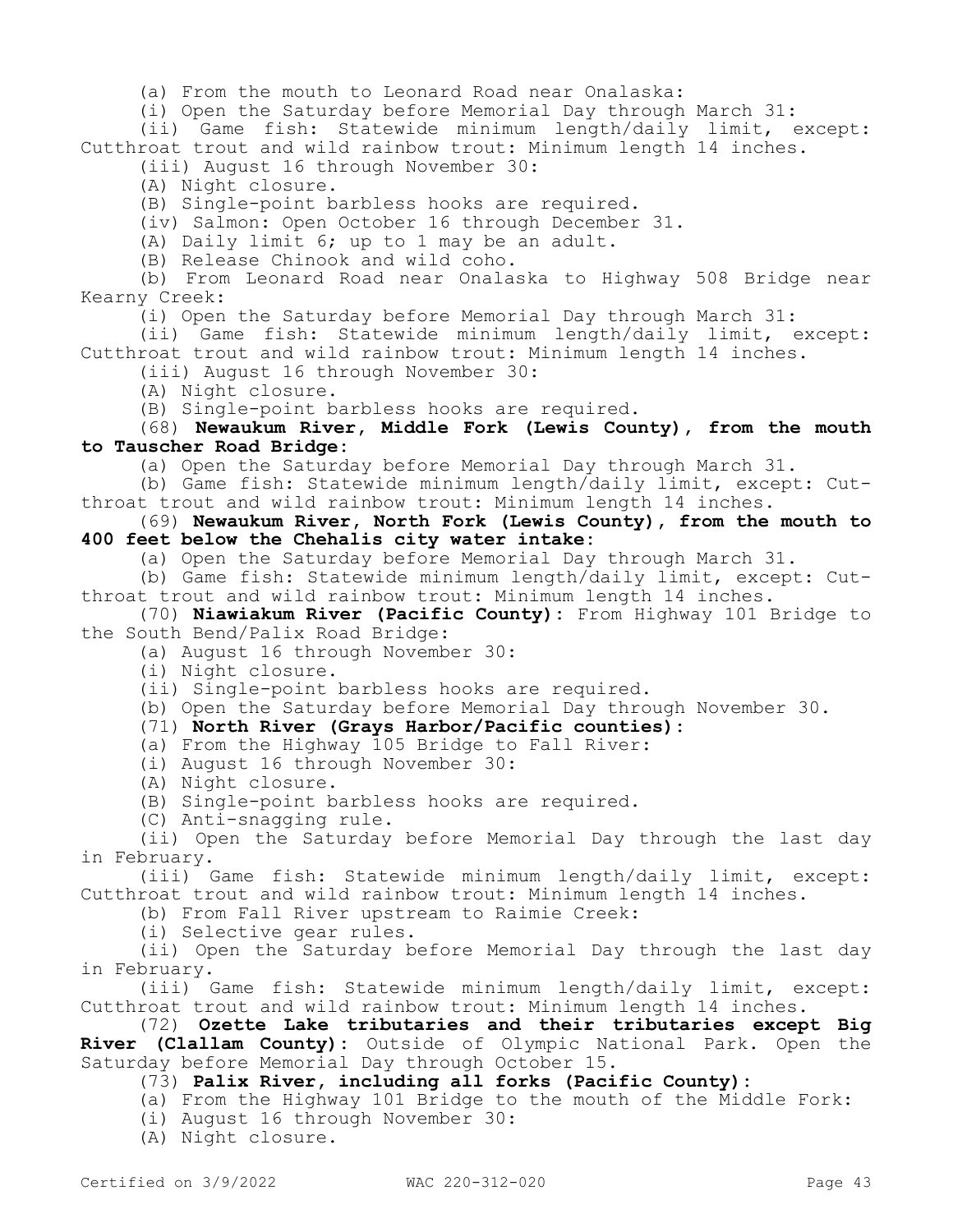(a) From the mouth to Leonard Road near Onalaska:

(i) Open the Saturday before Memorial Day through March 31:

(ii) Game fish: Statewide minimum length/daily limit, except: Cutthroat trout and wild rainbow trout: Minimum length 14 inches.

(iii) August 16 through November 30:

(A) Night closure.

(B) Single-point barbless hooks are required.

(iv) Salmon: Open October 16 through December 31.

(A) Daily limit 6; up to 1 may be an adult.

(B) Release Chinook and wild coho.

(b) From Leonard Road near Onalaska to Highway 508 Bridge near Kearny Creek:

(i) Open the Saturday before Memorial Day through March 31:

(ii) Game fish: Statewide minimum length/daily limit, except: Cutthroat trout and wild rainbow trout: Minimum length 14 inches.

(iii) August 16 through November 30:

(A) Night closure.

(B) Single-point barbless hooks are required.

(68) **Newaukum River, Middle Fork (Lewis County), from the mouth to Tauscher Road Bridge:**

(a) Open the Saturday before Memorial Day through March 31.

(b) Game fish: Statewide minimum length/daily limit, except: Cutthroat trout and wild rainbow trout: Minimum length 14 inches.

(69) **Newaukum River, North Fork (Lewis County), from the mouth to 400 feet below the Chehalis city water intake:**

(a) Open the Saturday before Memorial Day through March 31.

(b) Game fish: Statewide minimum length/daily limit, except: Cutthroat trout and wild rainbow trout: Minimum length 14 inches.

(70) **Niawiakum River (Pacific County):** From Highway 101 Bridge to the South Bend/Palix Road Bridge:

(a) August 16 through November 30:

(i) Night closure.

(ii) Single-point barbless hooks are required.

(b) Open the Saturday before Memorial Day through November 30.

(71) **North River (Grays Harbor/Pacific counties):**

(a) From the Highway 105 Bridge to Fall River:

(i) August 16 through November 30:

(A) Night closure.

(B) Single-point barbless hooks are required.

(C) Anti-snagging rule.

(ii) Open the Saturday before Memorial Day through the last day in February.

(iii) Game fish: Statewide minimum length/daily limit, except: Cutthroat trout and wild rainbow trout: Minimum length 14 inches.

(b) From Fall River upstream to Raimie Creek:

(i) Selective gear rules.

(ii) Open the Saturday before Memorial Day through the last day in February.

(iii) Game fish: Statewide minimum length/daily limit, except: Cutthroat trout and wild rainbow trout: Minimum length 14 inches.

(72) **Ozette Lake tributaries and their tributaries except Big River (Clallam County):** Outside of Olympic National Park. Open the Saturday before Memorial Day through October 15.

(73) **Palix River, including all forks (Pacific County):**

(a) From the Highway 101 Bridge to the mouth of the Middle Fork:

(i) August 16 through November 30:

(A) Night closure.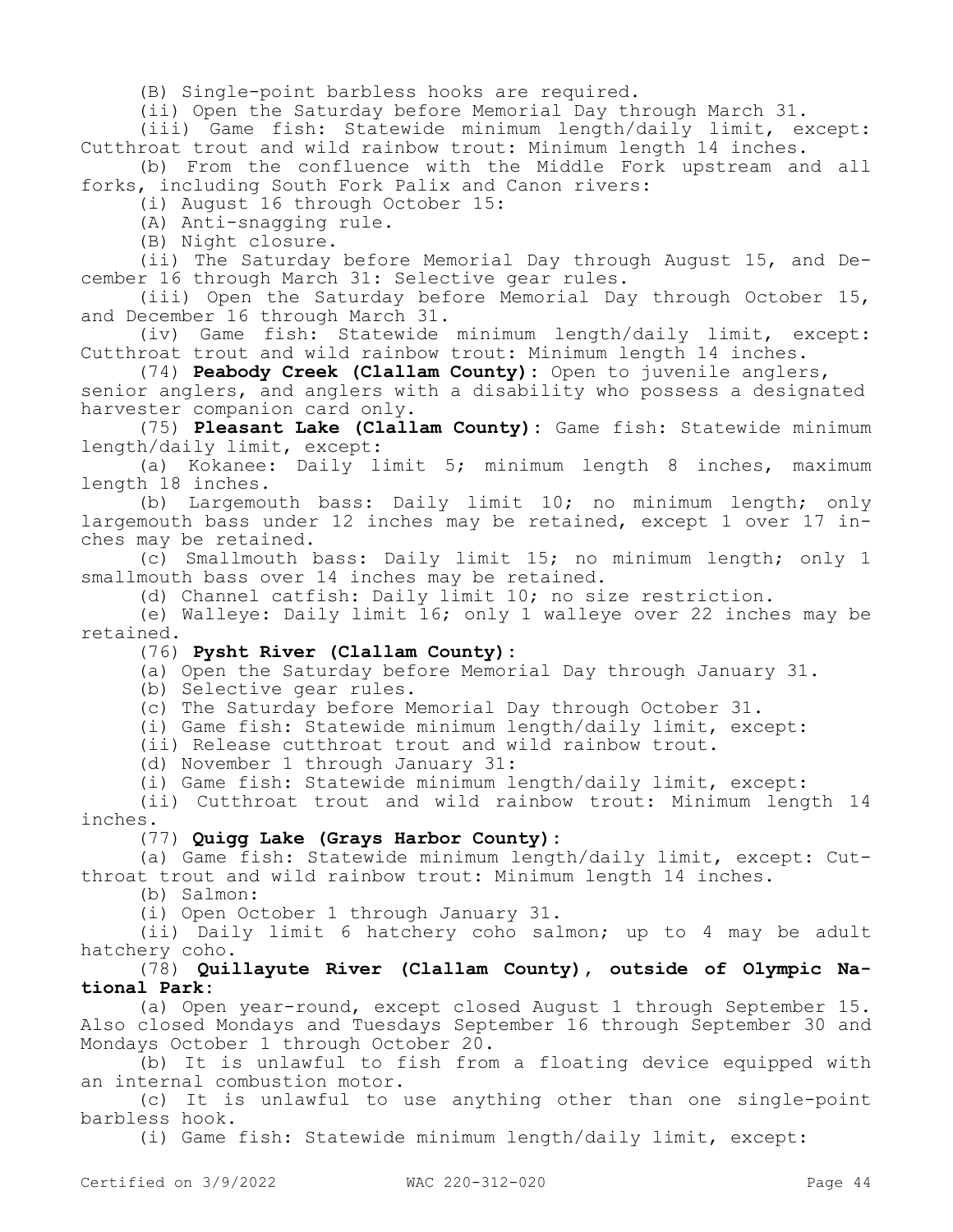(B) Single-point barbless hooks are required.

(ii) Open the Saturday before Memorial Day through March 31.

(iii) Game fish: Statewide minimum length/daily limit, except: Cutthroat trout and wild rainbow trout: Minimum length 14 inches.

(b) From the confluence with the Middle Fork upstream and all forks, including South Fork Palix and Canon rivers:

(i) August 16 through October 15:

(A) Anti-snagging rule.

(B) Night closure.

(ii) The Saturday before Memorial Day through August 15, and December 16 through March 31: Selective gear rules.

(iii) Open the Saturday before Memorial Day through October 15, and December 16 through March 31.

(iv) Game fish: Statewide minimum length/daily limit, except: Cutthroat trout and wild rainbow trout: Minimum length 14 inches.

(74) **Peabody Creek (Clallam County)**: Open to juvenile anglers, senior anglers, and anglers with a disability who possess a designated harvester companion card only.

(75) **Pleasant Lake (Clallam County)**: Game fish: Statewide minimum length/daily limit, except:

(a) Kokanee: Daily limit 5; minimum length 8 inches, maximum length 18 inches.

(b) Largemouth bass: Daily limit 10; no minimum length; only largemouth bass under 12 inches may be retained, except 1 over 17 inches may be retained.

(c) Smallmouth bass: Daily limit 15; no minimum length; only 1 smallmouth bass over 14 inches may be retained.

(d) Channel catfish: Daily limit 10; no size restriction.

(e) Walleye: Daily limit 16; only 1 walleye over 22 inches may be retained.

(76) **Pysht River (Clallam County)**:

(a) Open the Saturday before Memorial Day through January 31.

(b) Selective gear rules.

(c) The Saturday before Memorial Day through October 31.

(i) Game fish: Statewide minimum length/daily limit, except:

(ii) Release cutthroat trout and wild rainbow trout.

(d) November 1 through January 31:

(i) Game fish: Statewide minimum length/daily limit, except:

(ii) Cutthroat trout and wild rainbow trout: Minimum length 14 inches.

(77) **Quigg Lake (Grays Harbor County)**:

(a) Game fish: Statewide minimum length/daily limit, except: Cutthroat trout and wild rainbow trout: Minimum length 14 inches.

(b) Salmon:

(i) Open October 1 through January 31.

(ii) Daily limit 6 hatchery coho salmon; up to 4 may be adult hatchery coho.

(78) **Quillayute River (Clallam County), outside of Olympic National Park**:

(a) Open year-round, except closed August 1 through September 15. Also closed Mondays and Tuesdays September 16 through September 30 and Mondays October 1 through October 20.

(b) It is unlawful to fish from a floating device equipped with an internal combustion motor.

(c) It is unlawful to use anything other than one single-point barbless hook.

(i) Game fish: Statewide minimum length/daily limit, except: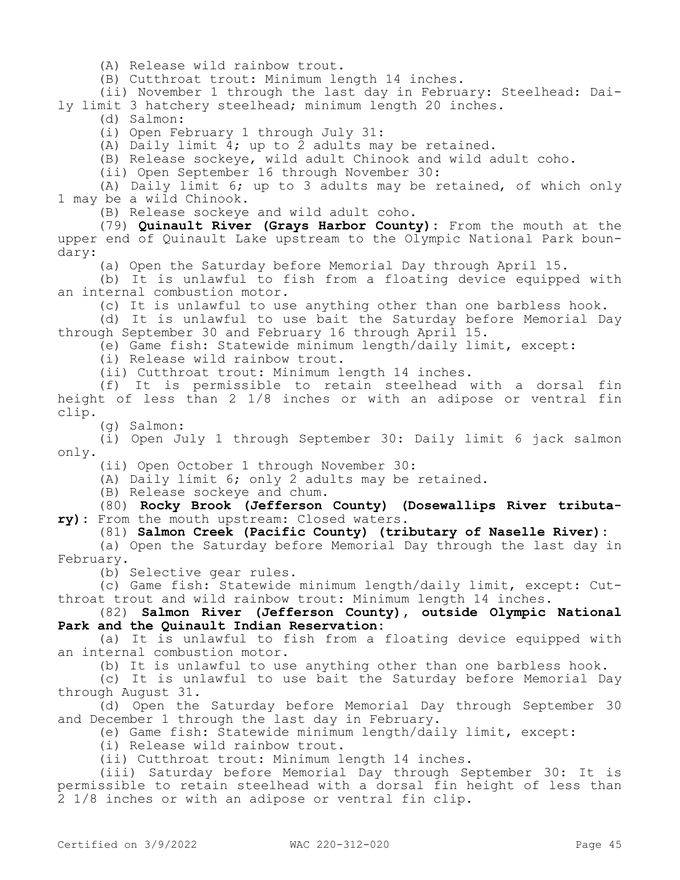(A) Release wild rainbow trout.

(B) Cutthroat trout: Minimum length 14 inches.

(ii) November 1 through the last day in February: Steelhead: Daily limit 3 hatchery steelhead; minimum length 20 inches.

(d) Salmon:

(i) Open February 1 through July 31:

(A) Daily limit 4; up to 2 adults may be retained.

(B) Release sockeye, wild adult Chinook and wild adult coho.

(ii) Open September 16 through November 30:

(A) Daily limit 6; up to 3 adults may be retained, of which only 1 may be a wild Chinook.

(B) Release sockeye and wild adult coho.

(79) **Quinault River (Grays Harbor County):** From the mouth at the upper end of Quinault Lake upstream to the Olympic National Park boundary:

(a) Open the Saturday before Memorial Day through April 15.

(b) It is unlawful to fish from a floating device equipped with an internal combustion motor.

(c) It is unlawful to use anything other than one barbless hook.

(d) It is unlawful to use bait the Saturday before Memorial Day through September 30 and February 16 through April 15.

(e) Game fish: Statewide minimum length/daily limit, except:

(i) Release wild rainbow trout.

(ii) Cutthroat trout: Minimum length 14 inches.

(f) It is permissible to retain steelhead with a dorsal fin height of less than 2 1/8 inches or with an adipose or ventral fin clip.

(g) Salmon:

(i) Open July 1 through September 30: Daily limit 6 jack salmon only.

(ii) Open October 1 through November 30:

(A) Daily limit 6; only 2 adults may be retained.

(B) Release sockeye and chum.

(80) **Rocky Brook (Jefferson County) (Dosewallips River tributary):** From the mouth upstream: Closed waters.

(81) **Salmon Creek (Pacific County) (tributary of Naselle River):**

(a) Open the Saturday before Memorial Day through the last day in February.

(b) Selective gear rules.

(c) Game fish: Statewide minimum length/daily limit, except: Cutthroat trout and wild rainbow trout: Minimum length 14 inches.

(82) **Salmon River (Jefferson County), outside Olympic National Park and the Quinault Indian Reservation:**

(a) It is unlawful to fish from a floating device equipped with an internal combustion motor.

(b) It is unlawful to use anything other than one barbless hook.

(c) It is unlawful to use bait the Saturday before Memorial Day through August 31.

(d) Open the Saturday before Memorial Day through September 30 and December 1 through the last day in February.

(e) Game fish: Statewide minimum length/daily limit, except:

(i) Release wild rainbow trout.

(ii) Cutthroat trout: Minimum length 14 inches.

(iii) Saturday before Memorial Day through September 30: It is permissible to retain steelhead with a dorsal fin height of less than 2 1/8 inches or with an adipose or ventral fin clip.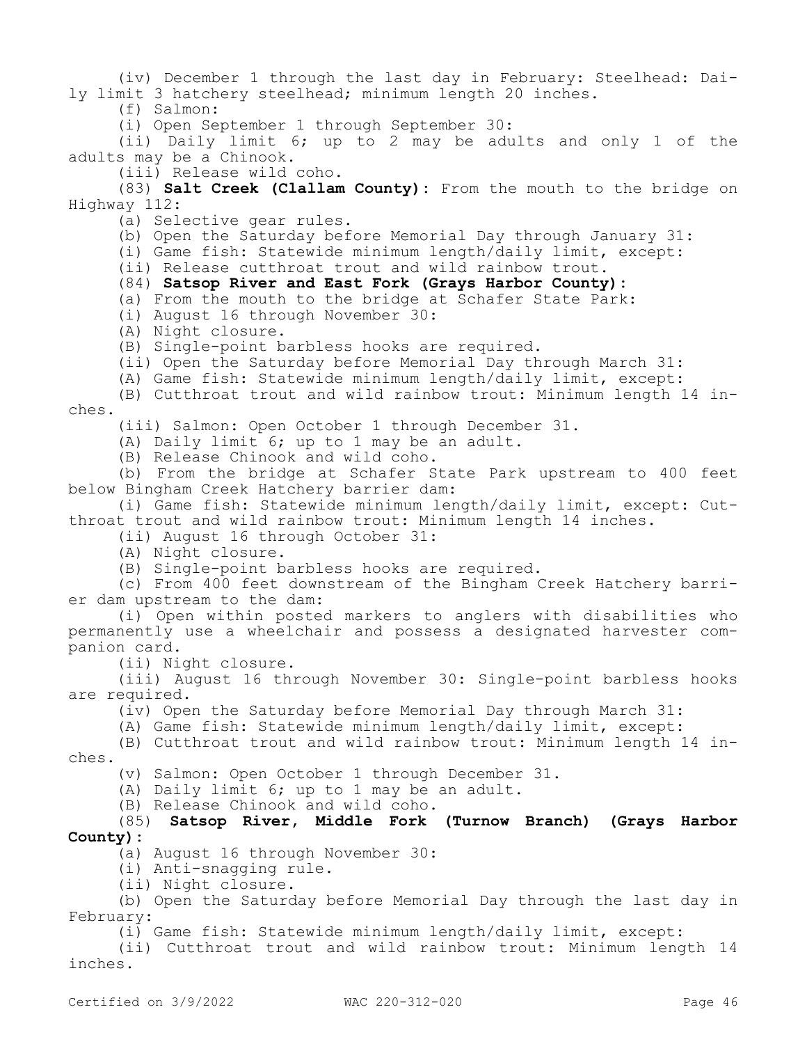(iv) December 1 through the last day in February: Steelhead: Daily limit 3 hatchery steelhead; minimum length 20 inches.

(f) Salmon:

(i) Open September 1 through September 30:

(ii) Daily limit 6; up to 2 may be adults and only 1 of the adults may be a Chinook.

(iii) Release wild coho.

(83) **Salt Creek (Clallam County)**: From the mouth to the bridge on Highway 112:

(a) Selective gear rules.

(b) Open the Saturday before Memorial Day through January 31:

(i) Game fish: Statewide minimum length/daily limit, except:

(ii) Release cutthroat trout and wild rainbow trout.

(84) **Satsop River and East Fork (Grays Harbor County)**:

(a) From the mouth to the bridge at Schafer State Park:

(i) August 16 through November 30:

(A) Night closure.

(B) Single-point barbless hooks are required.

(ii) Open the Saturday before Memorial Day through March 31:

(A) Game fish: Statewide minimum length/daily limit, except:

(B) Cutthroat trout and wild rainbow trout: Minimum length 14 inches.

(iii) Salmon: Open October 1 through December 31.

(A) Daily limit 6; up to 1 may be an adult.

(B) Release Chinook and wild coho.

(b) From the bridge at Schafer State Park upstream to 400 feet below Bingham Creek Hatchery barrier dam:

(i) Game fish: Statewide minimum length/daily limit, except: Cutthroat trout and wild rainbow trout: Minimum length 14 inches.

(ii) August 16 through October 31:

(A) Night closure.

(B) Single-point barbless hooks are required.

(c) From 400 feet downstream of the Bingham Creek Hatchery barrier dam upstream to the dam:

(i) Open within posted markers to anglers with disabilities who permanently use a wheelchair and possess a designated harvester companion card.

(ii) Night closure.

(iii) August 16 through November 30: Single-point barbless hooks are required.

(iv) Open the Saturday before Memorial Day through March 31:

(A) Game fish: Statewide minimum length/daily limit, except:

(B) Cutthroat trout and wild rainbow trout: Minimum length 14 inches.

(v) Salmon: Open October 1 through December 31.

(A) Daily limit 6; up to 1 may be an adult.

(B) Release Chinook and wild coho.

(85) **Satsop River, Middle Fork (Turnow Branch) (Grays Harbor County)**:

(a) August 16 through November 30:

(i) Anti-snagging rule.

(ii) Night closure.

(b) Open the Saturday before Memorial Day through the last day in February:

(i) Game fish: Statewide minimum length/daily limit, except:

(ii) Cutthroat trout and wild rainbow trout: Minimum length 14 inches.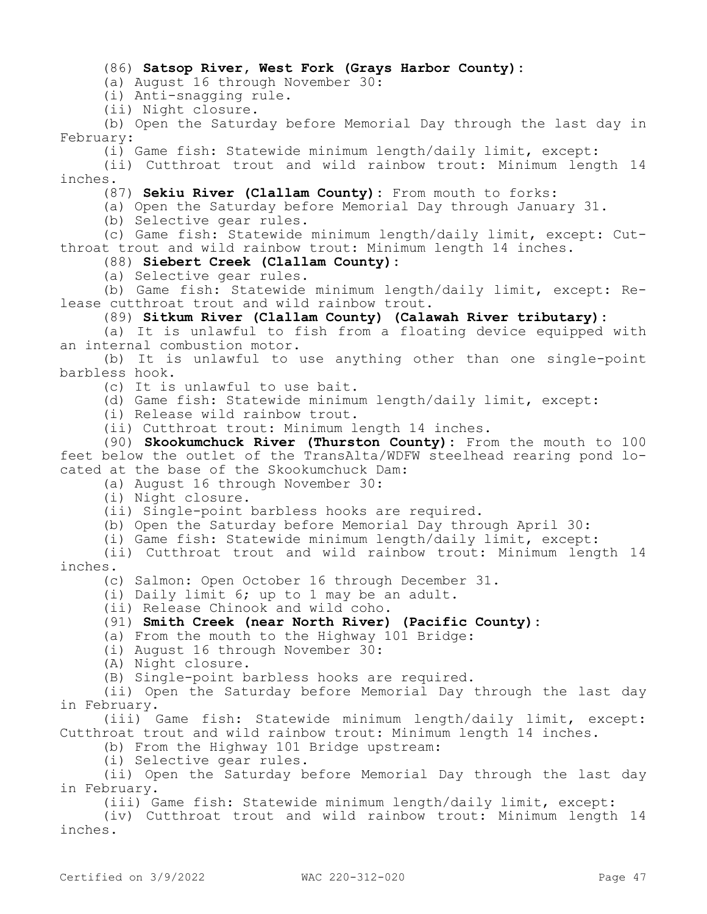(86) **Satsop River, West Fork (Grays Harbor County):**

(a) August 16 through November 30:

(i) Anti-snagging rule.

(ii) Night closure.

(b) Open the Saturday before Memorial Day through the last day in February:

(i) Game fish: Statewide minimum length/daily limit, except:

(ii) Cutthroat trout and wild rainbow trout: Minimum length 14 inches.

(87) **Sekiu River (Clallam County):** From mouth to forks:

(a) Open the Saturday before Memorial Day through January 31.

(b) Selective gear rules.

(c) Game fish: Statewide minimum length/daily limit, except: Cutthroat trout and wild rainbow trout: Minimum length 14 inches.

(88) **Siebert Creek (Clallam County):**

(a) Selective gear rules.

(b) Game fish: Statewide minimum length/daily limit, except: Release cutthroat trout and wild rainbow trout.

(89) **Sitkum River (Clallam County) (Calawah River tributary):**

(a) It is unlawful to fish from a floating device equipped with an internal combustion motor.

(b) It is unlawful to use anything other than one single-point barbless hook.

(c) It is unlawful to use bait.

(d) Game fish: Statewide minimum length/daily limit, except:

(i) Release wild rainbow trout.

(ii) Cutthroat trout: Minimum length 14 inches.

(90) **Skookumchuck River (Thurston County):** From the mouth to 100 feet below the outlet of the TransAlta/WDFW steelhead rearing pond located at the base of the Skookumchuck Dam:

(a) August 16 through November 30:

(i) Night closure.

(ii) Single-point barbless hooks are required.

(b) Open the Saturday before Memorial Day through April 30:

(i) Game fish: Statewide minimum length/daily limit, except:

(ii) Cutthroat trout and wild rainbow trout: Minimum length 14 inches.

(c) Salmon: Open October 16 through December 31.

(i) Daily limit 6; up to 1 may be an adult.

(ii) Release Chinook and wild coho.

(91) **Smith Creek (near North River) (Pacific County):**

(a) From the mouth to the Highway 101 Bridge:

(i) August 16 through November 30:

(A) Night closure.

(B) Single-point barbless hooks are required.

(ii) Open the Saturday before Memorial Day through the last day in February.

(iii) Game fish: Statewide minimum length/daily limit, except: Cutthroat trout and wild rainbow trout: Minimum length 14 inches.

(b) From the Highway 101 Bridge upstream:

(i) Selective gear rules.

(ii) Open the Saturday before Memorial Day through the last day in February.

(iii) Game fish: Statewide minimum length/daily limit, except:

(iv) Cutthroat trout and wild rainbow trout: Minimum length 14 inches.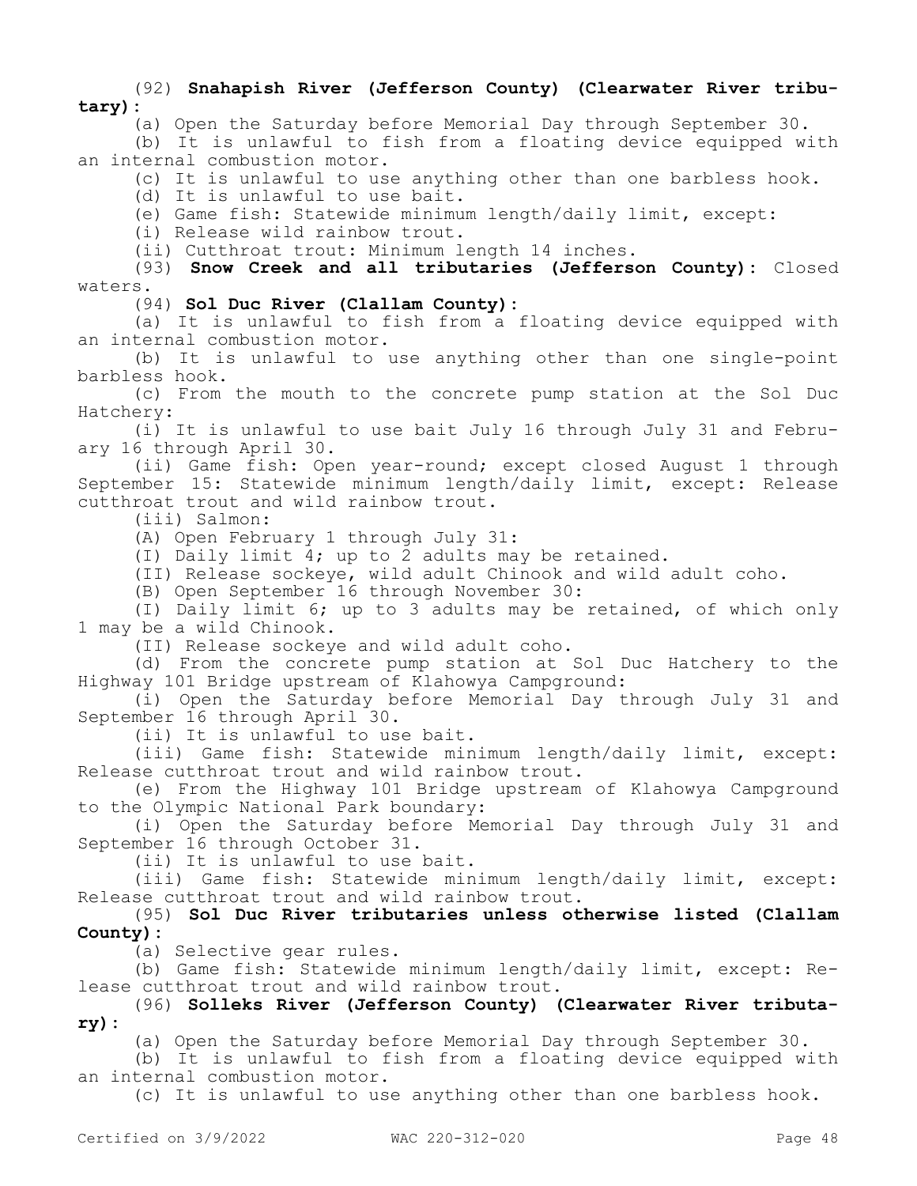(92) **Snahapish River (Jefferson County) (Clearwater River tributary):**

(a) Open the Saturday before Memorial Day through September 30.

(b) It is unlawful to fish from a floating device equipped with an internal combustion motor.

(c) It is unlawful to use anything other than one barbless hook.

(d) It is unlawful to use bait.

(e) Game fish: Statewide minimum length/daily limit, except:

(i) Release wild rainbow trout.

(ii) Cutthroat trout: Minimum length 14 inches.

(93) **Snow Creek and all tributaries (Jefferson County):** Closed waters.

(94) **Sol Duc River (Clallam County):**

(a) It is unlawful to fish from a floating device equipped with an internal combustion motor.

(b) It is unlawful to use anything other than one single-point barbless hook.

(c) From the mouth to the concrete pump station at the Sol Duc Hatchery:

(i) It is unlawful to use bait July 16 through July 31 and February 16 through April 30.

(ii) Game fish: Open year-round; except closed August 1 through September 15: Statewide minimum length/daily limit, except: Release cutthroat trout and wild rainbow trout.

(iii) Salmon:

(A) Open February 1 through July 31:

(I) Daily limit 4; up to 2 adults may be retained.

(II) Release sockeye, wild adult Chinook and wild adult coho.

(B) Open September 16 through November 30:

(I) Daily limit 6; up to 3 adults may be retained, of which only 1 may be a wild Chinook.

(II) Release sockeye and wild adult coho.

(d) From the concrete pump station at Sol Duc Hatchery to the Highway 101 Bridge upstream of Klahowya Campground:

(i) Open the Saturday before Memorial Day through July 31 and September 16 through April 30.

(ii) It is unlawful to use bait.

(iii) Game fish: Statewide minimum length/daily limit, except: Release cutthroat trout and wild rainbow trout.

(e) From the Highway 101 Bridge upstream of Klahowya Campground to the Olympic National Park boundary:

(i) Open the Saturday before Memorial Day through July 31 and September 16 through October 31.

(ii) It is unlawful to use bait.

(iii) Game fish: Statewide minimum length/daily limit, except: Release cutthroat trout and wild rainbow trout.

(95) **Sol Duc River tributaries unless otherwise listed (Clallam County):**

(a) Selective gear rules.

(b) Game fish: Statewide minimum length/daily limit, except: Release cutthroat trout and wild rainbow trout.

(96) **Solleks River (Jefferson County) (Clearwater River tributary):**

(a) Open the Saturday before Memorial Day through September 30.

(b) It is unlawful to fish from a floating device equipped with an internal combustion motor.

(c) It is unlawful to use anything other than one barbless hook.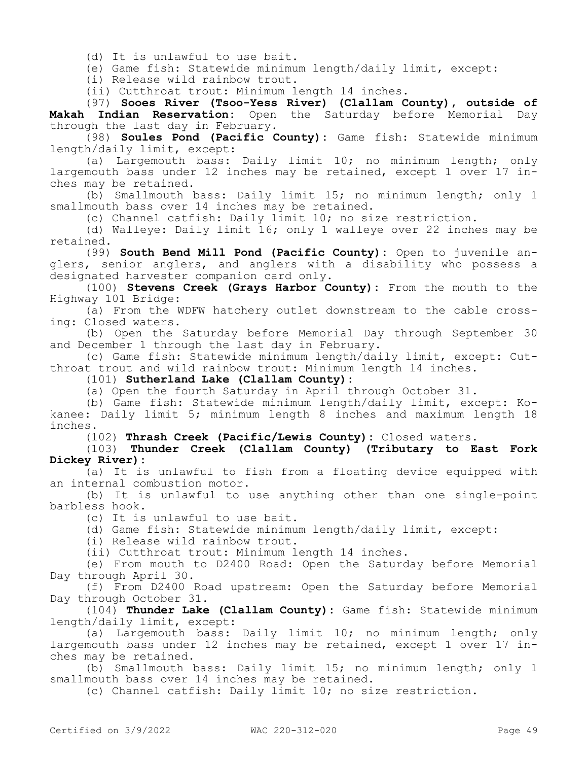(d) It is unlawful to use bait.

(e) Game fish: Statewide minimum length/daily limit, except:

(i) Release wild rainbow trout.

(ii) Cutthroat trout: Minimum length 14 inches.

(97) **Sooes River (Tsoo-Yess River) (Clallam County), outside of Makah Indian Reservation:** Open the Saturday before Memorial Day through the last day in February.

(98) **Soules Pond (Pacific County):** Game fish: Statewide minimum length/daily limit, except:

(a) Largemouth bass: Daily limit 10; no minimum length; only largemouth bass under 12 inches may be retained, except 1 over 17 inches may be retained.

(b) Smallmouth bass: Daily limit 15; no minimum length; only 1 smallmouth bass over 14 inches may be retained.

(c) Channel catfish: Daily limit 10; no size restriction.

(d) Walleye: Daily limit 16; only 1 walleye over 22 inches may be retained.

(99) **South Bend Mill Pond (Pacific County):** Open to juvenile anglers, senior anglers, and anglers with a disability who possess a designated harvester companion card only.

(100) **Stevens Creek (Grays Harbor County):** From the mouth to the Highway 101 Bridge:

(a) From the WDFW hatchery outlet downstream to the cable crossing: Closed waters.

(b) Open the Saturday before Memorial Day through September 30 and December 1 through the last day in February.

(c) Game fish: Statewide minimum length/daily limit, except: Cutthroat trout and wild rainbow trout: Minimum length 14 inches.

(101) **Sutherland Lake (Clallam County):**

(a) Open the fourth Saturday in April through October 31.

(b) Game fish: Statewide minimum length/daily limit, except: Kokanee: Daily limit 5; minimum length 8 inches and maximum length 18 inches.

(102) **Thrash Creek (Pacific/Lewis County):** Closed waters.

(103) **Thunder Creek (Clallam County) (Tributary to East Fork Dickey River):**

(a) It is unlawful to fish from a floating device equipped with an internal combustion motor.

(b) It is unlawful to use anything other than one single-point barbless hook.

(c) It is unlawful to use bait.

(d) Game fish: Statewide minimum length/daily limit, except:

(i) Release wild rainbow trout.

(ii) Cutthroat trout: Minimum length 14 inches.

(e) From mouth to D2400 Road: Open the Saturday before Memorial Day through April 30.

(f) From D2400 Road upstream: Open the Saturday before Memorial Day through October 31.

(104) **Thunder Lake (Clallam County):** Game fish: Statewide minimum length/daily limit, except:

(a) Largemouth bass: Daily limit 10; no minimum length; only largemouth bass under 12 inches may be retained, except 1 over 17 inches may be retained.

(b) Smallmouth bass: Daily limit 15; no minimum length; only 1 smallmouth bass over 14 inches may be retained.

(c) Channel catfish: Daily limit 10; no size restriction.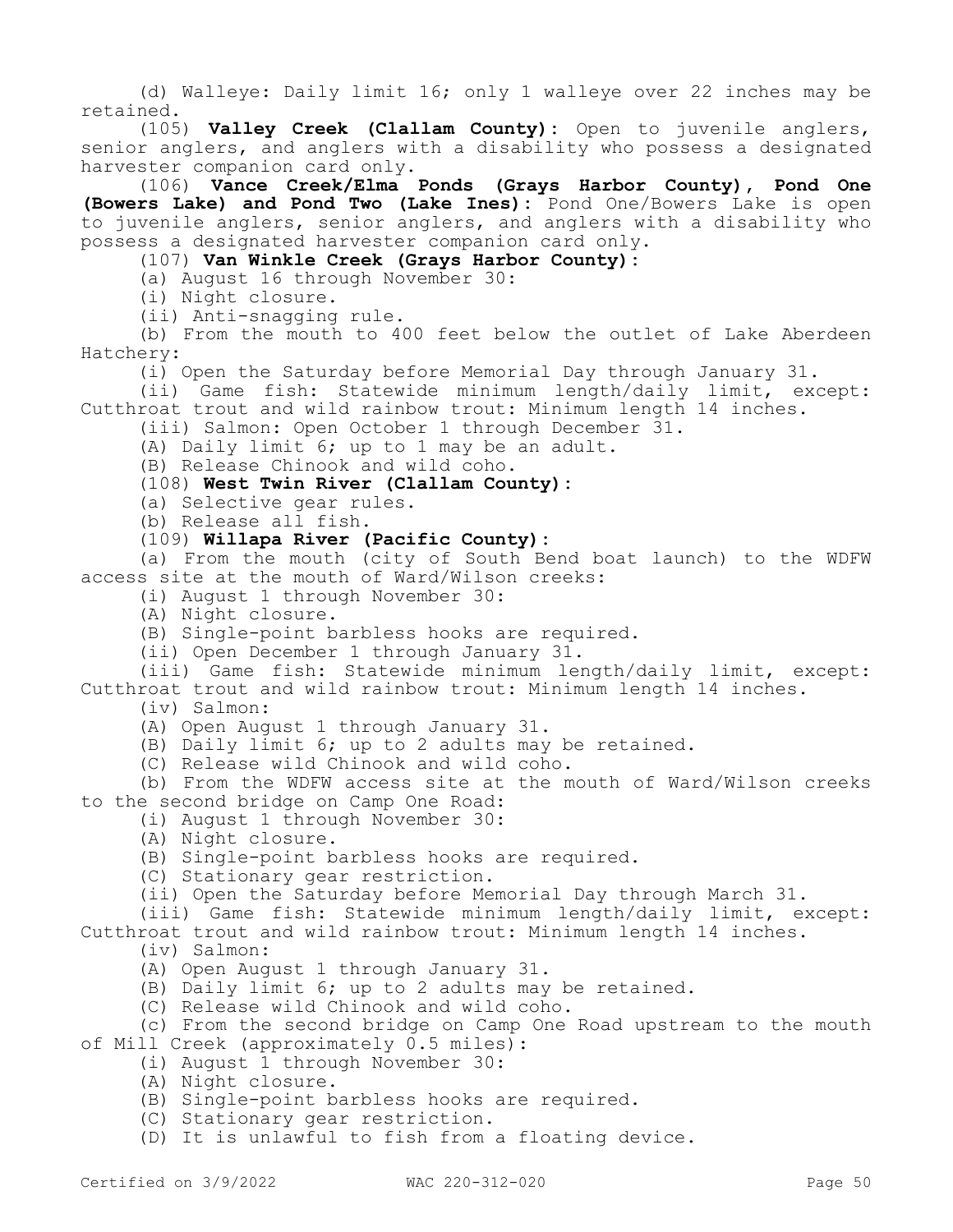(d) Walleye: Daily limit 16; only 1 walleye over 22 inches may be retained.

(105) **Valley Creek (Clallam County):** Open to juvenile anglers, senior anglers, and anglers with a disability who possess a designated harvester companion card only.

(106) **Vance Creek/Elma Ponds (Grays Harbor County), Pond One (Bowers Lake) and Pond Two (Lake Ines):** Pond One/Bowers Lake is open to juvenile anglers, senior anglers, and anglers with a disability who possess a designated harvester companion card only.

(107) **Van Winkle Creek (Grays Harbor County):**

(a) August 16 through November 30:

(i) Night closure.

(ii) Anti-snagging rule.

(b) From the mouth to 400 feet below the outlet of Lake Aberdeen Hatchery:

(i) Open the Saturday before Memorial Day through January 31.

(ii) Game fish: Statewide minimum length/daily limit, except: Cutthroat trout and wild rainbow trout: Minimum length 14 inches.

(iii) Salmon: Open October 1 through December 31.

(A) Daily limit 6; up to 1 may be an adult.

(B) Release Chinook and wild coho.

(108) **West Twin River (Clallam County):**

(a) Selective gear rules.

(b) Release all fish.

(109) **Willapa River (Pacific County):**

(a) From the mouth (city of South Bend boat launch) to the WDFW access site at the mouth of Ward/Wilson creeks:

(i) August 1 through November 30:

(A) Night closure.

(B) Single-point barbless hooks are required.

(ii) Open December 1 through January 31.

(iii) Game fish: Statewide minimum length/daily limit, except: Cutthroat trout and wild rainbow trout: Minimum length 14 inches.

(iv) Salmon:

(A) Open August 1 through January 31.

(B) Daily limit 6; up to 2 adults may be retained.

(C) Release wild Chinook and wild coho.

(b) From the WDFW access site at the mouth of Ward/Wilson creeks to the second bridge on Camp One Road:

(i) August 1 through November 30:

(A) Night closure.

(B) Single-point barbless hooks are required.

(C) Stationary gear restriction.

(ii) Open the Saturday before Memorial Day through March 31.

(iii) Game fish: Statewide minimum length/daily limit, except: Cutthroat trout and wild rainbow trout: Minimum length 14 inches.

(iv) Salmon:

(A) Open August 1 through January 31.

(B) Daily limit 6; up to 2 adults may be retained.

(C) Release wild Chinook and wild coho.

(c) From the second bridge on Camp One Road upstream to the mouth of Mill Creek (approximately 0.5 miles):

(i) August 1 through November 30:

(A) Night closure.

(B) Single-point barbless hooks are required.

(C) Stationary gear restriction.

(D) It is unlawful to fish from a floating device.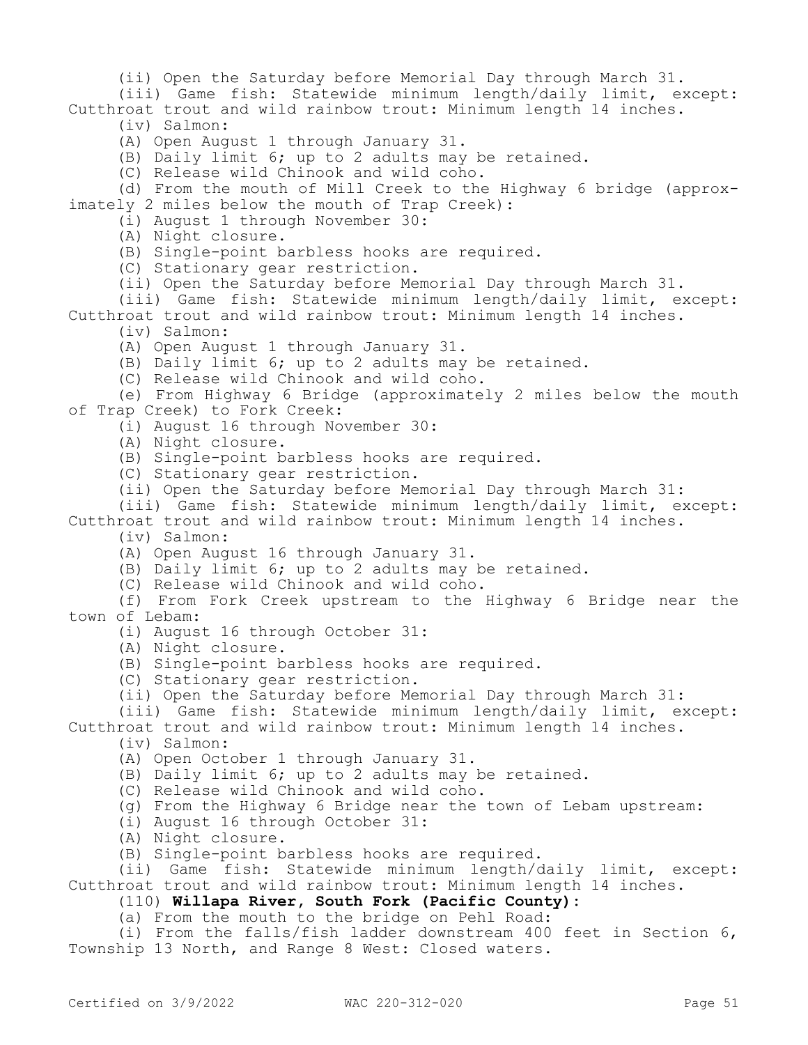(ii) Open the Saturday before Memorial Day through March 31.

(iii) Game fish: Statewide minimum length/daily limit, except: Cutthroat trout and wild rainbow trout: Minimum length 14 inches.

(iv) Salmon:

(A) Open August 1 through January 31.

(B) Daily limit 6; up to 2 adults may be retained.

(C) Release wild Chinook and wild coho.

(d) From the mouth of Mill Creek to the Highway 6 bridge (approximately 2 miles below the mouth of Trap Creek):

(i) August 1 through November 30:

(A) Night closure.

(B) Single-point barbless hooks are required.

(C) Stationary gear restriction.

(ii) Open the Saturday before Memorial Day through March 31.

(iii) Game fish: Statewide minimum length/daily limit, except: Cutthroat trout and wild rainbow trout: Minimum length 14 inches.

(iv) Salmon:

(A) Open August 1 through January 31.

(B) Daily limit 6; up to 2 adults may be retained.

(C) Release wild Chinook and wild coho.

(e) From Highway 6 Bridge (approximately 2 miles below the mouth of Trap Creek) to Fork Creek:

(i) August 16 through November 30:

(A) Night closure.

(B) Single-point barbless hooks are required.

(C) Stationary gear restriction.

(ii) Open the Saturday before Memorial Day through March 31:

(iii) Game fish: Statewide minimum length/daily limit, except: Cutthroat trout and wild rainbow trout: Minimum length 14 inches.

(iv) Salmon:

(A) Open August 16 through January 31.

(B) Daily limit 6; up to 2 adults may be retained.

(C) Release wild Chinook and wild coho.

(f) From Fork Creek upstream to the Highway 6 Bridge near the town of Lebam:

(i) August 16 through October 31:

(A) Night closure.

(B) Single-point barbless hooks are required.

(C) Stationary gear restriction.

(ii) Open the Saturday before Memorial Day through March 31:

(iii) Game fish: Statewide minimum length/daily limit, except: Cutthroat trout and wild rainbow trout: Minimum length 14 inches.

(iv) Salmon:

(A) Open October 1 through January 31.

(B) Daily limit 6; up to 2 adults may be retained.

(C) Release wild Chinook and wild coho.

(g) From the Highway 6 Bridge near the town of Lebam upstream:

(i) August 16 through October 31:

(A) Night closure.

(B) Single-point barbless hooks are required.

(ii) Game fish: Statewide minimum length/daily limit, except: Cutthroat trout and wild rainbow trout: Minimum length 14 inches.

(110) **Willapa River, South Fork (Pacific County)**:

(a) From the mouth to the bridge on Pehl Road:

(i) From the falls/fish ladder downstream 400 feet in Section 6, Township 13 North, and Range 8 West: Closed waters.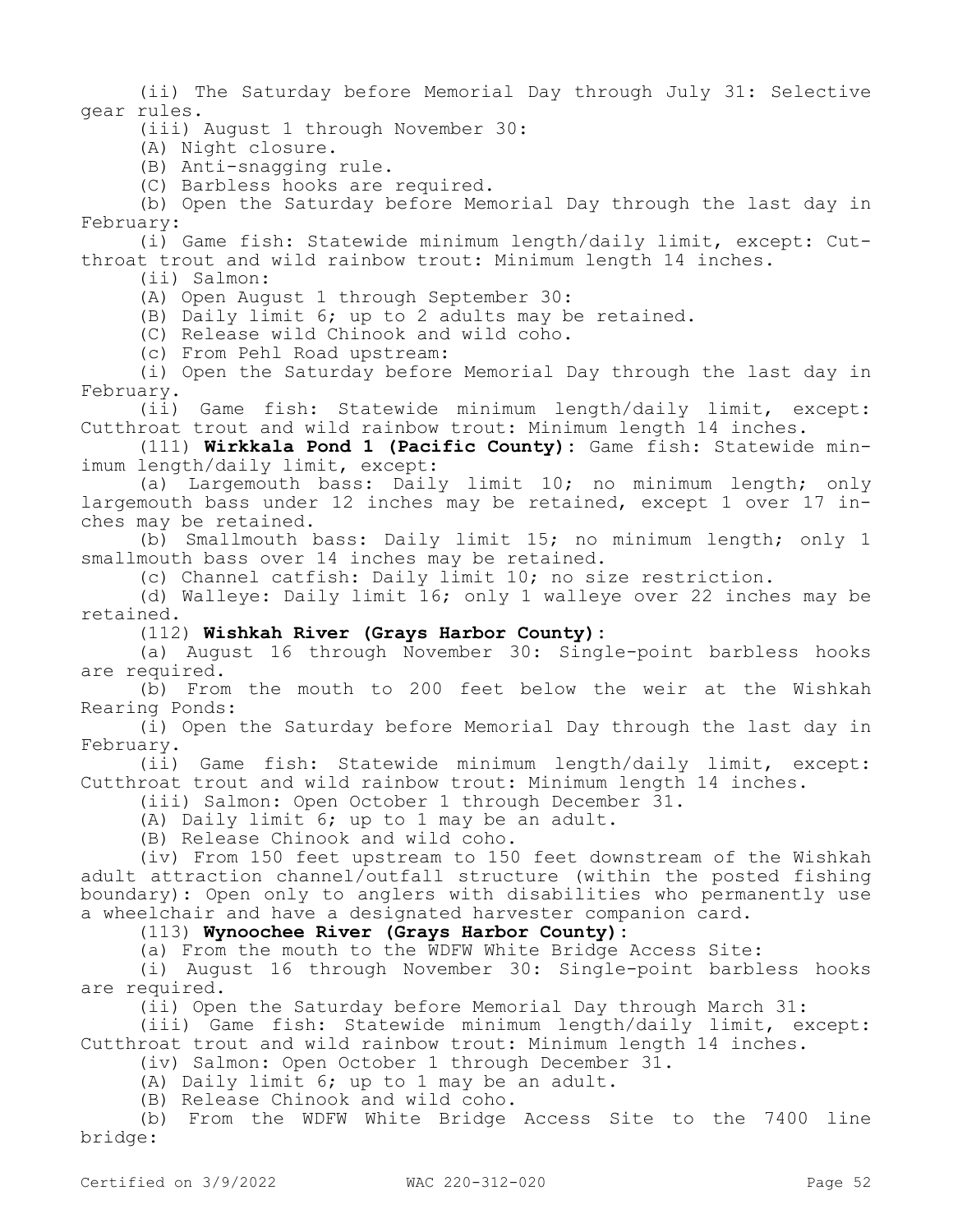(ii) The Saturday before Memorial Day through July 31: Selective gear rules.

(iii) August 1 through November 30:

(A) Night closure.

(B) Anti-snagging rule.

(C) Barbless hooks are required.

(b) Open the Saturday before Memorial Day through the last day in February:

(i) Game fish: Statewide minimum length/daily limit, except: Cutthroat trout and wild rainbow trout: Minimum length 14 inches.

(ii) Salmon:

(A) Open August 1 through September 30:

(B) Daily limit 6; up to 2 adults may be retained.

(C) Release wild Chinook and wild coho.

(c) From Pehl Road upstream:

(i) Open the Saturday before Memorial Day through the last day in February.

(ii) Game fish: Statewide minimum length/daily limit, except: Cutthroat trout and wild rainbow trout: Minimum length 14 inches.

(111) **Wirkkala Pond 1 (Pacific County)**: Game fish: Statewide minimum length/daily limit, except:

(a) Largemouth bass: Daily limit 10; no minimum length; only largemouth bass under 12 inches may be retained, except 1 over 17 inches may be retained.

(b) Smallmouth bass: Daily limit 15; no minimum length; only 1 smallmouth bass over 14 inches may be retained.

(c) Channel catfish: Daily limit 10; no size restriction.

(d) Walleye: Daily limit 16; only 1 walleye over 22 inches may be retained.

(112) **Wishkah River (Grays Harbor County)**:

(a) August 16 through November 30: Single-point barbless hooks are required.

(b) From the mouth to 200 feet below the weir at the Wishkah Rearing Ponds:

(i) Open the Saturday before Memorial Day through the last day in February.

(ii) Game fish: Statewide minimum length/daily limit, except: Cutthroat trout and wild rainbow trout: Minimum length 14 inches.

(iii) Salmon: Open October 1 through December 31.

(A) Daily limit 6; up to 1 may be an adult.

(B) Release Chinook and wild coho.

(iv) From 150 feet upstream to 150 feet downstream of the Wishkah adult attraction channel/outfall structure (within the posted fishing boundary): Open only to anglers with disabilities who permanently use a wheelchair and have a designated harvester companion card.

(113) **Wynoochee River (Grays Harbor County)**:

(a) From the mouth to the WDFW White Bridge Access Site:

(i) August 16 through November 30: Single-point barbless hooks are required.

(ii) Open the Saturday before Memorial Day through March 31:

(iii) Game fish: Statewide minimum length/daily limit, except: Cutthroat trout and wild rainbow trout: Minimum length 14 inches.

(iv) Salmon: Open October 1 through December 31.

(A) Daily limit 6; up to 1 may be an adult.

(B) Release Chinook and wild coho.

(b) From the WDFW White Bridge Access Site to the 7400 line bridge: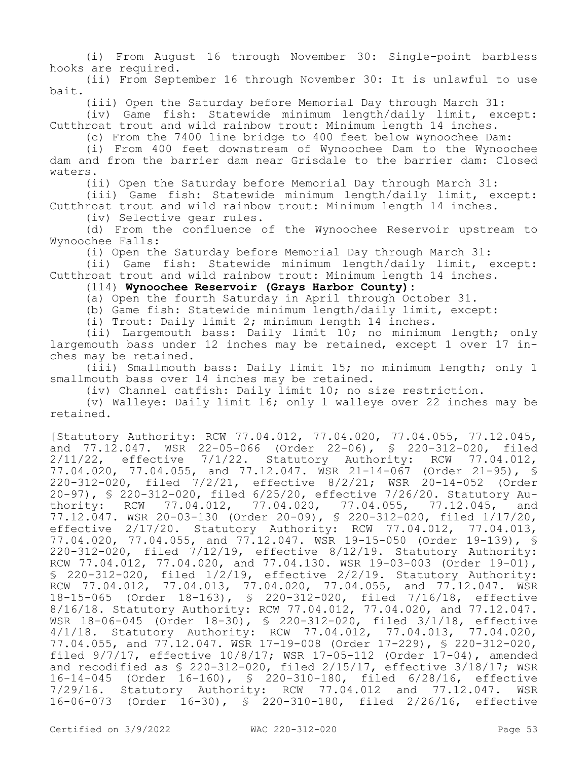(i) From August 16 through November 30: Single-point barbless hooks are required.

(ii) From September 16 through November 30: It is unlawful to use bait.

(iii) Open the Saturday before Memorial Day through March 31:

(iv) Game fish: Statewide minimum length/daily limit, except: Cutthroat trout and wild rainbow trout: Minimum length 14 inches.

(c) From the 7400 line bridge to 400 feet below Wynoochee Dam:

(i) From 400 feet downstream of Wynoochee Dam to the Wynoochee dam and from the barrier dam near Grisdale to the barrier dam: Closed waters.

(ii) Open the Saturday before Memorial Day through March 31:

(iii) Game fish: Statewide minimum length/daily limit, except: Cutthroat trout and wild rainbow trout: Minimum length 14 inches.

(iv) Selective gear rules.

(d) From the confluence of the Wynoochee Reservoir upstream to Wynoochee Falls:

(i) Open the Saturday before Memorial Day through March 31:

(ii) Game fish: Statewide minimum length/daily limit, except: Cutthroat trout and wild rainbow trout: Minimum length 14 inches.

(114) **Wynoochee Reservoir (Grays Harbor County):**

(a) Open the fourth Saturday in April through October 31.

(b) Game fish: Statewide minimum length/daily limit, except:

(i) Trout: Daily limit 2; minimum length 14 inches.

(ii) Largemouth bass: Daily limit 10; no minimum length; only largemouth bass under 12 inches may be retained, except 1 over 17 inches may be retained.

(iii) Smallmouth bass: Daily limit 15; no minimum length; only 1 smallmouth bass over 14 inches may be retained.

(iv) Channel catfish: Daily limit 10; no size restriction.

(v) Walleye: Daily limit 16; only 1 walleye over 22 inches may be retained.

[Statutory Authority: RCW 77.04.012, 77.04.020, 77.04.055, 77.12.045, and 77.12.047. WSR 22-05-066 (Order 22-06), § 220-312-020, filed 2/11/22, effective 7/1/22. Statutory Authority: RCW 77.04.012, 77.04.020, 77.04.055, and 77.12.047. WSR 21-14-067 (Order 21-95), § 220-312-020, filed 7/2/21, effective 8/2/21; WSR 20-14-052 (Order 20-97), § 220-312-020, filed 6/25/20, effective 7/26/20. Statutory Authority: RCW 77.04.012, 77.04.020, 77.04.055, 77.12.045, and 77.12.047. WSR 20-03-130 (Order 20-09), § 220-312-020, filed 1/17/20, effective 2/17/20. Statutory Authority: RCW 77.04.012, 77.04.013, 77.04.020, 77.04.055, and 77.12.047. WSR 19-15-050 (Order 19-139), § 220-312-020, filed 7/12/19, effective 8/12/19. Statutory Authority: RCW 77.04.012, 77.04.020, and 77.04.130. WSR 19-03-003 (Order 19-01), § 220-312-020, filed 1/2/19, effective 2/2/19. Statutory Authority: RCW 77.04.012, 77.04.013, 77.04.020, 77.04.055, and 77.12.047. WSR 18-15-065 (Order 18-163), § 220-312-020, filed 7/16/18, effective 8/16/18. Statutory Authority: RCW 77.04.012, 77.04.020, and 77.12.047. WSR 18-06-045 (Order 18-30), § 220-312-020, filed 3/1/18, effective 4/1/18. Statutory Authority: RCW 77.04.012, 77.04.013, 77.04.020, 77.04.055, and 77.12.047. WSR 17-19-008 (Order 17-229), § 220-312-020, filed 9/7/17, effective 10/8/17; WSR 17-05-112 (Order 17-04), amended and recodified as § 220-312-020, filed 2/15/17, effective 3/18/17; WSR 16-14-045 (Order 16-160), § 220-310-180, filed 6/28/16, effective 7/29/16. Statutory Authority: RCW 77.04.012 and 77.12.047. WSR 16-06-073 (Order 16-30), § 220-310-180, filed 2/26/16, effective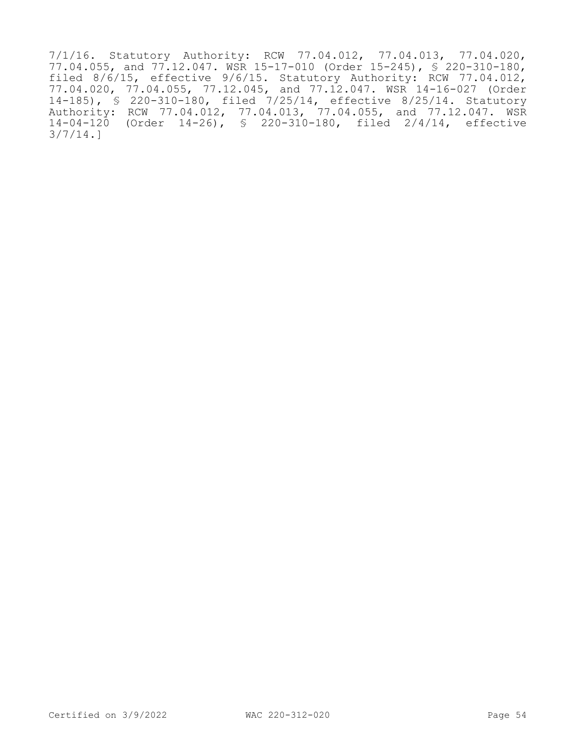7/1/16. Statutory Authority: RCW 77.04.012, 77.04.013, 77.04.020, 77.04.055, and 77.12.047. WSR 15-17-010 (Order 15-245), § 220-310-180, filed 8/6/15, effective 9/6/15. Statutory Authority: RCW 77.04.012, 77.04.020, 77.04.055, 77.12.045, and 77.12.047. WSR 14-16-027 (Order 14-185), § 220-310-180, filed 7/25/14, effective 8/25/14. Statutory Authority: RCW 77.04.012, 77.04.013, 77.04.055, and 77.12.047. WSR 14-04-120 (Order 14-26), § 220-310-180, filed 2/4/14, effective 3/7/14.]